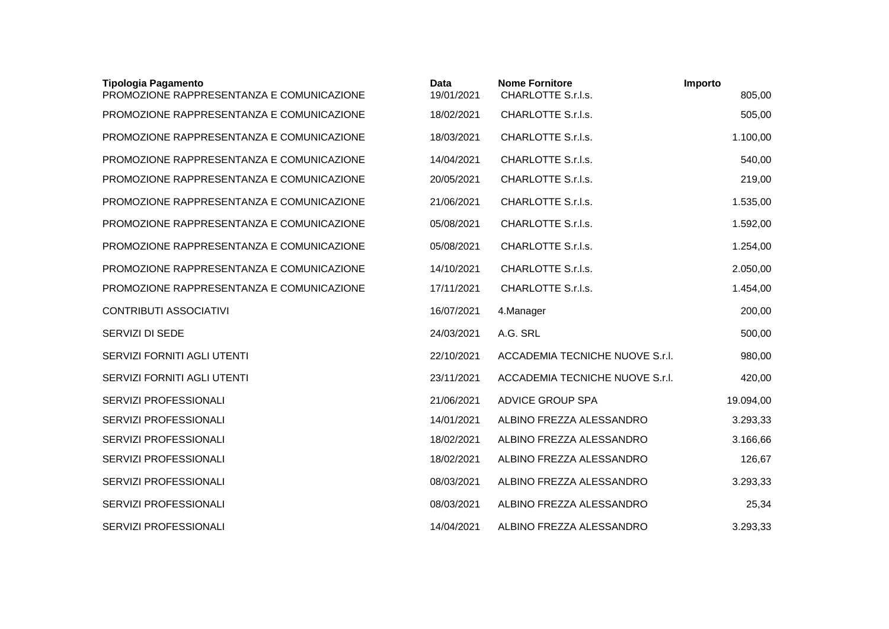| Tipologia Pagamento | Data | Nome Fornitore | Importo |
|---|---|---|---|
| PROMOZIONE RAPPRESENTANZA E COMUNICAZIONE | 19/01/2021 | CHARLOTTE S.r.l.s. | 805,00 |
| PROMOZIONE RAPPRESENTANZA E COMUNICAZIONE | 18/02/2021 | CHARLOTTE S.r.l.s. | 505,00 |
| PROMOZIONE RAPPRESENTANZA E COMUNICAZIONE | 18/03/2021 | CHARLOTTE S.r.l.s. | 1.100,00 |
| PROMOZIONE RAPPRESENTANZA E COMUNICAZIONE | 14/04/2021 | CHARLOTTE S.r.l.s. | 540,00 |
| PROMOZIONE RAPPRESENTANZA E COMUNICAZIONE | 20/05/2021 | CHARLOTTE S.r.l.s. | 219,00 |
| PROMOZIONE RAPPRESENTANZA E COMUNICAZIONE | 21/06/2021 | CHARLOTTE S.r.l.s. | 1.535,00 |
| PROMOZIONE RAPPRESENTANZA E COMUNICAZIONE | 05/08/2021 | CHARLOTTE S.r.l.s. | 1.592,00 |
| PROMOZIONE RAPPRESENTANZA E COMUNICAZIONE | 05/08/2021 | CHARLOTTE S.r.l.s. | 1.254,00 |
| PROMOZIONE RAPPRESENTANZA E COMUNICAZIONE | 14/10/2021 | CHARLOTTE S.r.l.s. | 2.050,00 |
| PROMOZIONE RAPPRESENTANZA E COMUNICAZIONE | 17/11/2021 | CHARLOTTE S.r.l.s. | 1.454,00 |
| CONTRIBUTI ASSOCIATIVI | 16/07/2021 | 4.Manager | 200,00 |
| SERVIZI DI SEDE | 24/03/2021 | A.G. SRL | 500,00 |
| SERVIZI FORNITI AGLI UTENTI | 22/10/2021 | ACCADEMIA TECNICHE NUOVE S.r.l. | 980,00 |
| SERVIZI FORNITI AGLI UTENTI | 23/11/2021 | ACCADEMIA TECNICHE NUOVE S.r.l. | 420,00 |
| SERVIZI PROFESSIONALI | 21/06/2021 | ADVICE GROUP SPA | 19.094,00 |
| SERVIZI PROFESSIONALI | 14/01/2021 | ALBINO FREZZA ALESSANDRO | 3.293,33 |
| SERVIZI PROFESSIONALI | 18/02/2021 | ALBINO FREZZA ALESSANDRO | 3.166,66 |
| SERVIZI PROFESSIONALI | 18/02/2021 | ALBINO FREZZA ALESSANDRO | 126,67 |
| SERVIZI PROFESSIONALI | 08/03/2021 | ALBINO FREZZA ALESSANDRO | 3.293,33 |
| SERVIZI PROFESSIONALI | 08/03/2021 | ALBINO FREZZA ALESSANDRO | 25,34 |
| SERVIZI PROFESSIONALI | 14/04/2021 | ALBINO FREZZA ALESSANDRO | 3.293,33 |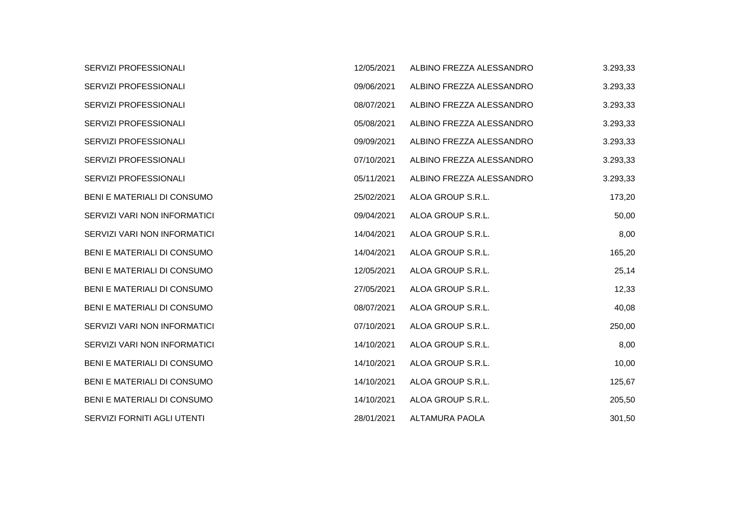| | | | |
|---|---|---|---|
| SERVIZI PROFESSIONALI | 12/05/2021 | ALBINO FREZZA ALESSANDRO | 3.293,33 |
| SERVIZI PROFESSIONALI | 09/06/2021 | ALBINO FREZZA ALESSANDRO | 3.293,33 |
| SERVIZI PROFESSIONALI | 08/07/2021 | ALBINO FREZZA ALESSANDRO | 3.293,33 |
| SERVIZI PROFESSIONALI | 05/08/2021 | ALBINO FREZZA ALESSANDRO | 3.293,33 |
| SERVIZI PROFESSIONALI | 09/09/2021 | ALBINO FREZZA ALESSANDRO | 3.293,33 |
| SERVIZI PROFESSIONALI | 07/10/2021 | ALBINO FREZZA ALESSANDRO | 3.293,33 |
| SERVIZI PROFESSIONALI | 05/11/2021 | ALBINO FREZZA ALESSANDRO | 3.293,33 |
| BENI E MATERIALI DI CONSUMO | 25/02/2021 | ALOA GROUP S.R.L. | 173,20 |
| SERVIZI VARI NON INFORMATICI | 09/04/2021 | ALOA GROUP S.R.L. | 50,00 |
| SERVIZI VARI NON INFORMATICI | 14/04/2021 | ALOA GROUP S.R.L. | 8,00 |
| BENI E MATERIALI DI CONSUMO | 14/04/2021 | ALOA GROUP S.R.L. | 165,20 |
| BENI E MATERIALI DI CONSUMO | 12/05/2021 | ALOA GROUP S.R.L. | 25,14 |
| BENI E MATERIALI DI CONSUMO | 27/05/2021 | ALOA GROUP S.R.L. | 12,33 |
| BENI E MATERIALI DI CONSUMO | 08/07/2021 | ALOA GROUP S.R.L. | 40,08 |
| SERVIZI VARI NON INFORMATICI | 07/10/2021 | ALOA GROUP S.R.L. | 250,00 |
| SERVIZI VARI NON INFORMATICI | 14/10/2021 | ALOA GROUP S.R.L. | 8,00 |
| BENI E MATERIALI DI CONSUMO | 14/10/2021 | ALOA GROUP S.R.L. | 10,00 |
| BENI E MATERIALI DI CONSUMO | 14/10/2021 | ALOA GROUP S.R.L. | 125,67 |
| BENI E MATERIALI DI CONSUMO | 14/10/2021 | ALOA GROUP S.R.L. | 205,50 |
| SERVIZI FORNITI AGLI UTENTI | 28/01/2021 | ALTAMURA PAOLA | 301,50 |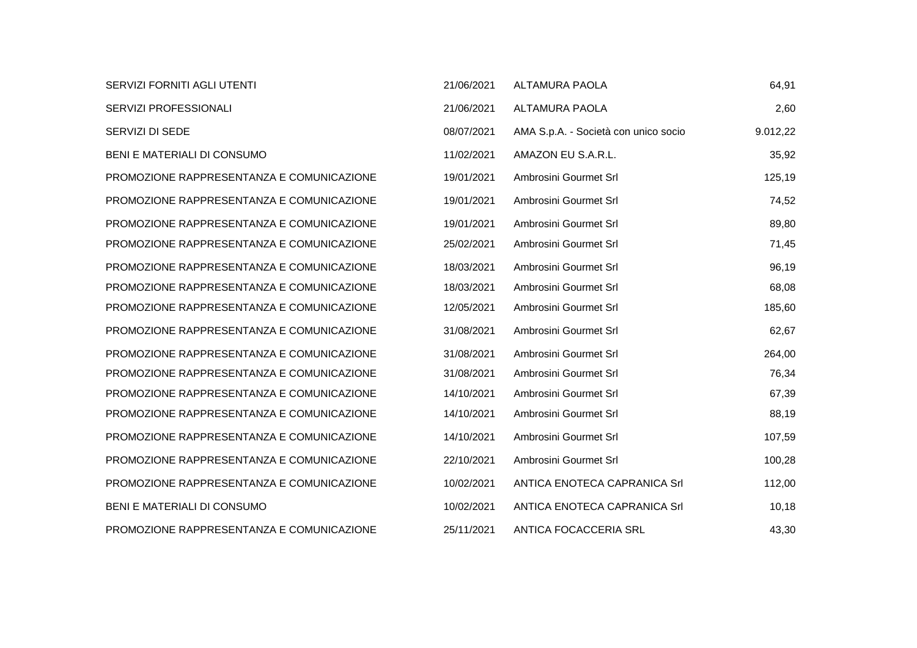| | | | |
|---|---|---|---|
| SERVIZI FORNITI AGLI UTENTI | 21/06/2021 | ALTAMURA PAOLA | 64,91 |
| SERVIZI PROFESSIONALI | 21/06/2021 | ALTAMURA PAOLA | 2,60 |
| SERVIZI DI SEDE | 08/07/2021 | AMA S.p.A. - Società con unico socio | 9.012,22 |
| BENI E MATERIALI DI CONSUMO | 11/02/2021 | AMAZON EU S.A.R.L. | 35,92 |
| PROMOZIONE RAPPRESENTANZA E COMUNICAZIONE | 19/01/2021 | Ambrosini Gourmet Srl | 125,19 |
| PROMOZIONE RAPPRESENTANZA E COMUNICAZIONE | 19/01/2021 | Ambrosini Gourmet Srl | 74,52 |
| PROMOZIONE RAPPRESENTANZA E COMUNICAZIONE | 19/01/2021 | Ambrosini Gourmet Srl | 89,80 |
| PROMOZIONE RAPPRESENTANZA E COMUNICAZIONE | 25/02/2021 | Ambrosini Gourmet Srl | 71,45 |
| PROMOZIONE RAPPRESENTANZA E COMUNICAZIONE | 18/03/2021 | Ambrosini Gourmet Srl | 96,19 |
| PROMOZIONE RAPPRESENTANZA E COMUNICAZIONE | 18/03/2021 | Ambrosini Gourmet Srl | 68,08 |
| PROMOZIONE RAPPRESENTANZA E COMUNICAZIONE | 12/05/2021 | Ambrosini Gourmet Srl | 185,60 |
| PROMOZIONE RAPPRESENTANZA E COMUNICAZIONE | 31/08/2021 | Ambrosini Gourmet Srl | 62,67 |
| PROMOZIONE RAPPRESENTANZA E COMUNICAZIONE | 31/08/2021 | Ambrosini Gourmet Srl | 264,00 |
| PROMOZIONE RAPPRESENTANZA E COMUNICAZIONE | 31/08/2021 | Ambrosini Gourmet Srl | 76,34 |
| PROMOZIONE RAPPRESENTANZA E COMUNICAZIONE | 14/10/2021 | Ambrosini Gourmet Srl | 67,39 |
| PROMOZIONE RAPPRESENTANZA E COMUNICAZIONE | 14/10/2021 | Ambrosini Gourmet Srl | 88,19 |
| PROMOZIONE RAPPRESENTANZA E COMUNICAZIONE | 14/10/2021 | Ambrosini Gourmet Srl | 107,59 |
| PROMOZIONE RAPPRESENTANZA E COMUNICAZIONE | 22/10/2021 | Ambrosini Gourmet Srl | 100,28 |
| PROMOZIONE RAPPRESENTANZA E COMUNICAZIONE | 10/02/2021 | ANTICA ENOTECA CAPRANICA Srl | 112,00 |
| BENI E MATERIALI DI CONSUMO | 10/02/2021 | ANTICA ENOTECA CAPRANICA Srl | 10,18 |
| PROMOZIONE RAPPRESENTANZA E COMUNICAZIONE | 25/11/2021 | ANTICA FOCACCERIA SRL | 43,30 |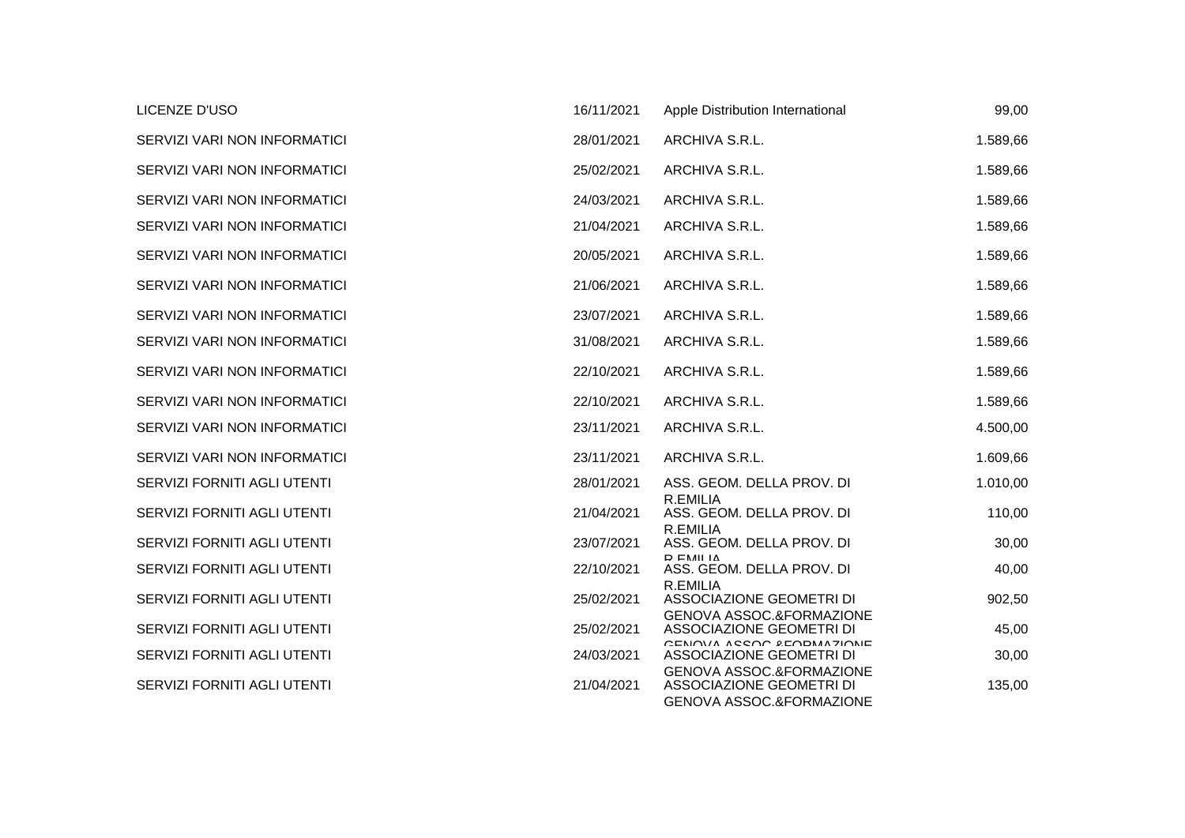| | | | |
|---|---|---|---|
| LICENZE D'USO | 16/11/2021 | Apple Distribution International | 99,00 |
| SERVIZI VARI NON INFORMATICI | 28/01/2021 | ARCHIVA S.R.L. | 1.589,66 |
| SERVIZI VARI NON INFORMATICI | 25/02/2021 | ARCHIVA S.R.L. | 1.589,66 |
| SERVIZI VARI NON INFORMATICI | 24/03/2021 | ARCHIVA S.R.L. | 1.589,66 |
| SERVIZI VARI NON INFORMATICI | 21/04/2021 | ARCHIVA S.R.L. | 1.589,66 |
| SERVIZI VARI NON INFORMATICI | 20/05/2021 | ARCHIVA S.R.L. | 1.589,66 |
| SERVIZI VARI NON INFORMATICI | 21/06/2021 | ARCHIVA S.R.L. | 1.589,66 |
| SERVIZI VARI NON INFORMATICI | 23/07/2021 | ARCHIVA S.R.L. | 1.589,66 |
| SERVIZI VARI NON INFORMATICI | 31/08/2021 | ARCHIVA S.R.L. | 1.589,66 |
| SERVIZI VARI NON INFORMATICI | 22/10/2021 | ARCHIVA S.R.L. | 1.589,66 |
| SERVIZI VARI NON INFORMATICI | 22/10/2021 | ARCHIVA S.R.L. | 1.589,66 |
| SERVIZI VARI NON INFORMATICI | 23/11/2021 | ARCHIVA S.R.L. | 4.500,00 |
| SERVIZI VARI NON INFORMATICI | 23/11/2021 | ARCHIVA S.R.L. | 1.609,66 |
| SERVIZI FORNITI AGLI UTENTI | 28/01/2021 | ASS. GEOM. DELLA PROV. DI R.EMILIA | 1.010,00 |
| SERVIZI FORNITI AGLI UTENTI | 21/04/2021 | ASS. GEOM. DELLA PROV. DI R.EMILIA | 110,00 |
| SERVIZI FORNITI AGLI UTENTI | 23/07/2021 | ASS. GEOM. DELLA PROV. DI R.EMILIA | 30,00 |
| SERVIZI FORNITI AGLI UTENTI | 22/10/2021 | ASS. GEOM. DELLA PROV. DI R.EMILIA | 40,00 |
| SERVIZI FORNITI AGLI UTENTI | 25/02/2021 | ASSOCIAZIONE GEOMETRI DI GENOVA ASSOC.&FORMAZIONE | 902,50 |
| SERVIZI FORNITI AGLI UTENTI | 25/02/2021 | ASSOCIAZIONE GEOMETRI DI GENOVA ASSOC.&FORMAZIONE | 45,00 |
| SERVIZI FORNITI AGLI UTENTI | 24/03/2021 | ASSOCIAZIONE GEOMETRI DI GENOVA ASSOC.&FORMAZIONE | 30,00 |
| SERVIZI FORNITI AGLI UTENTI | 21/04/2021 | ASSOCIAZIONE GEOMETRI DI GENOVA ASSOC.&FORMAZIONE | 135,00 |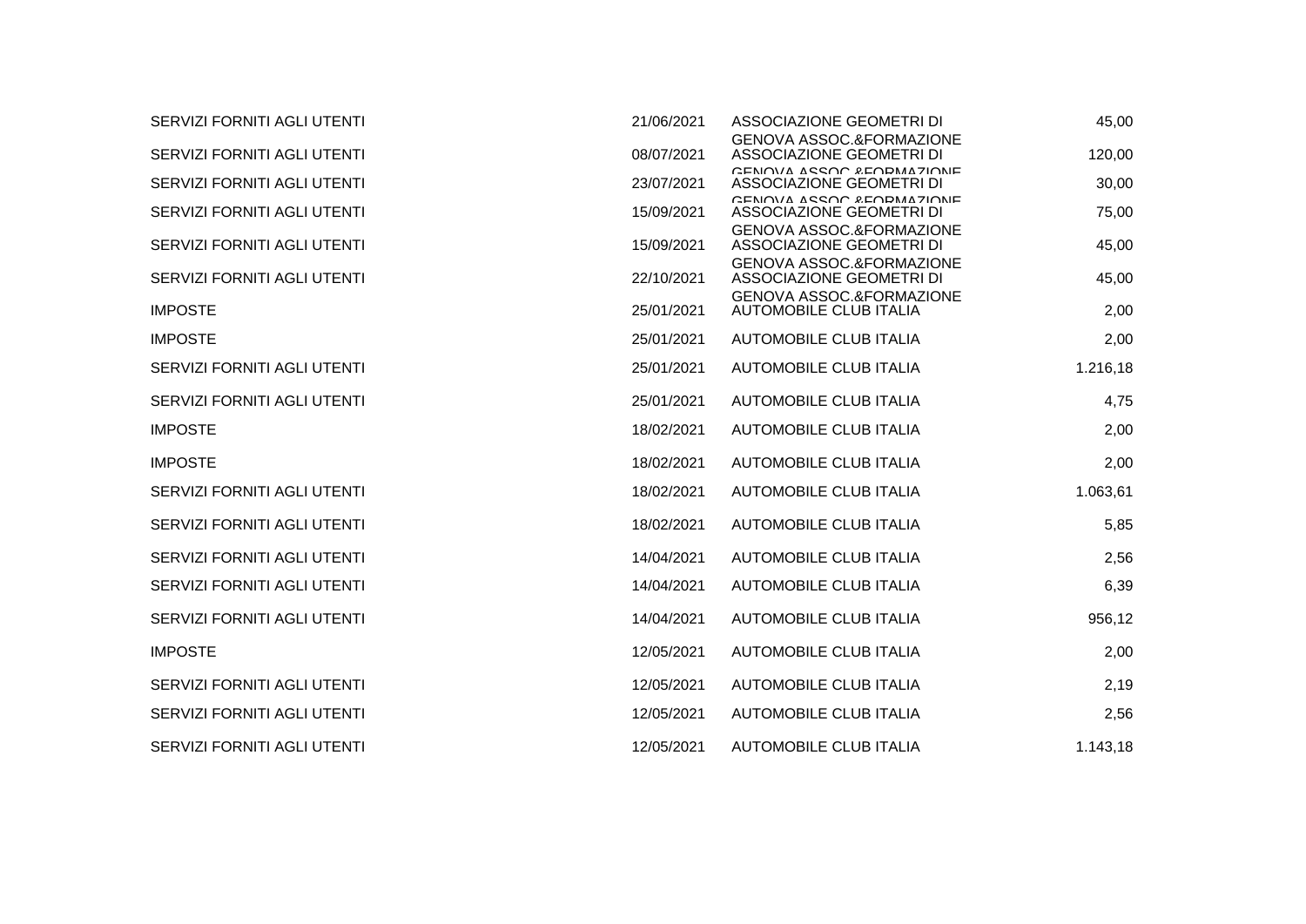| | | | |
|---|---|---|---|
| SERVIZI FORNITI AGLI UTENTI | 21/06/2021 | ASSOCIAZIONE GEOMETRI DI GENOVA ASSOC.&FORMAZIONE | 45,00 |
| SERVIZI FORNITI AGLI UTENTI | 08/07/2021 | ASSOCIAZIONE GEOMETRI DI GENOVA ASSOC.&FORMAZIONE | 120,00 |
| SERVIZI FORNITI AGLI UTENTI | 23/07/2021 | ASSOCIAZIONE GEOMETRI DI GENOVA ASSOC.&FORMAZIONE | 30,00 |
| SERVIZI FORNITI AGLI UTENTI | 15/09/2021 | ASSOCIAZIONE GEOMETRI DI GENOVA ASSOC.&FORMAZIONE | 75,00 |
| SERVIZI FORNITI AGLI UTENTI | 15/09/2021 | ASSOCIAZIONE GEOMETRI DI GENOVA ASSOC.&FORMAZIONE | 45,00 |
| SERVIZI FORNITI AGLI UTENTI | 22/10/2021 | ASSOCIAZIONE GEOMETRI DI GENOVA ASSOC.&FORMAZIONE | 45,00 |
| IMPOSTE | 25/01/2021 | AUTOMOBILE CLUB ITALIA | 2,00 |
| IMPOSTE | 25/01/2021 | AUTOMOBILE CLUB ITALIA | 2,00 |
| SERVIZI FORNITI AGLI UTENTI | 25/01/2021 | AUTOMOBILE CLUB ITALIA | 1.216,18 |
| SERVIZI FORNITI AGLI UTENTI | 25/01/2021 | AUTOMOBILE CLUB ITALIA | 4,75 |
| IMPOSTE | 18/02/2021 | AUTOMOBILE CLUB ITALIA | 2,00 |
| IMPOSTE | 18/02/2021 | AUTOMOBILE CLUB ITALIA | 2,00 |
| SERVIZI FORNITI AGLI UTENTI | 18/02/2021 | AUTOMOBILE CLUB ITALIA | 1.063,61 |
| SERVIZI FORNITI AGLI UTENTI | 18/02/2021 | AUTOMOBILE CLUB ITALIA | 5,85 |
| SERVIZI FORNITI AGLI UTENTI | 14/04/2021 | AUTOMOBILE CLUB ITALIA | 2,56 |
| SERVIZI FORNITI AGLI UTENTI | 14/04/2021 | AUTOMOBILE CLUB ITALIA | 6,39 |
| SERVIZI FORNITI AGLI UTENTI | 14/04/2021 | AUTOMOBILE CLUB ITALIA | 956,12 |
| IMPOSTE | 12/05/2021 | AUTOMOBILE CLUB ITALIA | 2,00 |
| SERVIZI FORNITI AGLI UTENTI | 12/05/2021 | AUTOMOBILE CLUB ITALIA | 2,19 |
| SERVIZI FORNITI AGLI UTENTI | 12/05/2021 | AUTOMOBILE CLUB ITALIA | 2,56 |
| SERVIZI FORNITI AGLI UTENTI | 12/05/2021 | AUTOMOBILE CLUB ITALIA | 1.143,18 |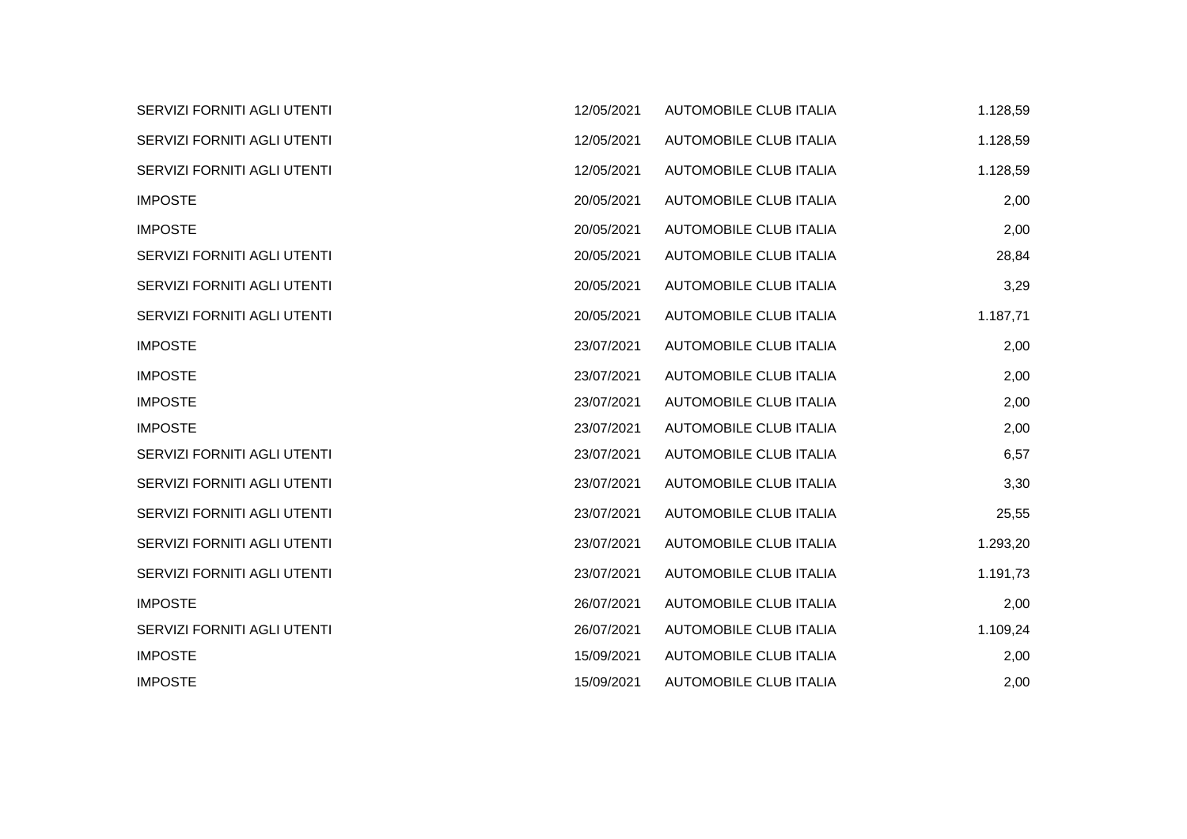| | | | |
|---|---|---|---|
| SERVIZI FORNITI AGLI UTENTI | 12/05/2021 | AUTOMOBILE CLUB ITALIA | 1.128,59 |
| SERVIZI FORNITI AGLI UTENTI | 12/05/2021 | AUTOMOBILE CLUB ITALIA | 1.128,59 |
| SERVIZI FORNITI AGLI UTENTI | 12/05/2021 | AUTOMOBILE CLUB ITALIA | 1.128,59 |
| IMPOSTE | 20/05/2021 | AUTOMOBILE CLUB ITALIA | 2,00 |
| IMPOSTE | 20/05/2021 | AUTOMOBILE CLUB ITALIA | 2,00 |
| SERVIZI FORNITI AGLI UTENTI | 20/05/2021 | AUTOMOBILE CLUB ITALIA | 28,84 |
| SERVIZI FORNITI AGLI UTENTI | 20/05/2021 | AUTOMOBILE CLUB ITALIA | 3,29 |
| SERVIZI FORNITI AGLI UTENTI | 20/05/2021 | AUTOMOBILE CLUB ITALIA | 1.187,71 |
| IMPOSTE | 23/07/2021 | AUTOMOBILE CLUB ITALIA | 2,00 |
| IMPOSTE | 23/07/2021 | AUTOMOBILE CLUB ITALIA | 2,00 |
| IMPOSTE | 23/07/2021 | AUTOMOBILE CLUB ITALIA | 2,00 |
| IMPOSTE | 23/07/2021 | AUTOMOBILE CLUB ITALIA | 2,00 |
| SERVIZI FORNITI AGLI UTENTI | 23/07/2021 | AUTOMOBILE CLUB ITALIA | 6,57 |
| SERVIZI FORNITI AGLI UTENTI | 23/07/2021 | AUTOMOBILE CLUB ITALIA | 3,30 |
| SERVIZI FORNITI AGLI UTENTI | 23/07/2021 | AUTOMOBILE CLUB ITALIA | 25,55 |
| SERVIZI FORNITI AGLI UTENTI | 23/07/2021 | AUTOMOBILE CLUB ITALIA | 1.293,20 |
| SERVIZI FORNITI AGLI UTENTI | 23/07/2021 | AUTOMOBILE CLUB ITALIA | 1.191,73 |
| IMPOSTE | 26/07/2021 | AUTOMOBILE CLUB ITALIA | 2,00 |
| SERVIZI FORNITI AGLI UTENTI | 26/07/2021 | AUTOMOBILE CLUB ITALIA | 1.109,24 |
| IMPOSTE | 15/09/2021 | AUTOMOBILE CLUB ITALIA | 2,00 |
| IMPOSTE | 15/09/2021 | AUTOMOBILE CLUB ITALIA | 2,00 |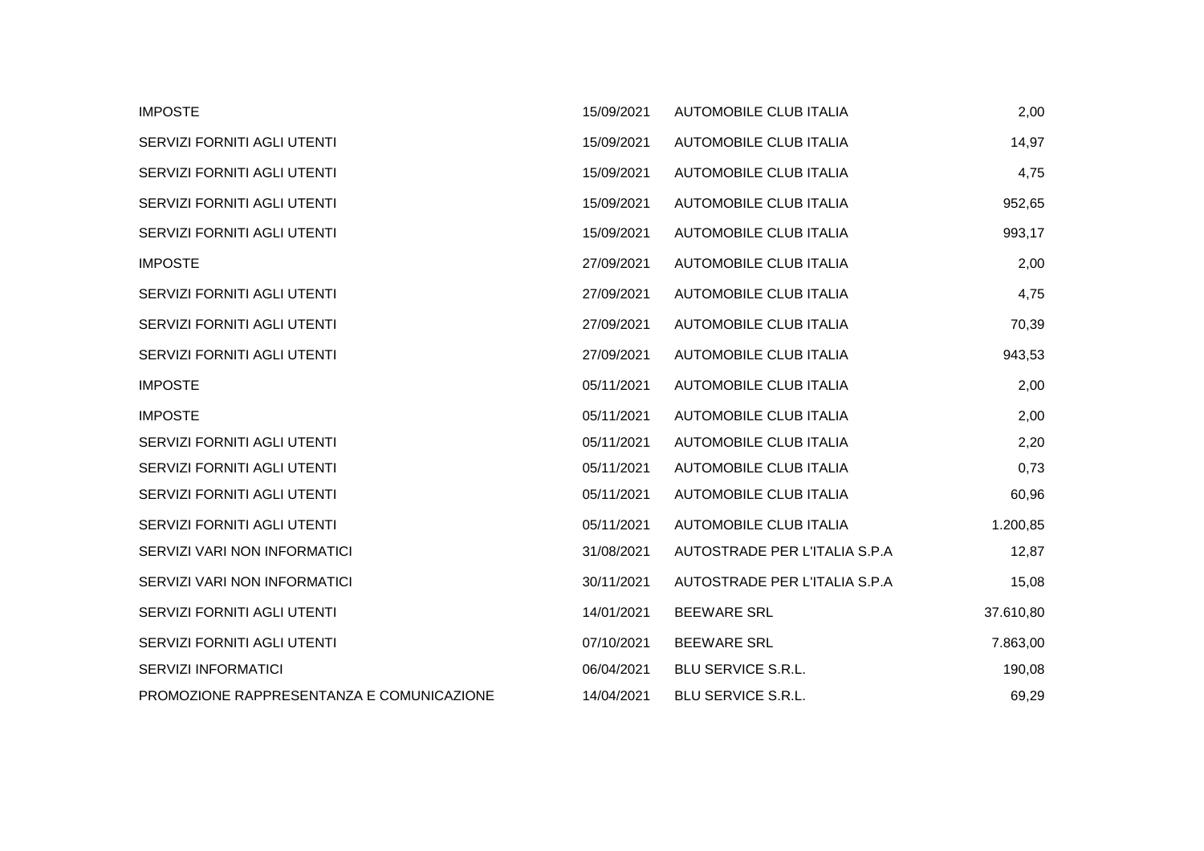| | | | |
|---|---|---|---|
| IMPOSTE | 15/09/2021 | AUTOMOBILE CLUB ITALIA | 2,00 |
| SERVIZI FORNITI AGLI UTENTI | 15/09/2021 | AUTOMOBILE CLUB ITALIA | 14,97 |
| SERVIZI FORNITI AGLI UTENTI | 15/09/2021 | AUTOMOBILE CLUB ITALIA | 4,75 |
| SERVIZI FORNITI AGLI UTENTI | 15/09/2021 | AUTOMOBILE CLUB ITALIA | 952,65 |
| SERVIZI FORNITI AGLI UTENTI | 15/09/2021 | AUTOMOBILE CLUB ITALIA | 993,17 |
| IMPOSTE | 27/09/2021 | AUTOMOBILE CLUB ITALIA | 2,00 |
| SERVIZI FORNITI AGLI UTENTI | 27/09/2021 | AUTOMOBILE CLUB ITALIA | 4,75 |
| SERVIZI FORNITI AGLI UTENTI | 27/09/2021 | AUTOMOBILE CLUB ITALIA | 70,39 |
| SERVIZI FORNITI AGLI UTENTI | 27/09/2021 | AUTOMOBILE CLUB ITALIA | 943,53 |
| IMPOSTE | 05/11/2021 | AUTOMOBILE CLUB ITALIA | 2,00 |
| IMPOSTE | 05/11/2021 | AUTOMOBILE CLUB ITALIA | 2,00 |
| SERVIZI FORNITI AGLI UTENTI | 05/11/2021 | AUTOMOBILE CLUB ITALIA | 2,20 |
| SERVIZI FORNITI AGLI UTENTI | 05/11/2021 | AUTOMOBILE CLUB ITALIA | 0,73 |
| SERVIZI FORNITI AGLI UTENTI | 05/11/2021 | AUTOMOBILE CLUB ITALIA | 60,96 |
| SERVIZI FORNITI AGLI UTENTI | 05/11/2021 | AUTOMOBILE CLUB ITALIA | 1.200,85 |
| SERVIZI VARI NON INFORMATICI | 31/08/2021 | AUTOSTRADE PER L'ITALIA S.P.A | 12,87 |
| SERVIZI VARI NON INFORMATICI | 30/11/2021 | AUTOSTRADE PER L'ITALIA S.P.A | 15,08 |
| SERVIZI FORNITI AGLI UTENTI | 14/01/2021 | BEEWARE SRL | 37.610,80 |
| SERVIZI FORNITI AGLI UTENTI | 07/10/2021 | BEEWARE SRL | 7.863,00 |
| SERVIZI INFORMATICI | 06/04/2021 | BLU SERVICE S.R.L. | 190,08 |
| PROMOZIONE RAPPRESENTANZA E COMUNICAZIONE | 14/04/2021 | BLU SERVICE S.R.L. | 69,29 |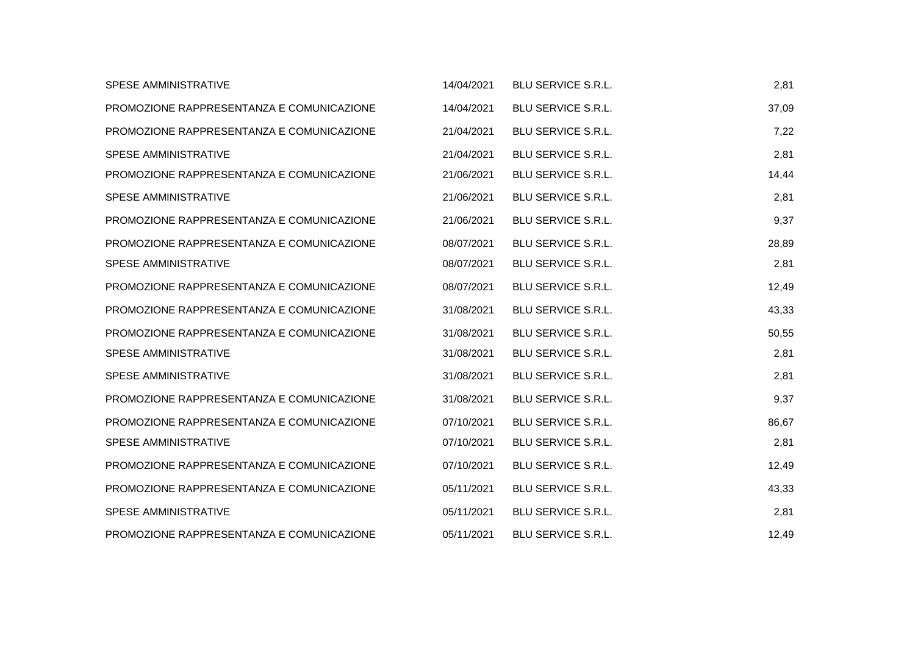| | | | |
|---|---|---|---|
| SPESE AMMINISTRATIVE | 14/04/2021 | BLU SERVICE S.R.L. | 2,81 |
| PROMOZIONE RAPPRESENTANZA E COMUNICAZIONE | 14/04/2021 | BLU SERVICE S.R.L. | 37,09 |
| PROMOZIONE RAPPRESENTANZA E COMUNICAZIONE | 21/04/2021 | BLU SERVICE S.R.L. | 7,22 |
| SPESE AMMINISTRATIVE | 21/04/2021 | BLU SERVICE S.R.L. | 2,81 |
| PROMOZIONE RAPPRESENTANZA E COMUNICAZIONE | 21/06/2021 | BLU SERVICE S.R.L. | 14,44 |
| SPESE AMMINISTRATIVE | 21/06/2021 | BLU SERVICE S.R.L. | 2,81 |
| PROMOZIONE RAPPRESENTANZA E COMUNICAZIONE | 21/06/2021 | BLU SERVICE S.R.L. | 9,37 |
| PROMOZIONE RAPPRESENTANZA E COMUNICAZIONE | 08/07/2021 | BLU SERVICE S.R.L. | 28,89 |
| SPESE AMMINISTRATIVE | 08/07/2021 | BLU SERVICE S.R.L. | 2,81 |
| PROMOZIONE RAPPRESENTANZA E COMUNICAZIONE | 08/07/2021 | BLU SERVICE S.R.L. | 12,49 |
| PROMOZIONE RAPPRESENTANZA E COMUNICAZIONE | 31/08/2021 | BLU SERVICE S.R.L. | 43,33 |
| PROMOZIONE RAPPRESENTANZA E COMUNICAZIONE | 31/08/2021 | BLU SERVICE S.R.L. | 50,55 |
| SPESE AMMINISTRATIVE | 31/08/2021 | BLU SERVICE S.R.L. | 2,81 |
| SPESE AMMINISTRATIVE | 31/08/2021 | BLU SERVICE S.R.L. | 2,81 |
| PROMOZIONE RAPPRESENTANZA E COMUNICAZIONE | 31/08/2021 | BLU SERVICE S.R.L. | 9,37 |
| PROMOZIONE RAPPRESENTANZA E COMUNICAZIONE | 07/10/2021 | BLU SERVICE S.R.L. | 86,67 |
| SPESE AMMINISTRATIVE | 07/10/2021 | BLU SERVICE S.R.L. | 2,81 |
| PROMOZIONE RAPPRESENTANZA E COMUNICAZIONE | 07/10/2021 | BLU SERVICE S.R.L. | 12,49 |
| PROMOZIONE RAPPRESENTANZA E COMUNICAZIONE | 05/11/2021 | BLU SERVICE S.R.L. | 43,33 |
| SPESE AMMINISTRATIVE | 05/11/2021 | BLU SERVICE S.R.L. | 2,81 |
| PROMOZIONE RAPPRESENTANZA E COMUNICAZIONE | 05/11/2021 | BLU SERVICE S.R.L. | 12,49 |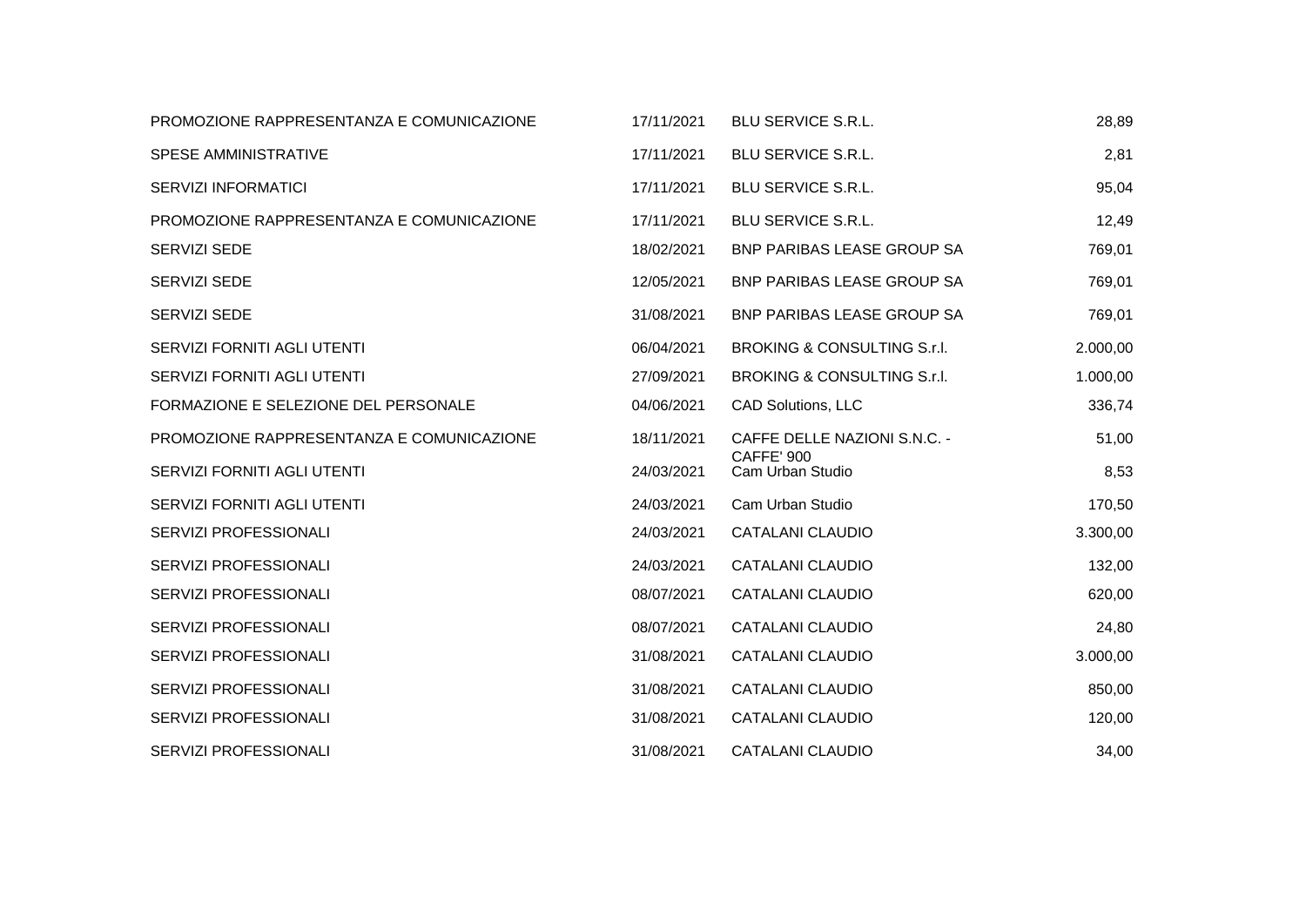| | | | |
|---|---|---|---|
| PROMOZIONE RAPPRESENTANZA E COMUNICAZIONE | 17/11/2021 | BLU SERVICE S.R.L. | 28,89 |
| SPESE AMMINISTRATIVE | 17/11/2021 | BLU SERVICE S.R.L. | 2,81 |
| SERVIZI INFORMATICI | 17/11/2021 | BLU SERVICE S.R.L. | 95,04 |
| PROMOZIONE RAPPRESENTANZA E COMUNICAZIONE | 17/11/2021 | BLU SERVICE S.R.L. | 12,49 |
| SERVIZI SEDE | 18/02/2021 | BNP PARIBAS LEASE GROUP SA | 769,01 |
| SERVIZI SEDE | 12/05/2021 | BNP PARIBAS LEASE GROUP SA | 769,01 |
| SERVIZI SEDE | 31/08/2021 | BNP PARIBAS LEASE GROUP SA | 769,01 |
| SERVIZI FORNITI AGLI UTENTI | 06/04/2021 | BROKING & CONSULTING S.r.l. | 2.000,00 |
| SERVIZI FORNITI AGLI UTENTI | 27/09/2021 | BROKING & CONSULTING S.r.l. | 1.000,00 |
| FORMAZIONE E SELEZIONE DEL PERSONALE | 04/06/2021 | CAD Solutions, LLC | 336,74 |
| PROMOZIONE RAPPRESENTANZA E COMUNICAZIONE | 18/11/2021 | CAFFE DELLE NAZIONI S.N.C. - CAFFE' 900 | 51,00 |
| SERVIZI FORNITI AGLI UTENTI | 24/03/2021 | Cam Urban Studio | 8,53 |
| SERVIZI FORNITI AGLI UTENTI | 24/03/2021 | Cam Urban Studio | 170,50 |
| SERVIZI PROFESSIONALI | 24/03/2021 | CATALANI CLAUDIO | 3.300,00 |
| SERVIZI PROFESSIONALI | 24/03/2021 | CATALANI CLAUDIO | 132,00 |
| SERVIZI PROFESSIONALI | 08/07/2021 | CATALANI CLAUDIO | 620,00 |
| SERVIZI PROFESSIONALI | 08/07/2021 | CATALANI CLAUDIO | 24,80 |
| SERVIZI PROFESSIONALI | 31/08/2021 | CATALANI CLAUDIO | 3.000,00 |
| SERVIZI PROFESSIONALI | 31/08/2021 | CATALANI CLAUDIO | 850,00 |
| SERVIZI PROFESSIONALI | 31/08/2021 | CATALANI CLAUDIO | 120,00 |
| SERVIZI PROFESSIONALI | 31/08/2021 | CATALANI CLAUDIO | 34,00 |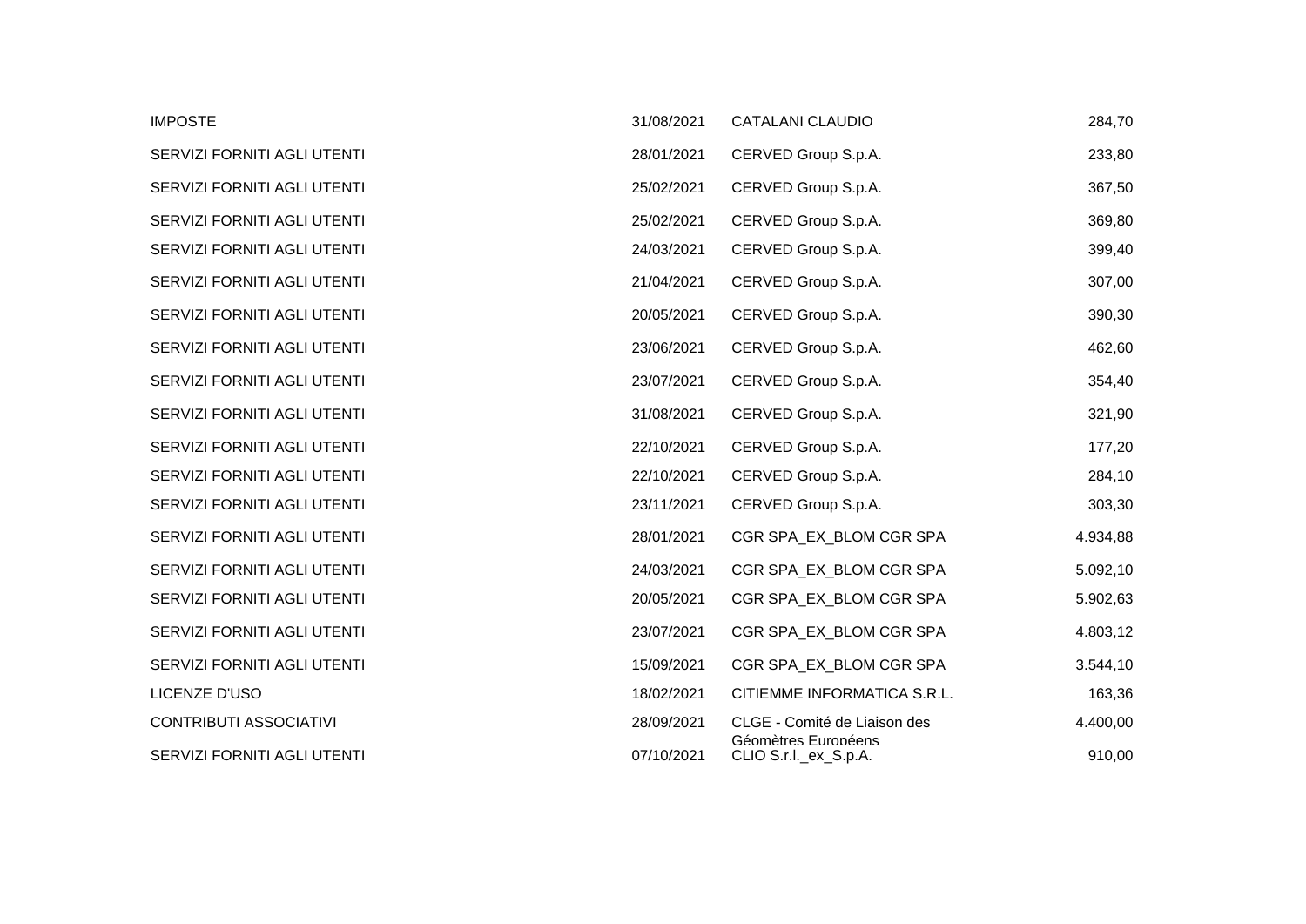| | | | |
|---|---|---|---|
| IMPOSTE | 31/08/2021 | CATALANI CLAUDIO | 284,70 |
| SERVIZI FORNITI AGLI UTENTI | 28/01/2021 | CERVED Group S.p.A. | 233,80 |
| SERVIZI FORNITI AGLI UTENTI | 25/02/2021 | CERVED Group S.p.A. | 367,50 |
| SERVIZI FORNITI AGLI UTENTI | 25/02/2021 | CERVED Group S.p.A. | 369,80 |
| SERVIZI FORNITI AGLI UTENTI | 24/03/2021 | CERVED Group S.p.A. | 399,40 |
| SERVIZI FORNITI AGLI UTENTI | 21/04/2021 | CERVED Group S.p.A. | 307,00 |
| SERVIZI FORNITI AGLI UTENTI | 20/05/2021 | CERVED Group S.p.A. | 390,30 |
| SERVIZI FORNITI AGLI UTENTI | 23/06/2021 | CERVED Group S.p.A. | 462,60 |
| SERVIZI FORNITI AGLI UTENTI | 23/07/2021 | CERVED Group S.p.A. | 354,40 |
| SERVIZI FORNITI AGLI UTENTI | 31/08/2021 | CERVED Group S.p.A. | 321,90 |
| SERVIZI FORNITI AGLI UTENTI | 22/10/2021 | CERVED Group S.p.A. | 177,20 |
| SERVIZI FORNITI AGLI UTENTI | 22/10/2021 | CERVED Group S.p.A. | 284,10 |
| SERVIZI FORNITI AGLI UTENTI | 23/11/2021 | CERVED Group S.p.A. | 303,30 |
| SERVIZI FORNITI AGLI UTENTI | 28/01/2021 | CGR SPA_EX_BLOM CGR SPA | 4.934,88 |
| SERVIZI FORNITI AGLI UTENTI | 24/03/2021 | CGR SPA_EX_BLOM CGR SPA | 5.092,10 |
| SERVIZI FORNITI AGLI UTENTI | 20/05/2021 | CGR SPA_EX_BLOM CGR SPA | 5.902,63 |
| SERVIZI FORNITI AGLI UTENTI | 23/07/2021 | CGR SPA_EX_BLOM CGR SPA | 4.803,12 |
| SERVIZI FORNITI AGLI UTENTI | 15/09/2021 | CGR SPA_EX_BLOM CGR SPA | 3.544,10 |
| LICENZE D'USO | 18/02/2021 | CITIEMME INFORMATICA S.R.L. | 163,36 |
| CONTRIBUTI ASSOCIATIVI | 28/09/2021 | CLGE - Comité de Liaison des Géomètres Européens | 4.400,00 |
| SERVIZI FORNITI AGLI UTENTI | 07/10/2021 | CLIO S.r.l._ex_S.p.A. | 910,00 |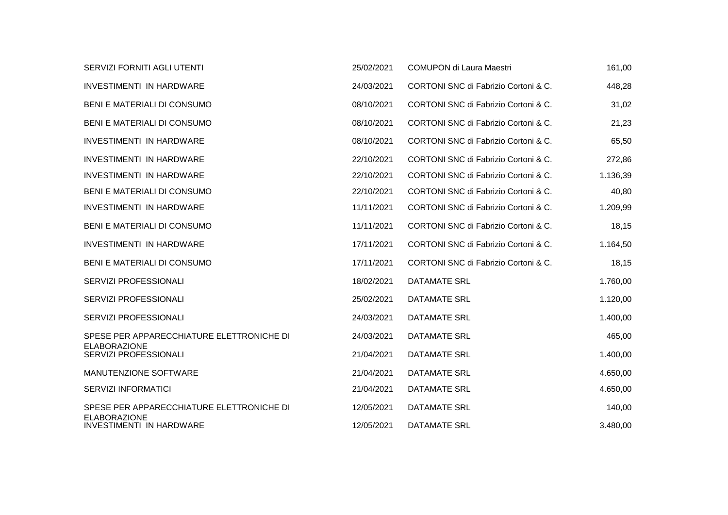| | | | |
|---|---|---|---|
| SERVIZI FORNITI AGLI UTENTI | 25/02/2021 | COMUPON di Laura Maestri | 161,00 |
| INVESTIMENTI IN HARDWARE | 24/03/2021 | CORTONI SNC di Fabrizio Cortoni & C. | 448,28 |
| BENI E MATERIALI DI CONSUMO | 08/10/2021 | CORTONI SNC di Fabrizio Cortoni & C. | 31,02 |
| BENI E MATERIALI DI CONSUMO | 08/10/2021 | CORTONI SNC di Fabrizio Cortoni & C. | 21,23 |
| INVESTIMENTI IN HARDWARE | 08/10/2021 | CORTONI SNC di Fabrizio Cortoni & C. | 65,50 |
| INVESTIMENTI IN HARDWARE | 22/10/2021 | CORTONI SNC di Fabrizio Cortoni & C. | 272,86 |
| INVESTIMENTI IN HARDWARE | 22/10/2021 | CORTONI SNC di Fabrizio Cortoni & C. | 1.136,39 |
| BENI E MATERIALI DI CONSUMO | 22/10/2021 | CORTONI SNC di Fabrizio Cortoni & C. | 40,80 |
| INVESTIMENTI IN HARDWARE | 11/11/2021 | CORTONI SNC di Fabrizio Cortoni & C. | 1.209,99 |
| BENI E MATERIALI DI CONSUMO | 11/11/2021 | CORTONI SNC di Fabrizio Cortoni & C. | 18,15 |
| INVESTIMENTI IN HARDWARE | 17/11/2021 | CORTONI SNC di Fabrizio Cortoni & C. | 1.164,50 |
| BENI E MATERIALI DI CONSUMO | 17/11/2021 | CORTONI SNC di Fabrizio Cortoni & C. | 18,15 |
| SERVIZI PROFESSIONALI | 18/02/2021 | DATAMATE SRL | 1.760,00 |
| SERVIZI PROFESSIONALI | 25/02/2021 | DATAMATE SRL | 1.120,00 |
| SERVIZI PROFESSIONALI | 24/03/2021 | DATAMATE SRL | 1.400,00 |
| SPESE PER APPARECCHIATURE ELETTRONICHE DI ELABORAZIONE | 24/03/2021 | DATAMATE SRL | 465,00 |
| SERVIZI PROFESSIONALI | 21/04/2021 | DATAMATE SRL | 1.400,00 |
| MANUTENZIONE SOFTWARE | 21/04/2021 | DATAMATE SRL | 4.650,00 |
| SERVIZI INFORMATICI | 21/04/2021 | DATAMATE SRL | 4.650,00 |
| SPESE PER APPARECCHIATURE ELETTRONICHE DI ELABORAZIONE | 12/05/2021 | DATAMATE SRL | 140,00 |
| INVESTIMENTI IN HARDWARE | 12/05/2021 | DATAMATE SRL | 3.480,00 |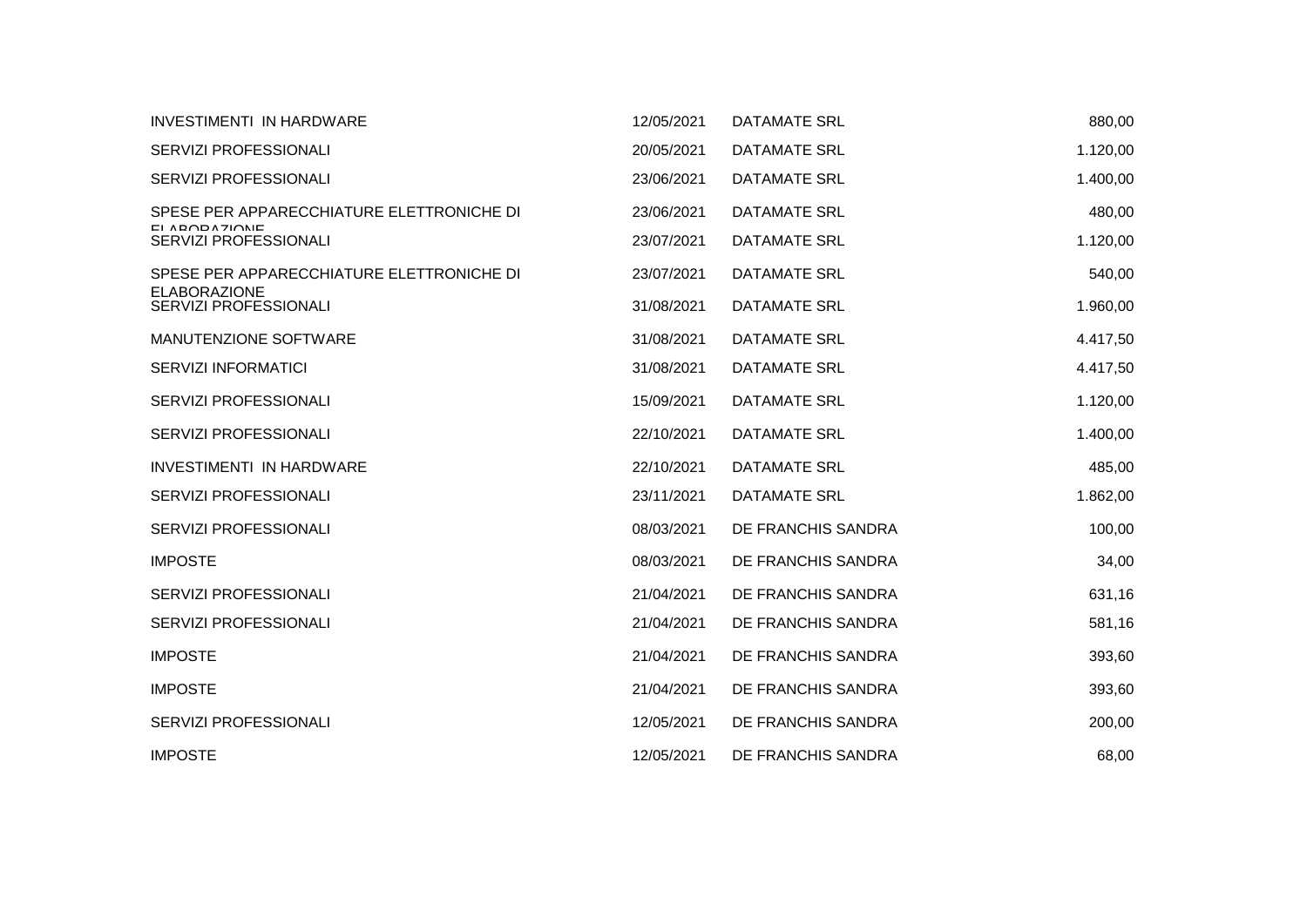| | | | |
|---|---|---|---|
| INVESTIMENTI IN HARDWARE | 12/05/2021 | DATAMATE SRL | 880,00 |
| SERVIZI PROFESSIONALI | 20/05/2021 | DATAMATE SRL | 1.120,00 |
| SERVIZI PROFESSIONALI | 23/06/2021 | DATAMATE SRL | 1.400,00 |
| SPESE PER APPARECCHIATURE ELETTRONICHE DI ELABORAZIONE | 23/06/2021 | DATAMATE SRL | 480,00 |
| SERVIZI PROFESSIONALI | 23/07/2021 | DATAMATE SRL | 1.120,00 |
| SPESE PER APPARECCHIATURE ELETTRONICHE DI ELABORAZIONE | 23/07/2021 | DATAMATE SRL | 540,00 |
| SERVIZI PROFESSIONALI | 31/08/2021 | DATAMATE SRL | 1.960,00 |
| MANUTENZIONE SOFTWARE | 31/08/2021 | DATAMATE SRL | 4.417,50 |
| SERVIZI INFORMATICI | 31/08/2021 | DATAMATE SRL | 4.417,50 |
| SERVIZI PROFESSIONALI | 15/09/2021 | DATAMATE SRL | 1.120,00 |
| SERVIZI PROFESSIONALI | 22/10/2021 | DATAMATE SRL | 1.400,00 |
| INVESTIMENTI IN HARDWARE | 22/10/2021 | DATAMATE SRL | 485,00 |
| SERVIZI PROFESSIONALI | 23/11/2021 | DATAMATE SRL | 1.862,00 |
| SERVIZI PROFESSIONALI | 08/03/2021 | DE FRANCHIS SANDRA | 100,00 |
| IMPOSTE | 08/03/2021 | DE FRANCHIS SANDRA | 34,00 |
| SERVIZI PROFESSIONALI | 21/04/2021 | DE FRANCHIS SANDRA | 631,16 |
| SERVIZI PROFESSIONALI | 21/04/2021 | DE FRANCHIS SANDRA | 581,16 |
| IMPOSTE | 21/04/2021 | DE FRANCHIS SANDRA | 393,60 |
| IMPOSTE | 21/04/2021 | DE FRANCHIS SANDRA | 393,60 |
| SERVIZI PROFESSIONALI | 12/05/2021 | DE FRANCHIS SANDRA | 200,00 |
| IMPOSTE | 12/05/2021 | DE FRANCHIS SANDRA | 68,00 |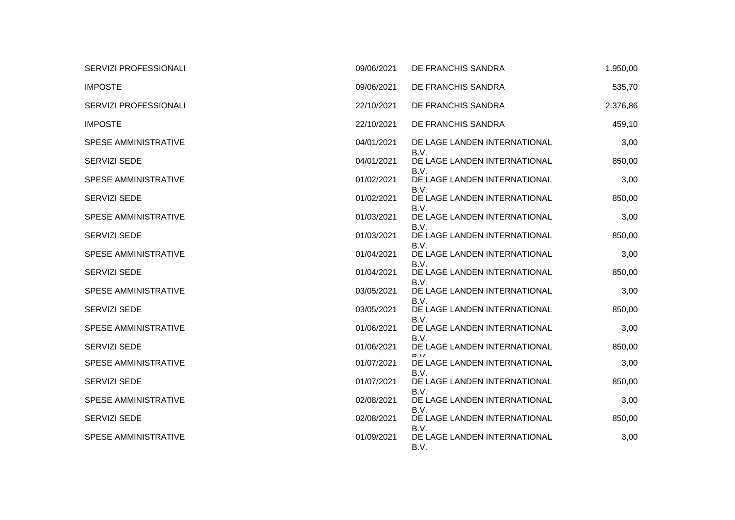| | | | |
|---|---|---|---|
| SERVIZI PROFESSIONALI | 09/06/2021 | DE FRANCHIS SANDRA | 1.950,00 |
| IMPOSTE | 09/06/2021 | DE FRANCHIS SANDRA | 535,70 |
| SERVIZI PROFESSIONALI | 22/10/2021 | DE FRANCHIS SANDRA | 2.376,86 |
| IMPOSTE | 22/10/2021 | DE FRANCHIS SANDRA | 459,10 |
| SPESE AMMINISTRATIVE | 04/01/2021 | DE LAGE LANDEN INTERNATIONAL B.V. | 3,00 |
| SERVIZI SEDE | 04/01/2021 | DE LAGE LANDEN INTERNATIONAL B.V. | 850,00 |
| SPESE AMMINISTRATIVE | 01/02/2021 | DE LAGE LANDEN INTERNATIONAL B.V. | 3,00 |
| SERVIZI SEDE | 01/02/2021 | DE LAGE LANDEN INTERNATIONAL B.V. | 850,00 |
| SPESE AMMINISTRATIVE | 01/03/2021 | DE LAGE LANDEN INTERNATIONAL B.V. | 3,00 |
| SERVIZI SEDE | 01/03/2021 | DE LAGE LANDEN INTERNATIONAL B.V. | 850,00 |
| SPESE AMMINISTRATIVE | 01/04/2021 | DE LAGE LANDEN INTERNATIONAL B.V. | 3,00 |
| SERVIZI SEDE | 01/04/2021 | DE LAGE LANDEN INTERNATIONAL B.V. | 850,00 |
| SPESE AMMINISTRATIVE | 03/05/2021 | DE LAGE LANDEN INTERNATIONAL B.V. | 3,00 |
| SERVIZI SEDE | 03/05/2021 | DE LAGE LANDEN INTERNATIONAL B.V. | 850,00 |
| SPESE AMMINISTRATIVE | 01/06/2021 | DE LAGE LANDEN INTERNATIONAL B.V. | 3,00 |
| SERVIZI SEDE | 01/06/2021 | DE LAGE LANDEN INTERNATIONAL B.V. | 850,00 |
| SPESE AMMINISTRATIVE | 01/07/2021 | DE LAGE LANDEN INTERNATIONAL B.V. | 3,00 |
| SERVIZI SEDE | 01/07/2021 | DE LAGE LANDEN INTERNATIONAL B.V. | 850,00 |
| SPESE AMMINISTRATIVE | 02/08/2021 | DE LAGE LANDEN INTERNATIONAL B.V. | 3,00 |
| SERVIZI SEDE | 02/08/2021 | DE LAGE LANDEN INTERNATIONAL B.V. | 850,00 |
| SPESE AMMINISTRATIVE | 01/09/2021 | DE LAGE LANDEN INTERNATIONAL B.V. | 3,00 |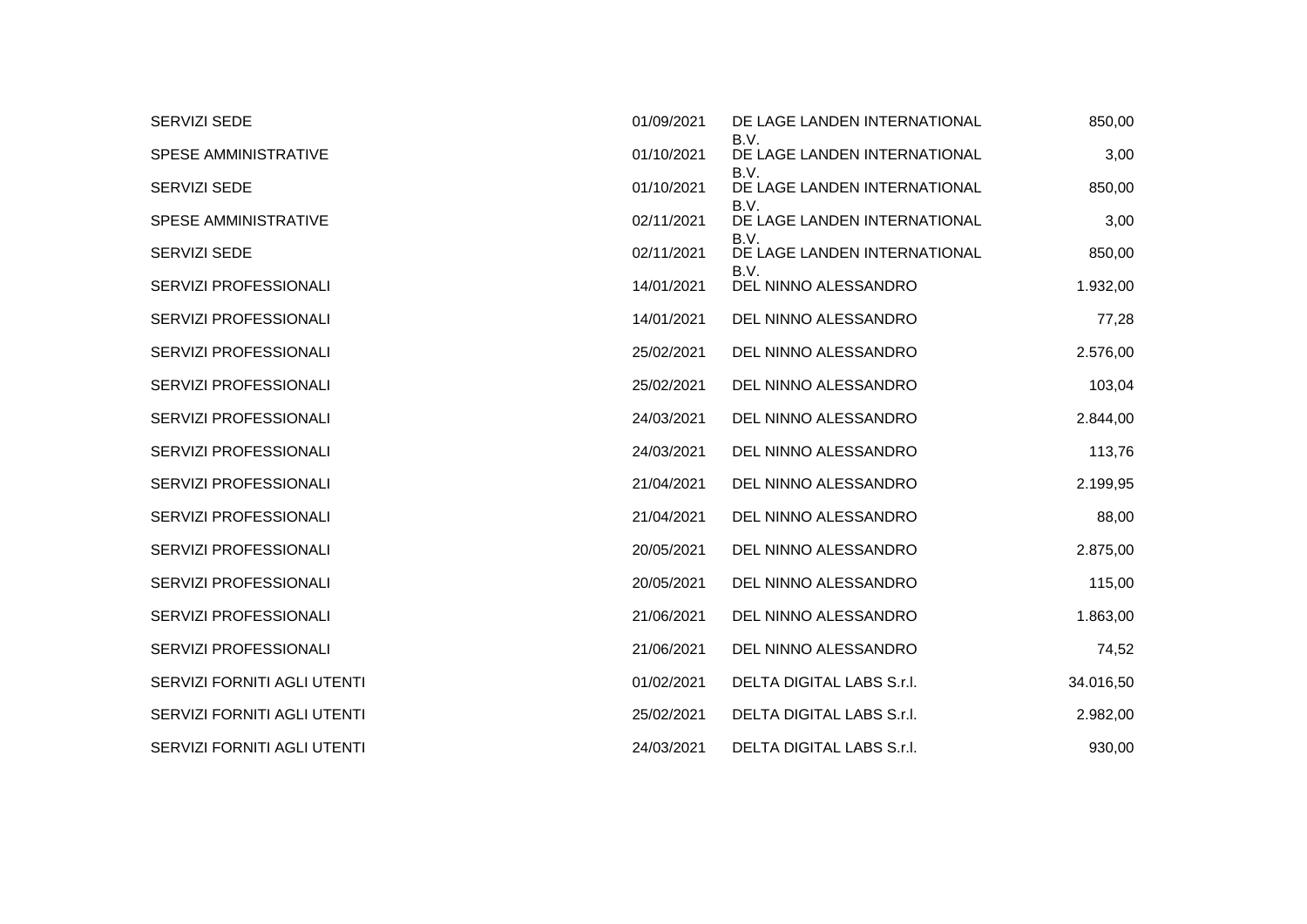| | | | |
|---|---|---|---|
| SERVIZI SEDE | 01/09/2021 | DE LAGE LANDEN INTERNATIONAL B.V. | 850,00 |
| SPESE AMMINISTRATIVE | 01/10/2021 | DE LAGE LANDEN INTERNATIONAL B.V. | 3,00 |
| SERVIZI SEDE | 01/10/2021 | DE LAGE LANDEN INTERNATIONAL B.V. | 850,00 |
| SPESE AMMINISTRATIVE | 02/11/2021 | DE LAGE LANDEN INTERNATIONAL B.V. | 3,00 |
| SERVIZI SEDE | 02/11/2021 | DE LAGE LANDEN INTERNATIONAL B.V. | 850,00 |
| SERVIZI PROFESSIONALI | 14/01/2021 | DEL NINNO ALESSANDRO | 1.932,00 |
| SERVIZI PROFESSIONALI | 14/01/2021 | DEL NINNO ALESSANDRO | 77,28 |
| SERVIZI PROFESSIONALI | 25/02/2021 | DEL NINNO ALESSANDRO | 2.576,00 |
| SERVIZI PROFESSIONALI | 25/02/2021 | DEL NINNO ALESSANDRO | 103,04 |
| SERVIZI PROFESSIONALI | 24/03/2021 | DEL NINNO ALESSANDRO | 2.844,00 |
| SERVIZI PROFESSIONALI | 24/03/2021 | DEL NINNO ALESSANDRO | 113,76 |
| SERVIZI PROFESSIONALI | 21/04/2021 | DEL NINNO ALESSANDRO | 2.199,95 |
| SERVIZI PROFESSIONALI | 21/04/2021 | DEL NINNO ALESSANDRO | 88,00 |
| SERVIZI PROFESSIONALI | 20/05/2021 | DEL NINNO ALESSANDRO | 2.875,00 |
| SERVIZI PROFESSIONALI | 20/05/2021 | DEL NINNO ALESSANDRO | 115,00 |
| SERVIZI PROFESSIONALI | 21/06/2021 | DEL NINNO ALESSANDRO | 1.863,00 |
| SERVIZI PROFESSIONALI | 21/06/2021 | DEL NINNO ALESSANDRO | 74,52 |
| SERVIZI FORNITI AGLI UTENTI | 01/02/2021 | DELTA DIGITAL LABS S.r.l. | 34.016,50 |
| SERVIZI FORNITI AGLI UTENTI | 25/02/2021 | DELTA DIGITAL LABS S.r.l. | 2.982,00 |
| SERVIZI FORNITI AGLI UTENTI | 24/03/2021 | DELTA DIGITAL LABS S.r.l. | 930,00 |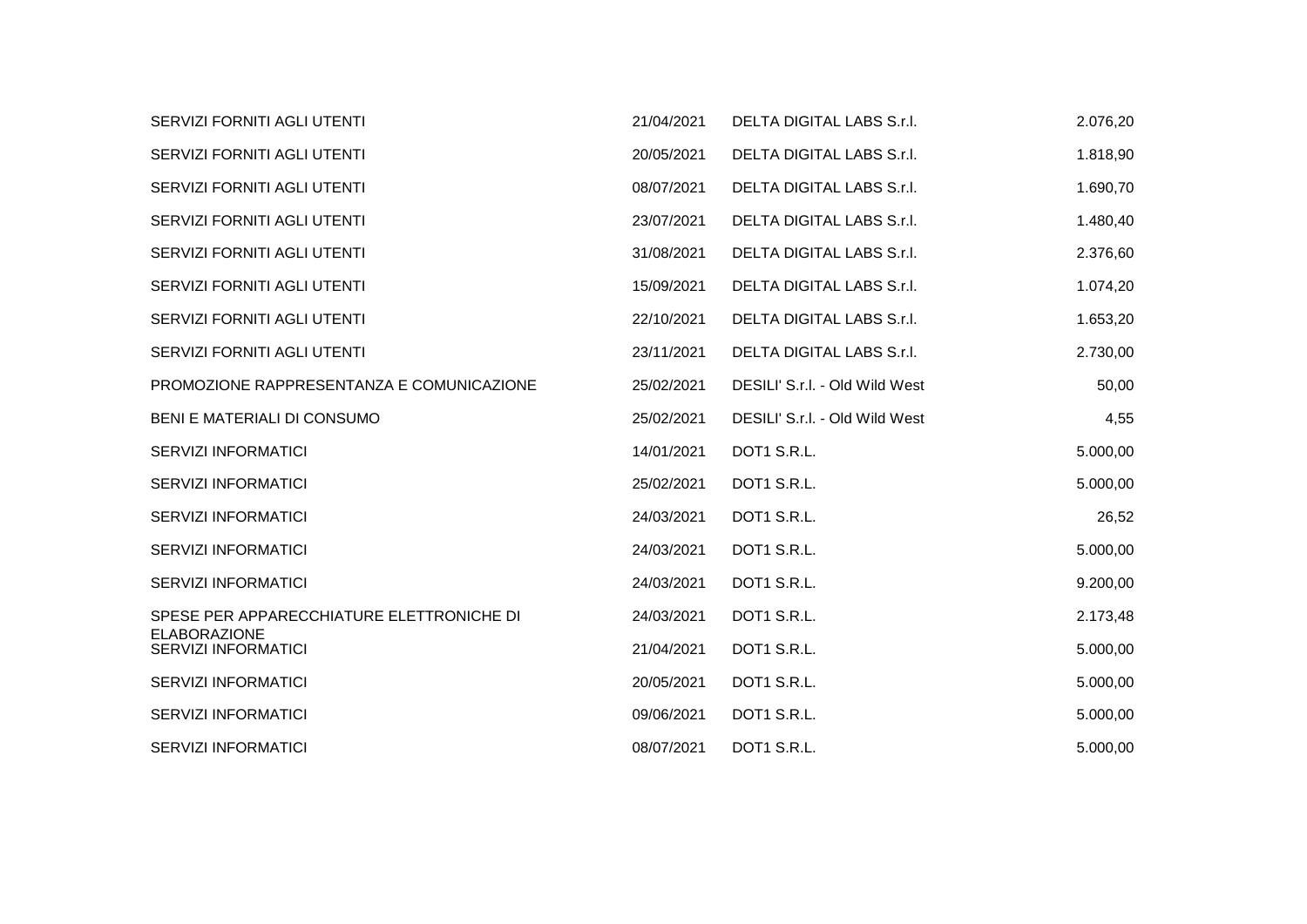| | | | |
|---|---|---|---|
| SERVIZI FORNITI AGLI UTENTI | 21/04/2021 | DELTA DIGITAL LABS S.r.l. | 2.076,20 |
| SERVIZI FORNITI AGLI UTENTI | 20/05/2021 | DELTA DIGITAL LABS S.r.l. | 1.818,90 |
| SERVIZI FORNITI AGLI UTENTI | 08/07/2021 | DELTA DIGITAL LABS S.r.l. | 1.690,70 |
| SERVIZI FORNITI AGLI UTENTI | 23/07/2021 | DELTA DIGITAL LABS S.r.l. | 1.480,40 |
| SERVIZI FORNITI AGLI UTENTI | 31/08/2021 | DELTA DIGITAL LABS S.r.l. | 2.376,60 |
| SERVIZI FORNITI AGLI UTENTI | 15/09/2021 | DELTA DIGITAL LABS S.r.l. | 1.074,20 |
| SERVIZI FORNITI AGLI UTENTI | 22/10/2021 | DELTA DIGITAL LABS S.r.l. | 1.653,20 |
| SERVIZI FORNITI AGLI UTENTI | 23/11/2021 | DELTA DIGITAL LABS S.r.l. | 2.730,00 |
| PROMOZIONE RAPPRESENTANZA E COMUNICAZIONE | 25/02/2021 | DESILI' S.r.l. - Old Wild West | 50,00 |
| BENI E MATERIALI DI CONSUMO | 25/02/2021 | DESILI' S.r.l. - Old Wild West | 4,55 |
| SERVIZI INFORMATICI | 14/01/2021 | DOT1 S.R.L. | 5.000,00 |
| SERVIZI INFORMATICI | 25/02/2021 | DOT1 S.R.L. | 5.000,00 |
| SERVIZI INFORMATICI | 24/03/2021 | DOT1 S.R.L. | 26,52 |
| SERVIZI INFORMATICI | 24/03/2021 | DOT1 S.R.L. | 5.000,00 |
| SERVIZI INFORMATICI | 24/03/2021 | DOT1 S.R.L. | 9.200,00 |
| SPESE PER APPARECCHIATURE ELETTRONICHE DI ELABORAZIONE | 24/03/2021 | DOT1 S.R.L. | 2.173,48 |
| SERVIZI INFORMATICI | 21/04/2021 | DOT1 S.R.L. | 5.000,00 |
| SERVIZI INFORMATICI | 20/05/2021 | DOT1 S.R.L. | 5.000,00 |
| SERVIZI INFORMATICI | 09/06/2021 | DOT1 S.R.L. | 5.000,00 |
| SERVIZI INFORMATICI | 08/07/2021 | DOT1 S.R.L. | 5.000,00 |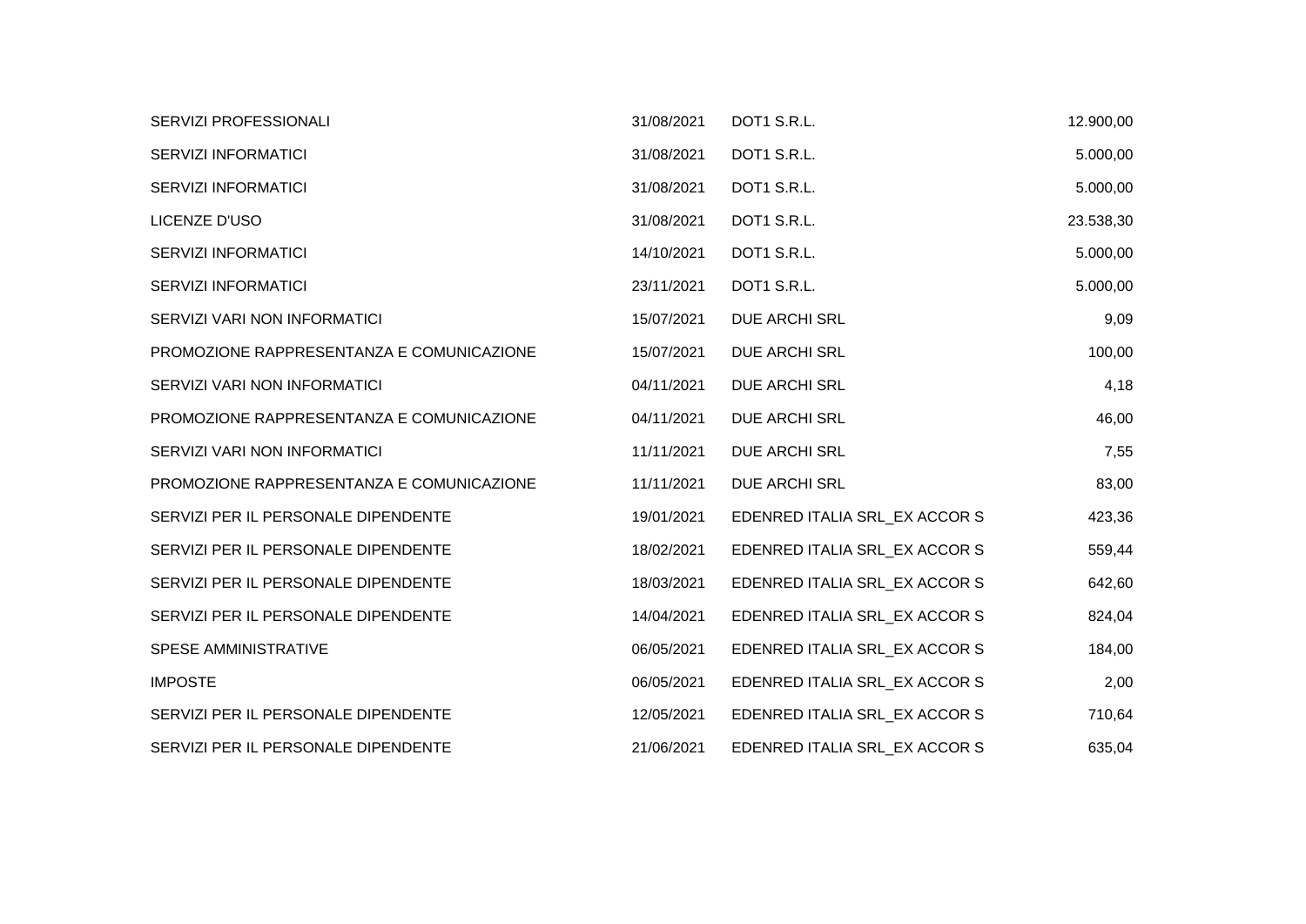| | | | |
|---|---|---|---|
| SERVIZI PROFESSIONALI | 31/08/2021 | DOT1 S.R.L. | 12.900,00 |
| SERVIZI INFORMATICI | 31/08/2021 | DOT1 S.R.L. | 5.000,00 |
| SERVIZI INFORMATICI | 31/08/2021 | DOT1 S.R.L. | 5.000,00 |
| LICENZE D'USO | 31/08/2021 | DOT1 S.R.L. | 23.538,30 |
| SERVIZI INFORMATICI | 14/10/2021 | DOT1 S.R.L. | 5.000,00 |
| SERVIZI INFORMATICI | 23/11/2021 | DOT1 S.R.L. | 5.000,00 |
| SERVIZI VARI NON INFORMATICI | 15/07/2021 | DUE ARCHI SRL | 9,09 |
| PROMOZIONE RAPPRESENTANZA E COMUNICAZIONE | 15/07/2021 | DUE ARCHI SRL | 100,00 |
| SERVIZI VARI NON INFORMATICI | 04/11/2021 | DUE ARCHI SRL | 4,18 |
| PROMOZIONE RAPPRESENTANZA E COMUNICAZIONE | 04/11/2021 | DUE ARCHI SRL | 46,00 |
| SERVIZI VARI NON INFORMATICI | 11/11/2021 | DUE ARCHI SRL | 7,55 |
| PROMOZIONE RAPPRESENTANZA E COMUNICAZIONE | 11/11/2021 | DUE ARCHI SRL | 83,00 |
| SERVIZI PER IL PERSONALE DIPENDENTE | 19/01/2021 | EDENRED ITALIA SRL_EX ACCOR S | 423,36 |
| SERVIZI PER IL PERSONALE DIPENDENTE | 18/02/2021 | EDENRED ITALIA SRL_EX ACCOR S | 559,44 |
| SERVIZI PER IL PERSONALE DIPENDENTE | 18/03/2021 | EDENRED ITALIA SRL_EX ACCOR S | 642,60 |
| SERVIZI PER IL PERSONALE DIPENDENTE | 14/04/2021 | EDENRED ITALIA SRL_EX ACCOR S | 824,04 |
| SPESE AMMINISTRATIVE | 06/05/2021 | EDENRED ITALIA SRL_EX ACCOR S | 184,00 |
| IMPOSTE | 06/05/2021 | EDENRED ITALIA SRL_EX ACCOR S | 2,00 |
| SERVIZI PER IL PERSONALE DIPENDENTE | 12/05/2021 | EDENRED ITALIA SRL_EX ACCOR S | 710,64 |
| SERVIZI PER IL PERSONALE DIPENDENTE | 21/06/2021 | EDENRED ITALIA SRL_EX ACCOR S | 635,04 |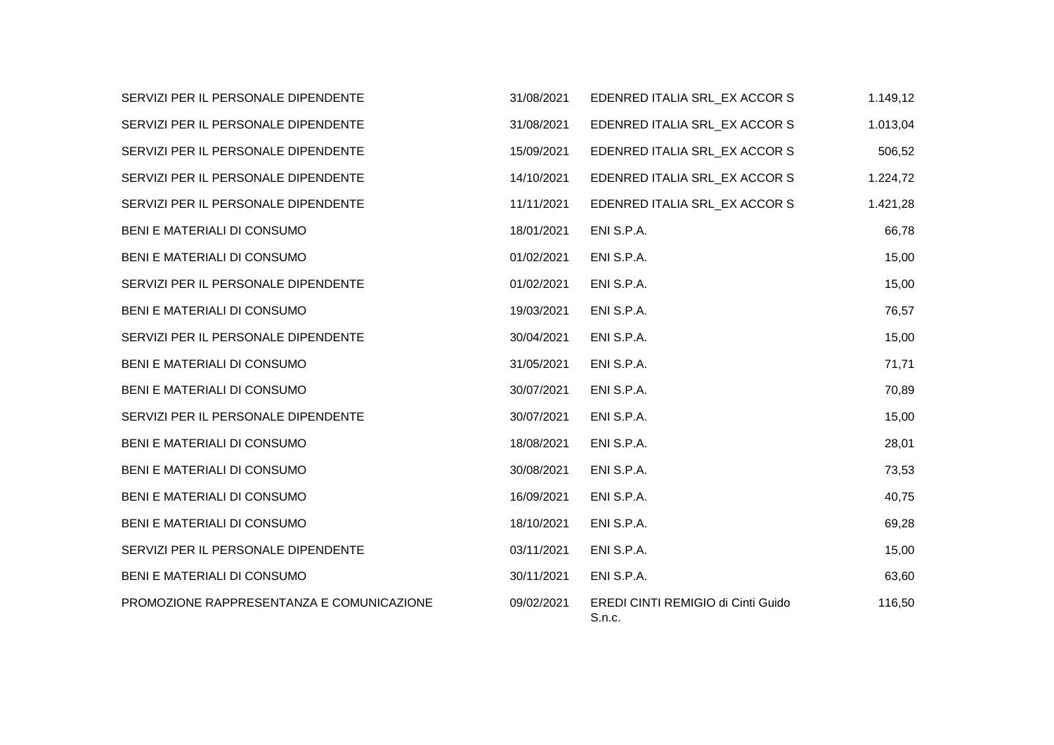| | | | |
|---|---|---|---|
| SERVIZI PER IL PERSONALE DIPENDENTE | 31/08/2021 | EDENRED ITALIA SRL_EX ACCOR S | 1.149,12 |
| SERVIZI PER IL PERSONALE DIPENDENTE | 31/08/2021 | EDENRED ITALIA SRL_EX ACCOR S | 1.013,04 |
| SERVIZI PER IL PERSONALE DIPENDENTE | 15/09/2021 | EDENRED ITALIA SRL_EX ACCOR S | 506,52 |
| SERVIZI PER IL PERSONALE DIPENDENTE | 14/10/2021 | EDENRED ITALIA SRL_EX ACCOR S | 1.224,72 |
| SERVIZI PER IL PERSONALE DIPENDENTE | 11/11/2021 | EDENRED ITALIA SRL_EX ACCOR S | 1.421,28 |
| BENI E MATERIALI DI CONSUMO | 18/01/2021 | ENI S.P.A. | 66,78 |
| BENI E MATERIALI DI CONSUMO | 01/02/2021 | ENI S.P.A. | 15,00 |
| SERVIZI PER IL PERSONALE DIPENDENTE | 01/02/2021 | ENI S.P.A. | 15,00 |
| BENI E MATERIALI DI CONSUMO | 19/03/2021 | ENI S.P.A. | 76,57 |
| SERVIZI PER IL PERSONALE DIPENDENTE | 30/04/2021 | ENI S.P.A. | 15,00 |
| BENI E MATERIALI DI CONSUMO | 31/05/2021 | ENI S.P.A. | 71,71 |
| BENI E MATERIALI DI CONSUMO | 30/07/2021 | ENI S.P.A. | 70,89 |
| SERVIZI PER IL PERSONALE DIPENDENTE | 30/07/2021 | ENI S.P.A. | 15,00 |
| BENI E MATERIALI DI CONSUMO | 18/08/2021 | ENI S.P.A. | 28,01 |
| BENI E MATERIALI DI CONSUMO | 30/08/2021 | ENI S.P.A. | 73,53 |
| BENI E MATERIALI DI CONSUMO | 16/09/2021 | ENI S.P.A. | 40,75 |
| BENI E MATERIALI DI CONSUMO | 18/10/2021 | ENI S.P.A. | 69,28 |
| SERVIZI PER IL PERSONALE DIPENDENTE | 03/11/2021 | ENI S.P.A. | 15,00 |
| BENI E MATERIALI DI CONSUMO | 30/11/2021 | ENI S.P.A. | 63,60 |
| PROMOZIONE RAPPRESENTANZA E COMUNICAZIONE | 09/02/2021 | EREDI CINTI REMIGIO di Cinti Guido S.n.c. | 116,50 |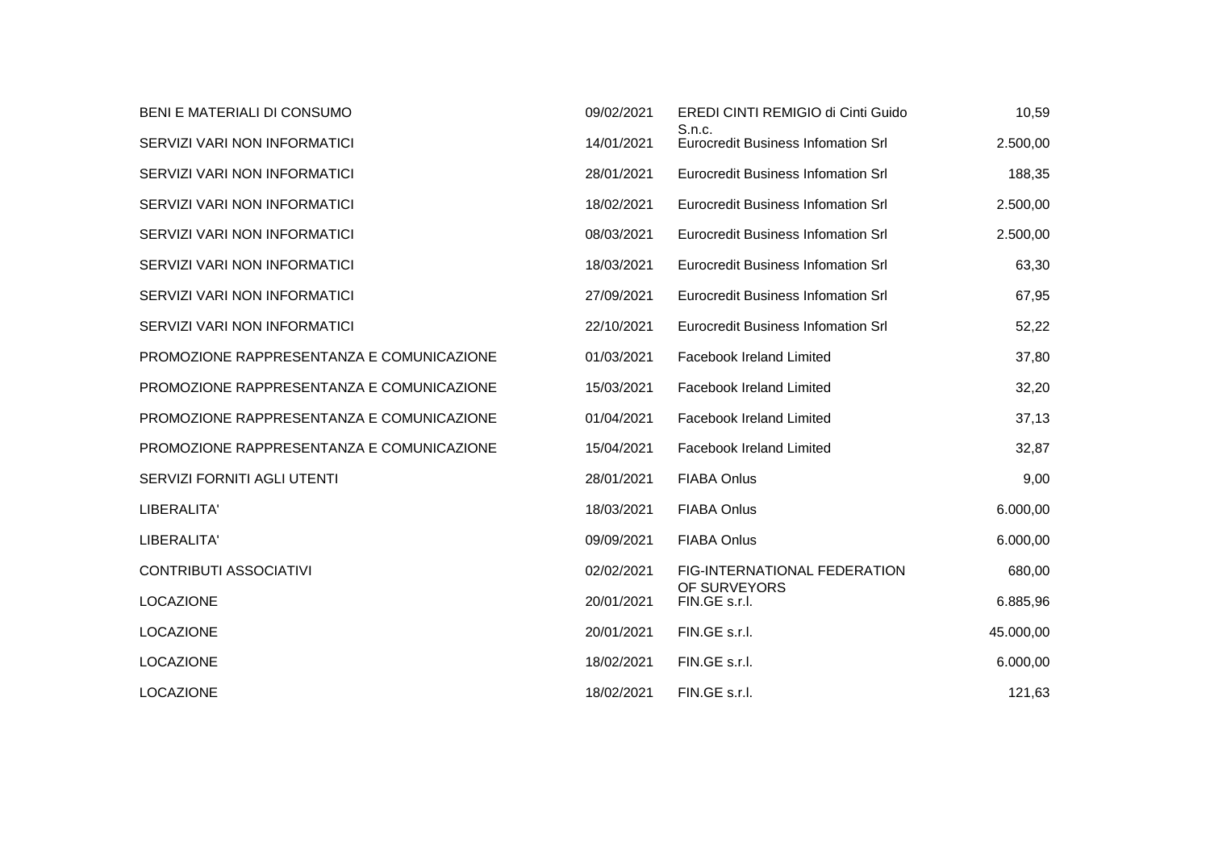| | | | |
|---|---|---|---|
| BENI E MATERIALI DI CONSUMO | 09/02/2021 | EREDI CINTI REMIGIO di Cinti Guido S.n.c. | 10,59 |
| SERVIZI VARI NON INFORMATICI | 14/01/2021 | Eurocredit Business Infomation Srl | 2.500,00 |
| SERVIZI VARI NON INFORMATICI | 28/01/2021 | Eurocredit Business Infomation Srl | 188,35 |
| SERVIZI VARI NON INFORMATICI | 18/02/2021 | Eurocredit Business Infomation Srl | 2.500,00 |
| SERVIZI VARI NON INFORMATICI | 08/03/2021 | Eurocredit Business Infomation Srl | 2.500,00 |
| SERVIZI VARI NON INFORMATICI | 18/03/2021 | Eurocredit Business Infomation Srl | 63,30 |
| SERVIZI VARI NON INFORMATICI | 27/09/2021 | Eurocredit Business Infomation Srl | 67,95 |
| SERVIZI VARI NON INFORMATICI | 22/10/2021 | Eurocredit Business Infomation Srl | 52,22 |
| PROMOZIONE RAPPRESENTANZA E COMUNICAZIONE | 01/03/2021 | Facebook Ireland Limited | 37,80 |
| PROMOZIONE RAPPRESENTANZA E COMUNICAZIONE | 15/03/2021 | Facebook Ireland Limited | 32,20 |
| PROMOZIONE RAPPRESENTANZA E COMUNICAZIONE | 01/04/2021 | Facebook Ireland Limited | 37,13 |
| PROMOZIONE RAPPRESENTANZA E COMUNICAZIONE | 15/04/2021 | Facebook Ireland Limited | 32,87 |
| SERVIZI FORNITI AGLI UTENTI | 28/01/2021 | FIABA Onlus | 9,00 |
| LIBERALITA' | 18/03/2021 | FIABA Onlus | 6.000,00 |
| LIBERALITA' | 09/09/2021 | FIABA Onlus | 6.000,00 |
| CONTRIBUTI ASSOCIATIVI | 02/02/2021 | FIG-INTERNATIONAL FEDERATION OF SURVEYORS | 680,00 |
| LOCAZIONE | 20/01/2021 | FIN.GE s.r.l. | 6.885,96 |
| LOCAZIONE | 20/01/2021 | FIN.GE s.r.l. | 45.000,00 |
| LOCAZIONE | 18/02/2021 | FIN.GE s.r.l. | 6.000,00 |
| LOCAZIONE | 18/02/2021 | FIN.GE s.r.l. | 121,63 |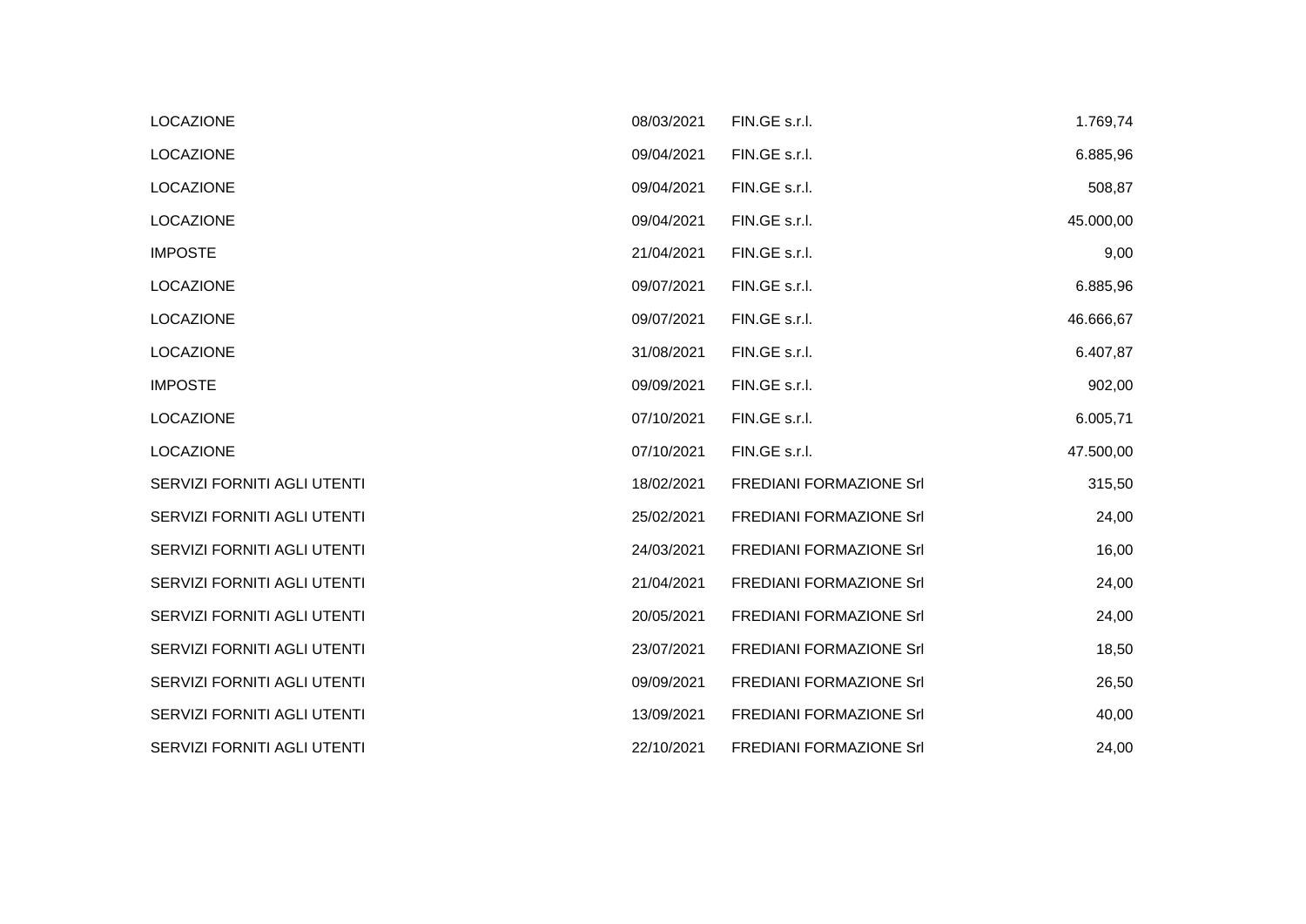| | | | |
|---|---|---|---|
| LOCAZIONE | 08/03/2021 | FIN.GE s.r.l. | 1.769,74 |
| LOCAZIONE | 09/04/2021 | FIN.GE s.r.l. | 6.885,96 |
| LOCAZIONE | 09/04/2021 | FIN.GE s.r.l. | 508,87 |
| LOCAZIONE | 09/04/2021 | FIN.GE s.r.l. | 45.000,00 |
| IMPOSTE | 21/04/2021 | FIN.GE s.r.l. | 9,00 |
| LOCAZIONE | 09/07/2021 | FIN.GE s.r.l. | 6.885,96 |
| LOCAZIONE | 09/07/2021 | FIN.GE s.r.l. | 46.666,67 |
| LOCAZIONE | 31/08/2021 | FIN.GE s.r.l. | 6.407,87 |
| IMPOSTE | 09/09/2021 | FIN.GE s.r.l. | 902,00 |
| LOCAZIONE | 07/10/2021 | FIN.GE s.r.l. | 6.005,71 |
| LOCAZIONE | 07/10/2021 | FIN.GE s.r.l. | 47.500,00 |
| SERVIZI FORNITI AGLI UTENTI | 18/02/2021 | FREDIANI FORMAZIONE Srl | 315,50 |
| SERVIZI FORNITI AGLI UTENTI | 25/02/2021 | FREDIANI FORMAZIONE Srl | 24,00 |
| SERVIZI FORNITI AGLI UTENTI | 24/03/2021 | FREDIANI FORMAZIONE Srl | 16,00 |
| SERVIZI FORNITI AGLI UTENTI | 21/04/2021 | FREDIANI FORMAZIONE Srl | 24,00 |
| SERVIZI FORNITI AGLI UTENTI | 20/05/2021 | FREDIANI FORMAZIONE Srl | 24,00 |
| SERVIZI FORNITI AGLI UTENTI | 23/07/2021 | FREDIANI FORMAZIONE Srl | 18,50 |
| SERVIZI FORNITI AGLI UTENTI | 09/09/2021 | FREDIANI FORMAZIONE Srl | 26,50 |
| SERVIZI FORNITI AGLI UTENTI | 13/09/2021 | FREDIANI FORMAZIONE Srl | 40,00 |
| SERVIZI FORNITI AGLI UTENTI | 22/10/2021 | FREDIANI FORMAZIONE Srl | 24,00 |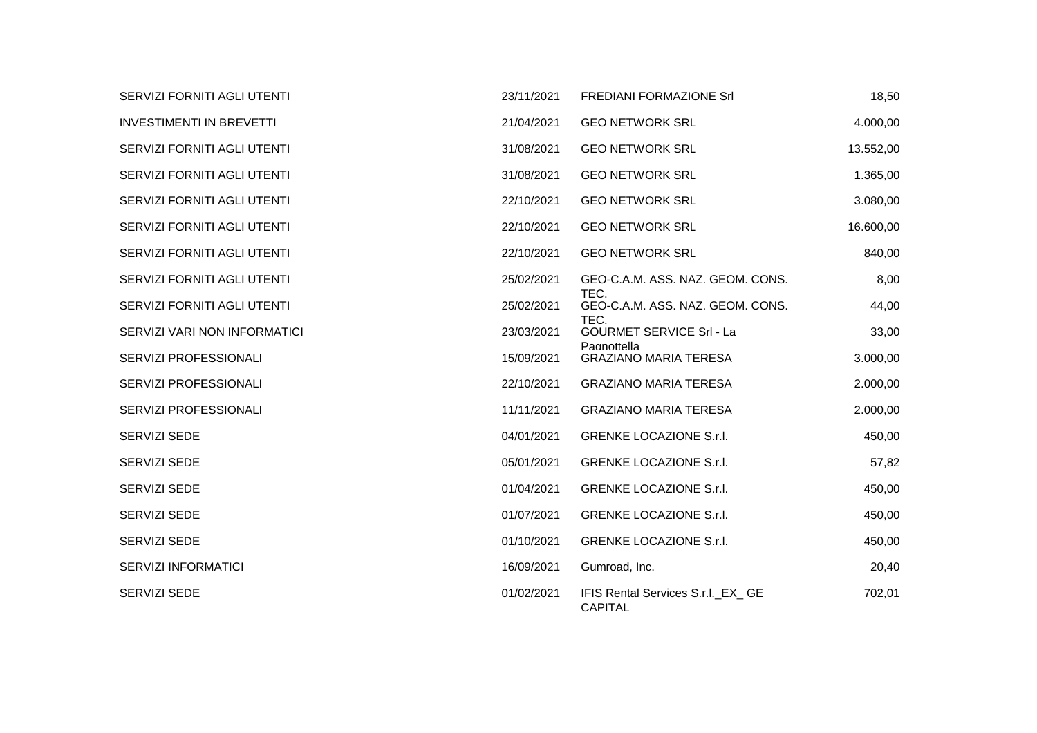| | | | |
|---|---|---|---|
| SERVIZI FORNITI AGLI UTENTI | 23/11/2021 | FREDIANI FORMAZIONE Srl | 18,50 |
| INVESTIMENTI IN BREVETTI | 21/04/2021 | GEO NETWORK SRL | 4.000,00 |
| SERVIZI FORNITI AGLI UTENTI | 31/08/2021 | GEO NETWORK SRL | 13.552,00 |
| SERVIZI FORNITI AGLI UTENTI | 31/08/2021 | GEO NETWORK SRL | 1.365,00 |
| SERVIZI FORNITI AGLI UTENTI | 22/10/2021 | GEO NETWORK SRL | 3.080,00 |
| SERVIZI FORNITI AGLI UTENTI | 22/10/2021 | GEO NETWORK SRL | 16.600,00 |
| SERVIZI FORNITI AGLI UTENTI | 22/10/2021 | GEO NETWORK SRL | 840,00 |
| SERVIZI FORNITI AGLI UTENTI | 25/02/2021 | GEO-C.A.M. ASS. NAZ. GEOM. CONS. TEC. | 8,00 |
| SERVIZI FORNITI AGLI UTENTI | 25/02/2021 | GEO-C.A.M. ASS. NAZ. GEOM. CONS. TEC. | 44,00 |
| SERVIZI VARI NON INFORMATICI | 23/03/2021 | GOURMET SERVICE Srl - La Pagnottella | 33,00 |
| SERVIZI PROFESSIONALI | 15/09/2021 | GRAZIANO MARIA TERESA | 3.000,00 |
| SERVIZI PROFESSIONALI | 22/10/2021 | GRAZIANO MARIA TERESA | 2.000,00 |
| SERVIZI PROFESSIONALI | 11/11/2021 | GRAZIANO MARIA TERESA | 2.000,00 |
| SERVIZI SEDE | 04/01/2021 | GRENKE LOCAZIONE S.r.l. | 450,00 |
| SERVIZI SEDE | 05/01/2021 | GRENKE LOCAZIONE S.r.l. | 57,82 |
| SERVIZI SEDE | 01/04/2021 | GRENKE LOCAZIONE S.r.l. | 450,00 |
| SERVIZI SEDE | 01/07/2021 | GRENKE LOCAZIONE S.r.l. | 450,00 |
| SERVIZI SEDE | 01/10/2021 | GRENKE LOCAZIONE S.r.l. | 450,00 |
| SERVIZI INFORMATICI | 16/09/2021 | Gumroad, Inc. | 20,40 |
| SERVIZI SEDE | 01/02/2021 | IFIS Rental Services S.r.l._EX_ GE CAPITAL | 702,01 |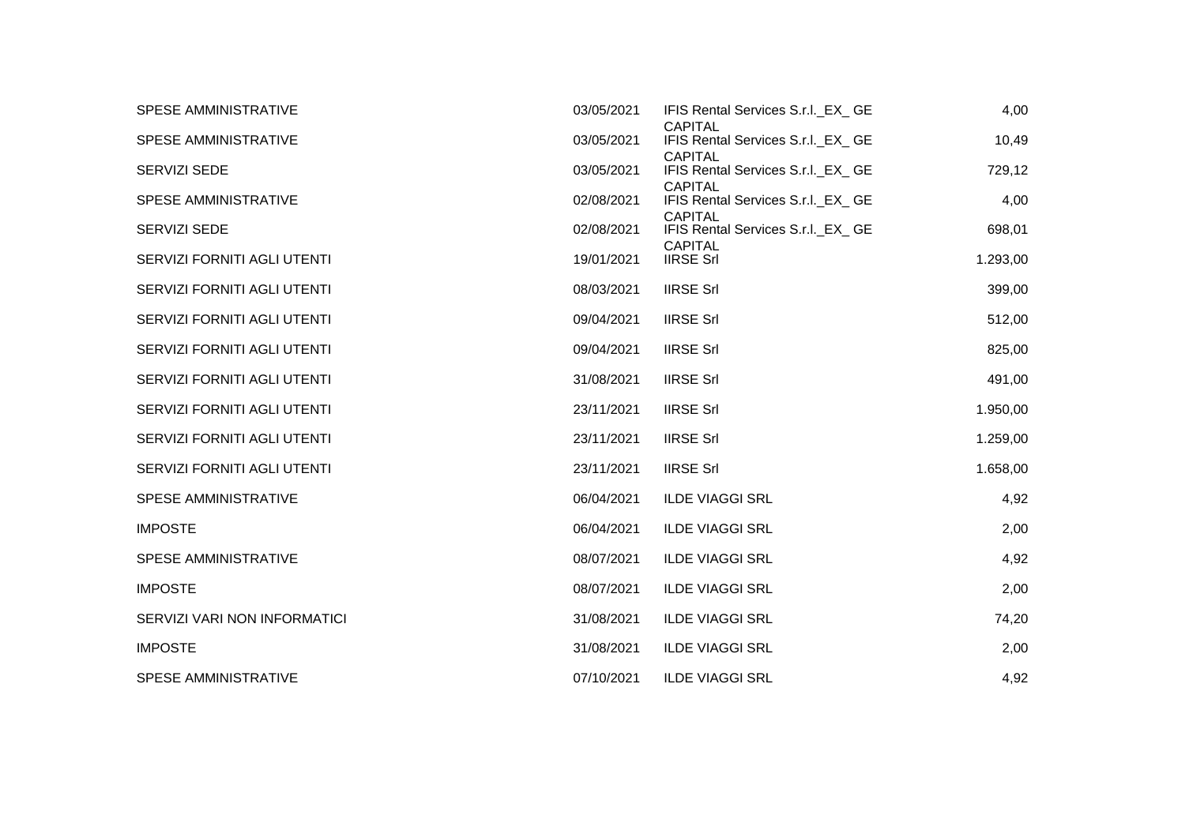| | | | |
|---|---|---|---|
| SPESE AMMINISTRATIVE | 03/05/2021 | IFIS Rental Services S.r.l._EX_ GE CAPITAL | 4,00 |
| SPESE AMMINISTRATIVE | 03/05/2021 | IFIS Rental Services S.r.l._EX_ GE CAPITAL | 10,49 |
| SERVIZI SEDE | 03/05/2021 | IFIS Rental Services S.r.l._EX_ GE CAPITAL | 729,12 |
| SPESE AMMINISTRATIVE | 02/08/2021 | IFIS Rental Services S.r.l._EX_ GE CAPITAL | 4,00 |
| SERVIZI SEDE | 02/08/2021 | IFIS Rental Services S.r.l._EX_ GE CAPITAL | 698,01 |
| SERVIZI FORNITI AGLI UTENTI | 19/01/2021 | IIRSE Srl | 1.293,00 |
| SERVIZI FORNITI AGLI UTENTI | 08/03/2021 | IIRSE Srl | 399,00 |
| SERVIZI FORNITI AGLI UTENTI | 09/04/2021 | IIRSE Srl | 512,00 |
| SERVIZI FORNITI AGLI UTENTI | 09/04/2021 | IIRSE Srl | 825,00 |
| SERVIZI FORNITI AGLI UTENTI | 31/08/2021 | IIRSE Srl | 491,00 |
| SERVIZI FORNITI AGLI UTENTI | 23/11/2021 | IIRSE Srl | 1.950,00 |
| SERVIZI FORNITI AGLI UTENTI | 23/11/2021 | IIRSE Srl | 1.259,00 |
| SERVIZI FORNITI AGLI UTENTI | 23/11/2021 | IIRSE Srl | 1.658,00 |
| SPESE AMMINISTRATIVE | 06/04/2021 | ILDE VIAGGI SRL | 4,92 |
| IMPOSTE | 06/04/2021 | ILDE VIAGGI SRL | 2,00 |
| SPESE AMMINISTRATIVE | 08/07/2021 | ILDE VIAGGI SRL | 4,92 |
| IMPOSTE | 08/07/2021 | ILDE VIAGGI SRL | 2,00 |
| SERVIZI VARI NON INFORMATICI | 31/08/2021 | ILDE VIAGGI SRL | 74,20 |
| IMPOSTE | 31/08/2021 | ILDE VIAGGI SRL | 2,00 |
| SPESE AMMINISTRATIVE | 07/10/2021 | ILDE VIAGGI SRL | 4,92 |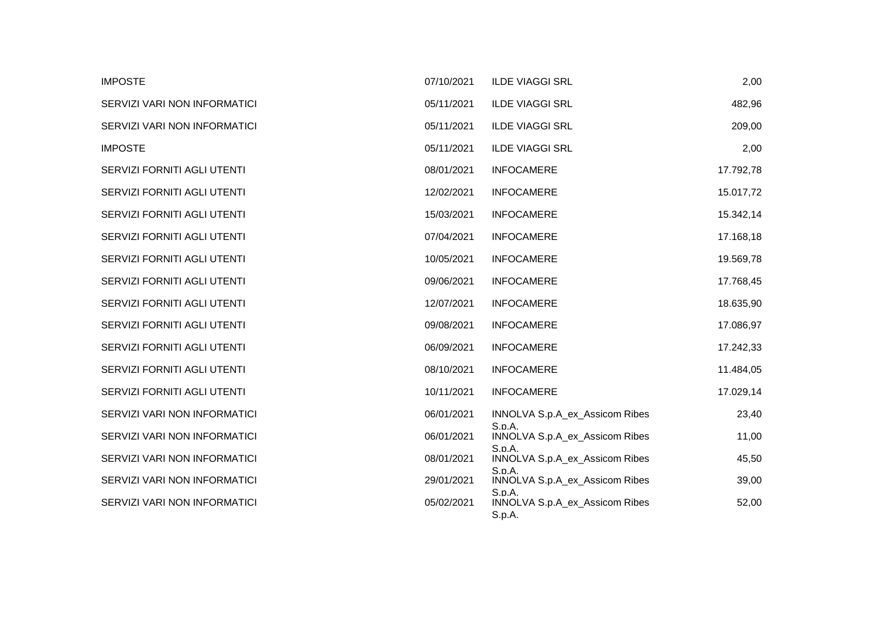| | | | |
|---|---|---|---|
| IMPOSTE | 07/10/2021 | ILDE VIAGGI SRL | 2,00 |
| SERVIZI VARI NON INFORMATICI | 05/11/2021 | ILDE VIAGGI SRL | 482,96 |
| SERVIZI VARI NON INFORMATICI | 05/11/2021 | ILDE VIAGGI SRL | 209,00 |
| IMPOSTE | 05/11/2021 | ILDE VIAGGI SRL | 2,00 |
| SERVIZI FORNITI AGLI UTENTI | 08/01/2021 | INFOCAMERE | 17.792,78 |
| SERVIZI FORNITI AGLI UTENTI | 12/02/2021 | INFOCAMERE | 15.017,72 |
| SERVIZI FORNITI AGLI UTENTI | 15/03/2021 | INFOCAMERE | 15.342,14 |
| SERVIZI FORNITI AGLI UTENTI | 07/04/2021 | INFOCAMERE | 17.168,18 |
| SERVIZI FORNITI AGLI UTENTI | 10/05/2021 | INFOCAMERE | 19.569,78 |
| SERVIZI FORNITI AGLI UTENTI | 09/06/2021 | INFOCAMERE | 17.768,45 |
| SERVIZI FORNITI AGLI UTENTI | 12/07/2021 | INFOCAMERE | 18.635,90 |
| SERVIZI FORNITI AGLI UTENTI | 09/08/2021 | INFOCAMERE | 17.086,97 |
| SERVIZI FORNITI AGLI UTENTI | 06/09/2021 | INFOCAMERE | 17.242,33 |
| SERVIZI FORNITI AGLI UTENTI | 08/10/2021 | INFOCAMERE | 11.484,05 |
| SERVIZI FORNITI AGLI UTENTI | 10/11/2021 | INFOCAMERE | 17.029,14 |
| SERVIZI VARI NON INFORMATICI | 06/01/2021 | INNOLVA S.p.A_ex_Assicom Ribes S.p.A. | 23,40 |
| SERVIZI VARI NON INFORMATICI | 06/01/2021 | INNOLVA S.p.A_ex_Assicom Ribes S.p.A. | 11,00 |
| SERVIZI VARI NON INFORMATICI | 08/01/2021 | INNOLVA S.p.A_ex_Assicom Ribes S.p.A. | 45,50 |
| SERVIZI VARI NON INFORMATICI | 29/01/2021 | INNOLVA S.p.A_ex_Assicom Ribes S.p.A. | 39,00 |
| SERVIZI VARI NON INFORMATICI | 05/02/2021 | INNOLVA S.p.A_ex_Assicom Ribes S.p.A. | 52,00 |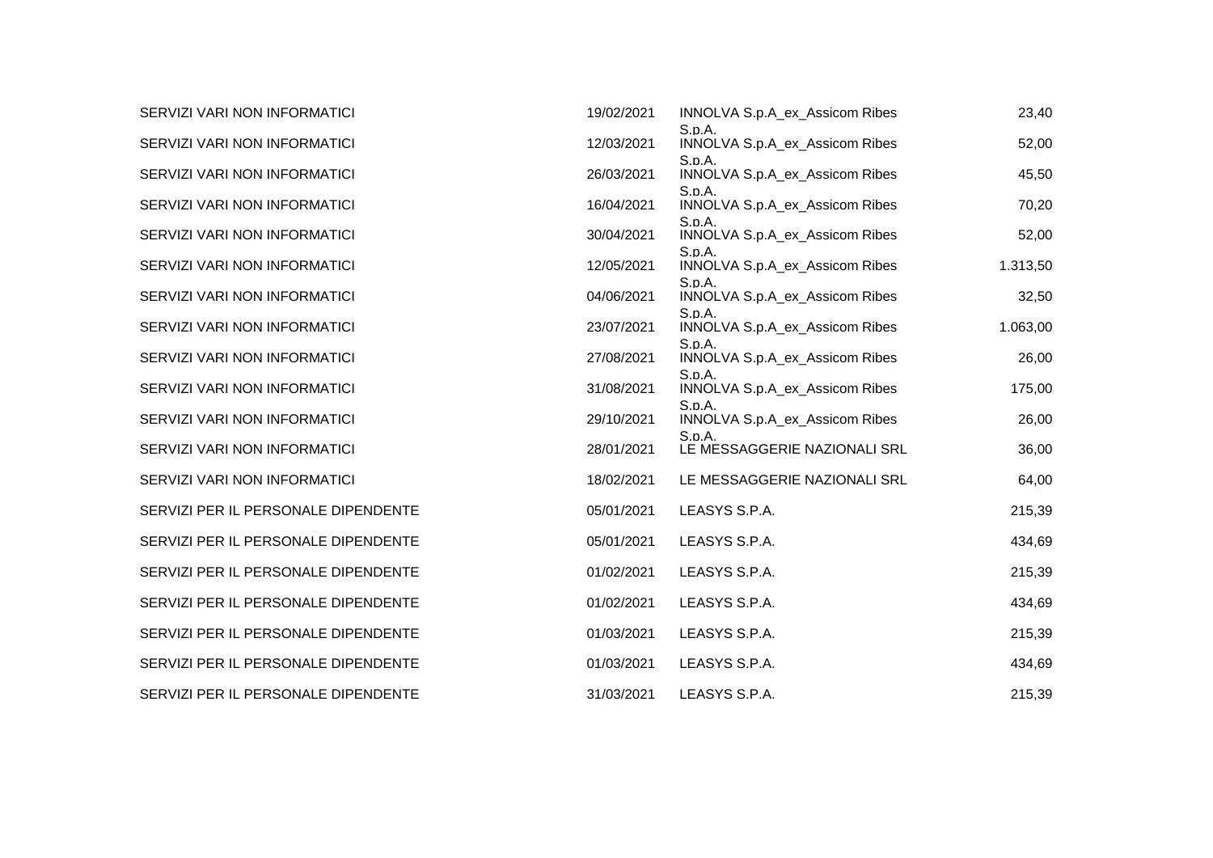| | | | |
|---|---|---|---|
| SERVIZI VARI NON INFORMATICI | 19/02/2021 | INNOLVA S.p.A_ex_Assicom Ribes S.p.A. | 23,40 |
| SERVIZI VARI NON INFORMATICI | 12/03/2021 | INNOLVA S.p.A_ex_Assicom Ribes S.p.A. | 52,00 |
| SERVIZI VARI NON INFORMATICI | 26/03/2021 | INNOLVA S.p.A_ex_Assicom Ribes S.p.A. | 45,50 |
| SERVIZI VARI NON INFORMATICI | 16/04/2021 | INNOLVA S.p.A_ex_Assicom Ribes S.p.A. | 70,20 |
| SERVIZI VARI NON INFORMATICI | 30/04/2021 | INNOLVA S.p.A_ex_Assicom Ribes S.p.A. | 52,00 |
| SERVIZI VARI NON INFORMATICI | 12/05/2021 | INNOLVA S.p.A_ex_Assicom Ribes S.p.A. | 1.313,50 |
| SERVIZI VARI NON INFORMATICI | 04/06/2021 | INNOLVA S.p.A_ex_Assicom Ribes S.p.A. | 32,50 |
| SERVIZI VARI NON INFORMATICI | 23/07/2021 | INNOLVA S.p.A_ex_Assicom Ribes S.p.A. | 1.063,00 |
| SERVIZI VARI NON INFORMATICI | 27/08/2021 | INNOLVA S.p.A_ex_Assicom Ribes S.p.A. | 26,00 |
| SERVIZI VARI NON INFORMATICI | 31/08/2021 | INNOLVA S.p.A_ex_Assicom Ribes S.p.A. | 175,00 |
| SERVIZI VARI NON INFORMATICI | 29/10/2021 | INNOLVA S.p.A_ex_Assicom Ribes S.p.A. | 26,00 |
| SERVIZI VARI NON INFORMATICI | 28/01/2021 | LE MESSAGGERIE NAZIONALI SRL | 36,00 |
| SERVIZI VARI NON INFORMATICI | 18/02/2021 | LE MESSAGGERIE NAZIONALI SRL | 64,00 |
| SERVIZI PER IL PERSONALE DIPENDENTE | 05/01/2021 | LEASYS S.P.A. | 215,39 |
| SERVIZI PER IL PERSONALE DIPENDENTE | 05/01/2021 | LEASYS S.P.A. | 434,69 |
| SERVIZI PER IL PERSONALE DIPENDENTE | 01/02/2021 | LEASYS S.P.A. | 215,39 |
| SERVIZI PER IL PERSONALE DIPENDENTE | 01/02/2021 | LEASYS S.P.A. | 434,69 |
| SERVIZI PER IL PERSONALE DIPENDENTE | 01/03/2021 | LEASYS S.P.A. | 215,39 |
| SERVIZI PER IL PERSONALE DIPENDENTE | 01/03/2021 | LEASYS S.P.A. | 434,69 |
| SERVIZI PER IL PERSONALE DIPENDENTE | 31/03/2021 | LEASYS S.P.A. | 215,39 |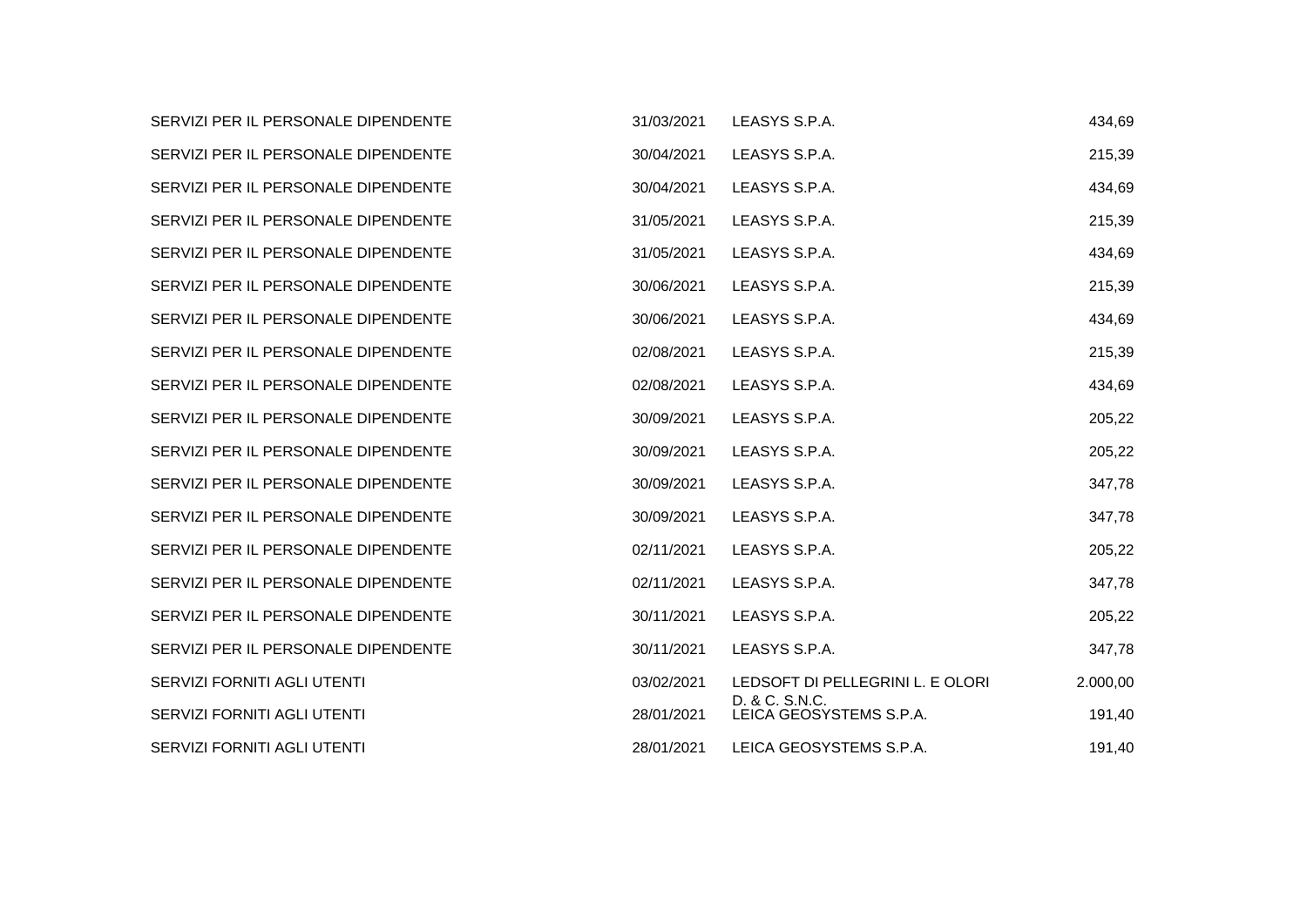| | | | |
|---|---|---|---|
| SERVIZI PER IL PERSONALE DIPENDENTE | 31/03/2021 | LEASYS S.P.A. | 434,69 |
| SERVIZI PER IL PERSONALE DIPENDENTE | 30/04/2021 | LEASYS S.P.A. | 215,39 |
| SERVIZI PER IL PERSONALE DIPENDENTE | 30/04/2021 | LEASYS S.P.A. | 434,69 |
| SERVIZI PER IL PERSONALE DIPENDENTE | 31/05/2021 | LEASYS S.P.A. | 215,39 |
| SERVIZI PER IL PERSONALE DIPENDENTE | 31/05/2021 | LEASYS S.P.A. | 434,69 |
| SERVIZI PER IL PERSONALE DIPENDENTE | 30/06/2021 | LEASYS S.P.A. | 215,39 |
| SERVIZI PER IL PERSONALE DIPENDENTE | 30/06/2021 | LEASYS S.P.A. | 434,69 |
| SERVIZI PER IL PERSONALE DIPENDENTE | 02/08/2021 | LEASYS S.P.A. | 215,39 |
| SERVIZI PER IL PERSONALE DIPENDENTE | 02/08/2021 | LEASYS S.P.A. | 434,69 |
| SERVIZI PER IL PERSONALE DIPENDENTE | 30/09/2021 | LEASYS S.P.A. | 205,22 |
| SERVIZI PER IL PERSONALE DIPENDENTE | 30/09/2021 | LEASYS S.P.A. | 205,22 |
| SERVIZI PER IL PERSONALE DIPENDENTE | 30/09/2021 | LEASYS S.P.A. | 347,78 |
| SERVIZI PER IL PERSONALE DIPENDENTE | 30/09/2021 | LEASYS S.P.A. | 347,78 |
| SERVIZI PER IL PERSONALE DIPENDENTE | 02/11/2021 | LEASYS S.P.A. | 205,22 |
| SERVIZI PER IL PERSONALE DIPENDENTE | 02/11/2021 | LEASYS S.P.A. | 347,78 |
| SERVIZI PER IL PERSONALE DIPENDENTE | 30/11/2021 | LEASYS S.P.A. | 205,22 |
| SERVIZI PER IL PERSONALE DIPENDENTE | 30/11/2021 | LEASYS S.P.A. | 347,78 |
| SERVIZI FORNITI AGLI UTENTI | 03/02/2021 | LEDSOFT DI PELLEGRINI L. E OLORI D. & C. S.N.C. | 2.000,00 |
| SERVIZI FORNITI AGLI UTENTI | 28/01/2021 | LEICA GEOSYSTEMS S.P.A. | 191,40 |
| SERVIZI FORNITI AGLI UTENTI | 28/01/2021 | LEICA GEOSYSTEMS S.P.A. | 191,40 |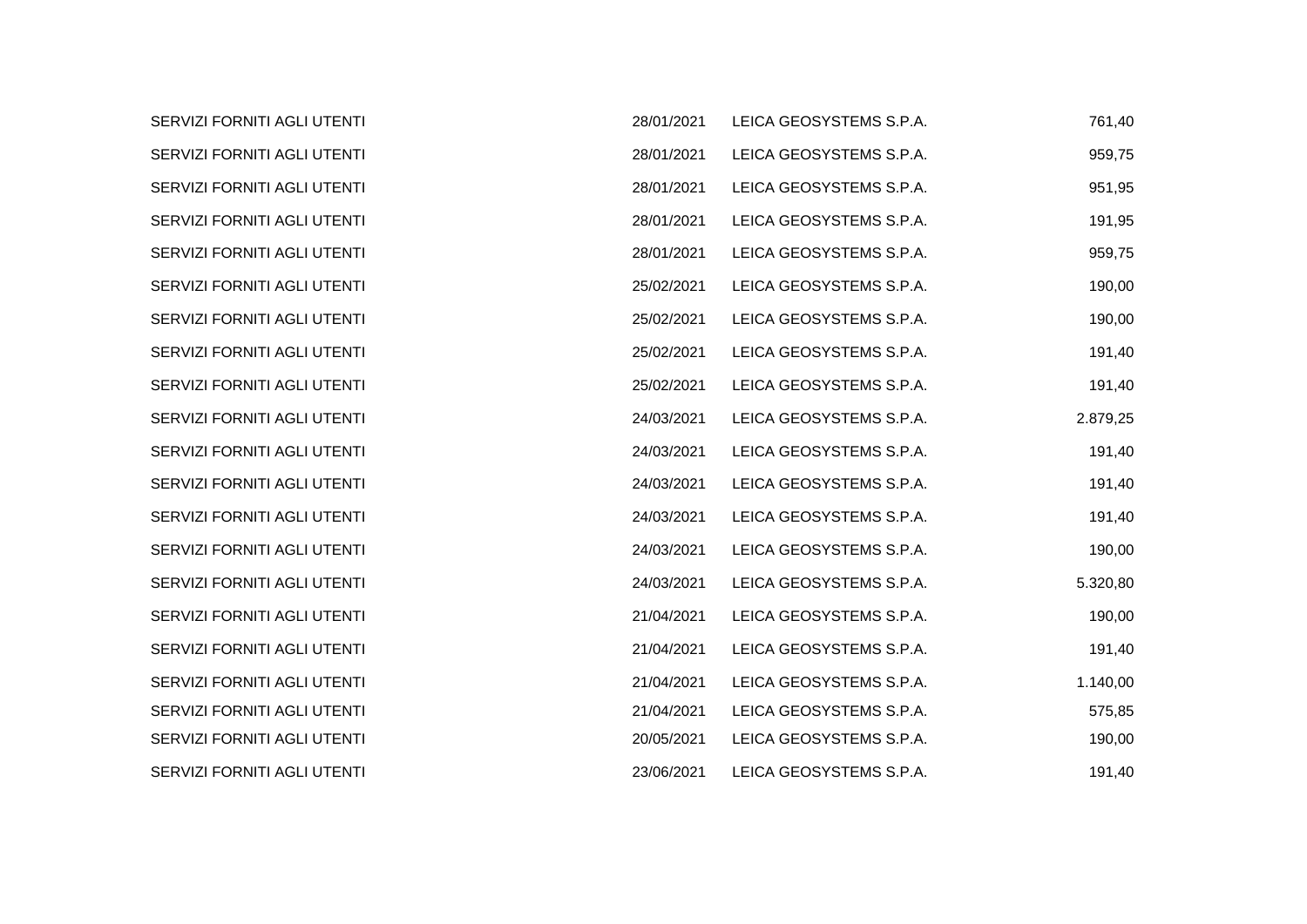| | | | |
|---|---|---|---|
| SERVIZI FORNITI AGLI UTENTI | 28/01/2021 | LEICA GEOSYSTEMS S.P.A. | 761,40 |
| SERVIZI FORNITI AGLI UTENTI | 28/01/2021 | LEICA GEOSYSTEMS S.P.A. | 959,75 |
| SERVIZI FORNITI AGLI UTENTI | 28/01/2021 | LEICA GEOSYSTEMS S.P.A. | 951,95 |
| SERVIZI FORNITI AGLI UTENTI | 28/01/2021 | LEICA GEOSYSTEMS S.P.A. | 191,95 |
| SERVIZI FORNITI AGLI UTENTI | 28/01/2021 | LEICA GEOSYSTEMS S.P.A. | 959,75 |
| SERVIZI FORNITI AGLI UTENTI | 25/02/2021 | LEICA GEOSYSTEMS S.P.A. | 190,00 |
| SERVIZI FORNITI AGLI UTENTI | 25/02/2021 | LEICA GEOSYSTEMS S.P.A. | 190,00 |
| SERVIZI FORNITI AGLI UTENTI | 25/02/2021 | LEICA GEOSYSTEMS S.P.A. | 191,40 |
| SERVIZI FORNITI AGLI UTENTI | 25/02/2021 | LEICA GEOSYSTEMS S.P.A. | 191,40 |
| SERVIZI FORNITI AGLI UTENTI | 24/03/2021 | LEICA GEOSYSTEMS S.P.A. | 2.879,25 |
| SERVIZI FORNITI AGLI UTENTI | 24/03/2021 | LEICA GEOSYSTEMS S.P.A. | 191,40 |
| SERVIZI FORNITI AGLI UTENTI | 24/03/2021 | LEICA GEOSYSTEMS S.P.A. | 191,40 |
| SERVIZI FORNITI AGLI UTENTI | 24/03/2021 | LEICA GEOSYSTEMS S.P.A. | 191,40 |
| SERVIZI FORNITI AGLI UTENTI | 24/03/2021 | LEICA GEOSYSTEMS S.P.A. | 190,00 |
| SERVIZI FORNITI AGLI UTENTI | 24/03/2021 | LEICA GEOSYSTEMS S.P.A. | 5.320,80 |
| SERVIZI FORNITI AGLI UTENTI | 21/04/2021 | LEICA GEOSYSTEMS S.P.A. | 190,00 |
| SERVIZI FORNITI AGLI UTENTI | 21/04/2021 | LEICA GEOSYSTEMS S.P.A. | 191,40 |
| SERVIZI FORNITI AGLI UTENTI | 21/04/2021 | LEICA GEOSYSTEMS S.P.A. | 1.140,00 |
| SERVIZI FORNITI AGLI UTENTI | 21/04/2021 | LEICA GEOSYSTEMS S.P.A. | 575,85 |
| SERVIZI FORNITI AGLI UTENTI | 20/05/2021 | LEICA GEOSYSTEMS S.P.A. | 190,00 |
| SERVIZI FORNITI AGLI UTENTI | 23/06/2021 | LEICA GEOSYSTEMS S.P.A. | 191,40 |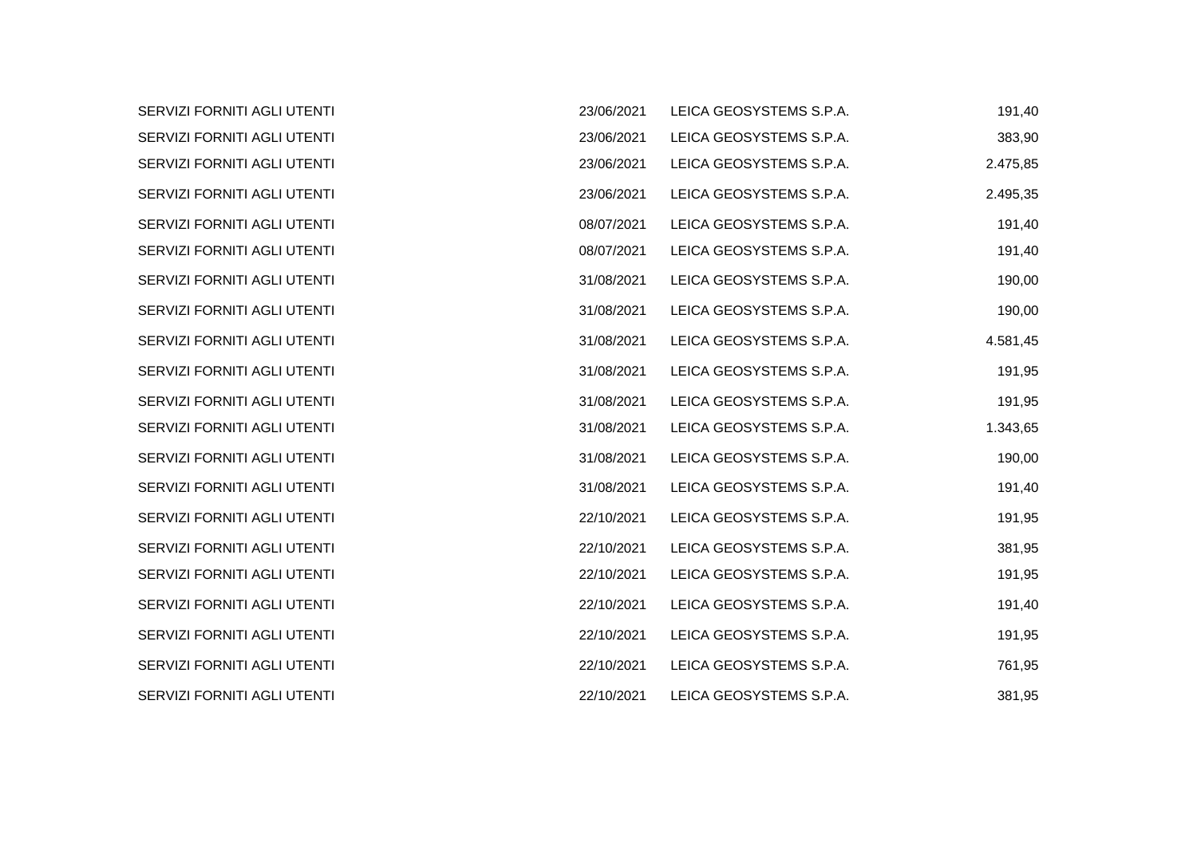| | | | |
|---|---|---|---|
| SERVIZI FORNITI AGLI UTENTI | 23/06/2021 | LEICA GEOSYSTEMS S.P.A. | 191,40 |
| SERVIZI FORNITI AGLI UTENTI | 23/06/2021 | LEICA GEOSYSTEMS S.P.A. | 383,90 |
| SERVIZI FORNITI AGLI UTENTI | 23/06/2021 | LEICA GEOSYSTEMS S.P.A. | 2.475,85 |
| SERVIZI FORNITI AGLI UTENTI | 23/06/2021 | LEICA GEOSYSTEMS S.P.A. | 2.495,35 |
| SERVIZI FORNITI AGLI UTENTI | 08/07/2021 | LEICA GEOSYSTEMS S.P.A. | 191,40 |
| SERVIZI FORNITI AGLI UTENTI | 08/07/2021 | LEICA GEOSYSTEMS S.P.A. | 191,40 |
| SERVIZI FORNITI AGLI UTENTI | 31/08/2021 | LEICA GEOSYSTEMS S.P.A. | 190,00 |
| SERVIZI FORNITI AGLI UTENTI | 31/08/2021 | LEICA GEOSYSTEMS S.P.A. | 190,00 |
| SERVIZI FORNITI AGLI UTENTI | 31/08/2021 | LEICA GEOSYSTEMS S.P.A. | 4.581,45 |
| SERVIZI FORNITI AGLI UTENTI | 31/08/2021 | LEICA GEOSYSTEMS S.P.A. | 191,95 |
| SERVIZI FORNITI AGLI UTENTI | 31/08/2021 | LEICA GEOSYSTEMS S.P.A. | 191,95 |
| SERVIZI FORNITI AGLI UTENTI | 31/08/2021 | LEICA GEOSYSTEMS S.P.A. | 1.343,65 |
| SERVIZI FORNITI AGLI UTENTI | 31/08/2021 | LEICA GEOSYSTEMS S.P.A. | 190,00 |
| SERVIZI FORNITI AGLI UTENTI | 31/08/2021 | LEICA GEOSYSTEMS S.P.A. | 191,40 |
| SERVIZI FORNITI AGLI UTENTI | 22/10/2021 | LEICA GEOSYSTEMS S.P.A. | 191,95 |
| SERVIZI FORNITI AGLI UTENTI | 22/10/2021 | LEICA GEOSYSTEMS S.P.A. | 381,95 |
| SERVIZI FORNITI AGLI UTENTI | 22/10/2021 | LEICA GEOSYSTEMS S.P.A. | 191,95 |
| SERVIZI FORNITI AGLI UTENTI | 22/10/2021 | LEICA GEOSYSTEMS S.P.A. | 191,40 |
| SERVIZI FORNITI AGLI UTENTI | 22/10/2021 | LEICA GEOSYSTEMS S.P.A. | 191,95 |
| SERVIZI FORNITI AGLI UTENTI | 22/10/2021 | LEICA GEOSYSTEMS S.P.A. | 761,95 |
| SERVIZI FORNITI AGLI UTENTI | 22/10/2021 | LEICA GEOSYSTEMS S.P.A. | 381,95 |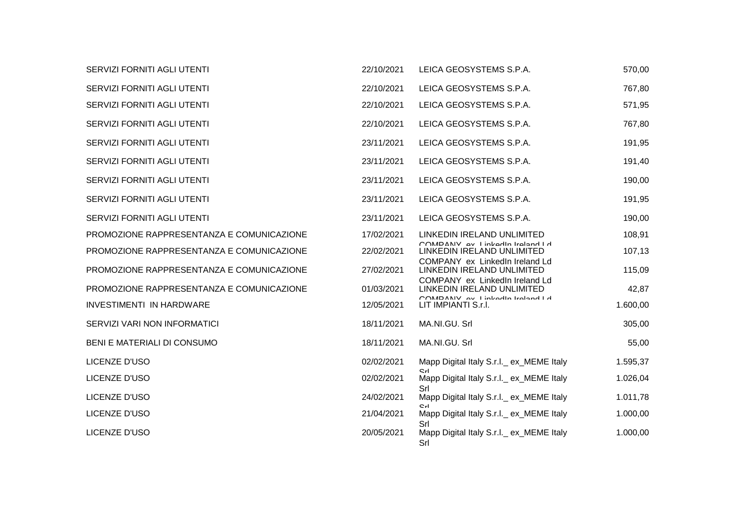| | | | |
|---|---|---|---|
| SERVIZI FORNITI AGLI UTENTI | 22/10/2021 | LEICA GEOSYSTEMS S.P.A. | 570,00 |
| SERVIZI FORNITI AGLI UTENTI | 22/10/2021 | LEICA GEOSYSTEMS S.P.A. | 767,80 |
| SERVIZI FORNITI AGLI UTENTI | 22/10/2021 | LEICA GEOSYSTEMS S.P.A. | 571,95 |
| SERVIZI FORNITI AGLI UTENTI | 22/10/2021 | LEICA GEOSYSTEMS S.P.A. | 767,80 |
| SERVIZI FORNITI AGLI UTENTI | 23/11/2021 | LEICA GEOSYSTEMS S.P.A. | 191,95 |
| SERVIZI FORNITI AGLI UTENTI | 23/11/2021 | LEICA GEOSYSTEMS S.P.A. | 191,40 |
| SERVIZI FORNITI AGLI UTENTI | 23/11/2021 | LEICA GEOSYSTEMS S.P.A. | 190,00 |
| SERVIZI FORNITI AGLI UTENTI | 23/11/2021 | LEICA GEOSYSTEMS S.P.A. | 191,95 |
| SERVIZI FORNITI AGLI UTENTI | 23/11/2021 | LEICA GEOSYSTEMS S.P.A. | 190,00 |
| PROMOZIONE RAPPRESENTANZA E COMUNICAZIONE | 17/02/2021 | LINKEDIN IRELAND UNLIMITED COMPANY ex LinkedIn Ireland Ld | 108,91 |
| PROMOZIONE RAPPRESENTANZA E COMUNICAZIONE | 22/02/2021 | LINKEDIN IRELAND UNLIMITED COMPANY ex LinkedIn Ireland Ld | 107,13 |
| PROMOZIONE RAPPRESENTANZA E COMUNICAZIONE | 27/02/2021 | LINKEDIN IRELAND UNLIMITED COMPANY ex LinkedIn Ireland Ld | 115,09 |
| PROMOZIONE RAPPRESENTANZA E COMUNICAZIONE | 01/03/2021 | LINKEDIN IRELAND UNLIMITED COMPANY ex LinkedIn Ireland Ld | 42,87 |
| INVESTIMENTI IN HARDWARE | 12/05/2021 | LIT IMPIANTI S.r.l. | 1.600,00 |
| SERVIZI VARI NON INFORMATICI | 18/11/2021 | MA.NI.GU. Srl | 305,00 |
| BENI E MATERIALI DI CONSUMO | 18/11/2021 | MA.NI.GU. Srl | 55,00 |
| LICENZE D'USO | 02/02/2021 | Mapp Digital Italy S.r.l._ ex_MEME Italy Srl | 1.595,37 |
| LICENZE D'USO | 02/02/2021 | Mapp Digital Italy S.r.l._ ex_MEME Italy Srl | 1.026,04 |
| LICENZE D'USO | 24/02/2021 | Mapp Digital Italy S.r.l._ ex_MEME Italy Srl | 1.011,78 |
| LICENZE D'USO | 21/04/2021 | Mapp Digital Italy S.r.l._ ex_MEME Italy Srl | 1.000,00 |
| LICENZE D'USO | 20/05/2021 | Mapp Digital Italy S.r.l._ ex_MEME Italy Srl | 1.000,00 |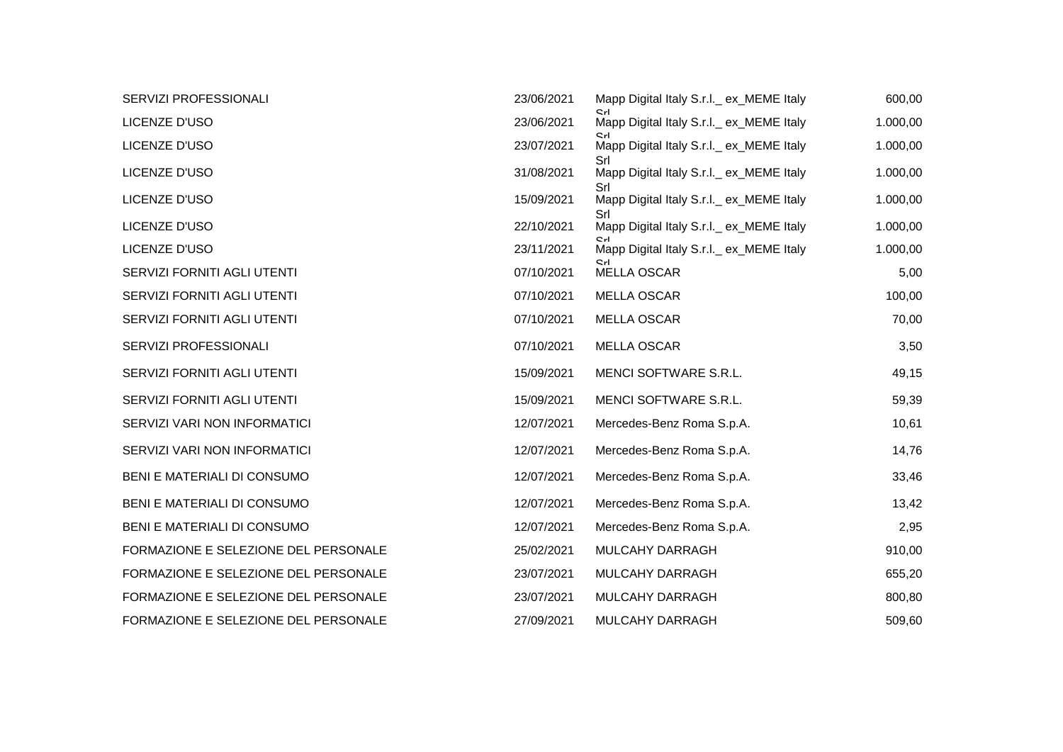| | | | |
|---|---|---|---|
| SERVIZI PROFESSIONALI | 23/06/2021 | Mapp Digital Italy S.r.l._ ex_MEME Italy Srl | 600,00 |
| LICENZE D'USO | 23/06/2021 | Mapp Digital Italy S.r.l._ ex_MEME Italy Srl | 1.000,00 |
| LICENZE D'USO | 23/07/2021 | Mapp Digital Italy S.r.l._ ex_MEME Italy Srl | 1.000,00 |
| LICENZE D'USO | 31/08/2021 | Mapp Digital Italy S.r.l._ ex_MEME Italy Srl | 1.000,00 |
| LICENZE D'USO | 15/09/2021 | Mapp Digital Italy S.r.l._ ex_MEME Italy Srl | 1.000,00 |
| LICENZE D'USO | 22/10/2021 | Mapp Digital Italy S.r.l._ ex_MEME Italy Srl | 1.000,00 |
| LICENZE D'USO | 23/11/2021 | Mapp Digital Italy S.r.l._ ex_MEME Italy Srl | 1.000,00 |
| SERVIZI FORNITI AGLI UTENTI | 07/10/2021 | MELLA OSCAR | 5,00 |
| SERVIZI FORNITI AGLI UTENTI | 07/10/2021 | MELLA OSCAR | 100,00 |
| SERVIZI FORNITI AGLI UTENTI | 07/10/2021 | MELLA OSCAR | 70,00 |
| SERVIZI PROFESSIONALI | 07/10/2021 | MELLA OSCAR | 3,50 |
| SERVIZI FORNITI AGLI UTENTI | 15/09/2021 | MENCI SOFTWARE S.R.L. | 49,15 |
| SERVIZI FORNITI AGLI UTENTI | 15/09/2021 | MENCI SOFTWARE S.R.L. | 59,39 |
| SERVIZI VARI NON INFORMATICI | 12/07/2021 | Mercedes-Benz Roma S.p.A. | 10,61 |
| SERVIZI VARI NON INFORMATICI | 12/07/2021 | Mercedes-Benz Roma S.p.A. | 14,76 |
| BENI E MATERIALI DI CONSUMO | 12/07/2021 | Mercedes-Benz Roma S.p.A. | 33,46 |
| BENI E MATERIALI DI CONSUMO | 12/07/2021 | Mercedes-Benz Roma S.p.A. | 13,42 |
| BENI E MATERIALI DI CONSUMO | 12/07/2021 | Mercedes-Benz Roma S.p.A. | 2,95 |
| FORMAZIONE E SELEZIONE DEL PERSONALE | 25/02/2021 | MULCAHY DARRAGH | 910,00 |
| FORMAZIONE E SELEZIONE DEL PERSONALE | 23/07/2021 | MULCAHY DARRAGH | 655,20 |
| FORMAZIONE E SELEZIONE DEL PERSONALE | 23/07/2021 | MULCAHY DARRAGH | 800,80 |
| FORMAZIONE E SELEZIONE DEL PERSONALE | 27/09/2021 | MULCAHY DARRAGH | 509,60 |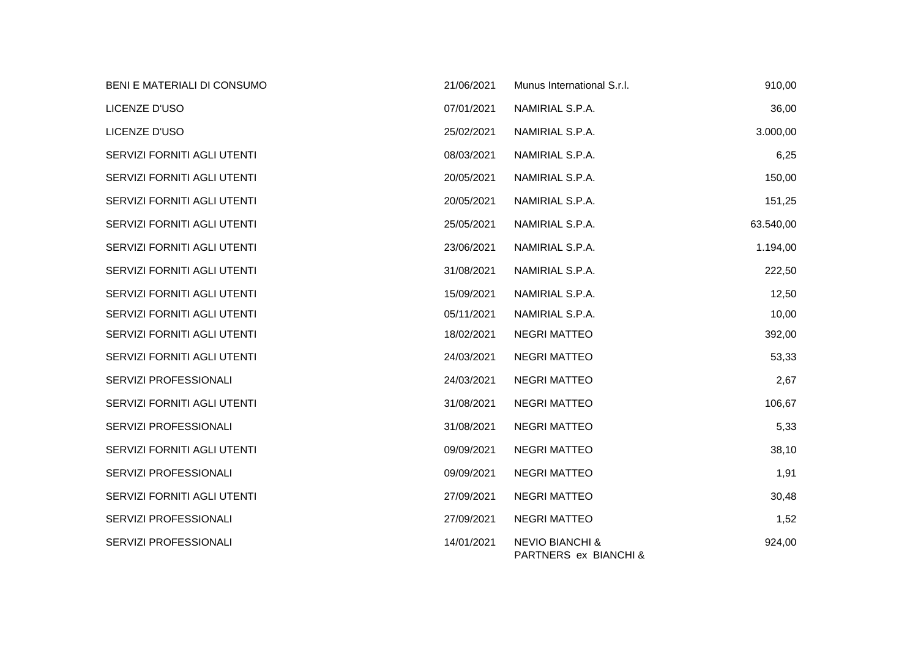| | | | |
|---|---|---|---|
| BENI E MATERIALI DI CONSUMO | 21/06/2021 | Munus International S.r.l. | 910,00 |
| LICENZE D'USO | 07/01/2021 | NAMIRIAL S.P.A. | 36,00 |
| LICENZE D'USO | 25/02/2021 | NAMIRIAL S.P.A. | 3.000,00 |
| SERVIZI FORNITI AGLI UTENTI | 08/03/2021 | NAMIRIAL S.P.A. | 6,25 |
| SERVIZI FORNITI AGLI UTENTI | 20/05/2021 | NAMIRIAL S.P.A. | 150,00 |
| SERVIZI FORNITI AGLI UTENTI | 20/05/2021 | NAMIRIAL S.P.A. | 151,25 |
| SERVIZI FORNITI AGLI UTENTI | 25/05/2021 | NAMIRIAL S.P.A. | 63.540,00 |
| SERVIZI FORNITI AGLI UTENTI | 23/06/2021 | NAMIRIAL S.P.A. | 1.194,00 |
| SERVIZI FORNITI AGLI UTENTI | 31/08/2021 | NAMIRIAL S.P.A. | 222,50 |
| SERVIZI FORNITI AGLI UTENTI | 15/09/2021 | NAMIRIAL S.P.A. | 12,50 |
| SERVIZI FORNITI AGLI UTENTI | 05/11/2021 | NAMIRIAL S.P.A. | 10,00 |
| SERVIZI FORNITI AGLI UTENTI | 18/02/2021 | NEGRI MATTEO | 392,00 |
| SERVIZI FORNITI AGLI UTENTI | 24/03/2021 | NEGRI MATTEO | 53,33 |
| SERVIZI PROFESSIONALI | 24/03/2021 | NEGRI MATTEO | 2,67 |
| SERVIZI FORNITI AGLI UTENTI | 31/08/2021 | NEGRI MATTEO | 106,67 |
| SERVIZI PROFESSIONALI | 31/08/2021 | NEGRI MATTEO | 5,33 |
| SERVIZI FORNITI AGLI UTENTI | 09/09/2021 | NEGRI MATTEO | 38,10 |
| SERVIZI PROFESSIONALI | 09/09/2021 | NEGRI MATTEO | 1,91 |
| SERVIZI FORNITI AGLI UTENTI | 27/09/2021 | NEGRI MATTEO | 30,48 |
| SERVIZI PROFESSIONALI | 27/09/2021 | NEGRI MATTEO | 1,52 |
| SERVIZI PROFESSIONALI | 14/01/2021 | NEVIO BIANCHI & PARTNERS ex BIANCHI & | 924,00 |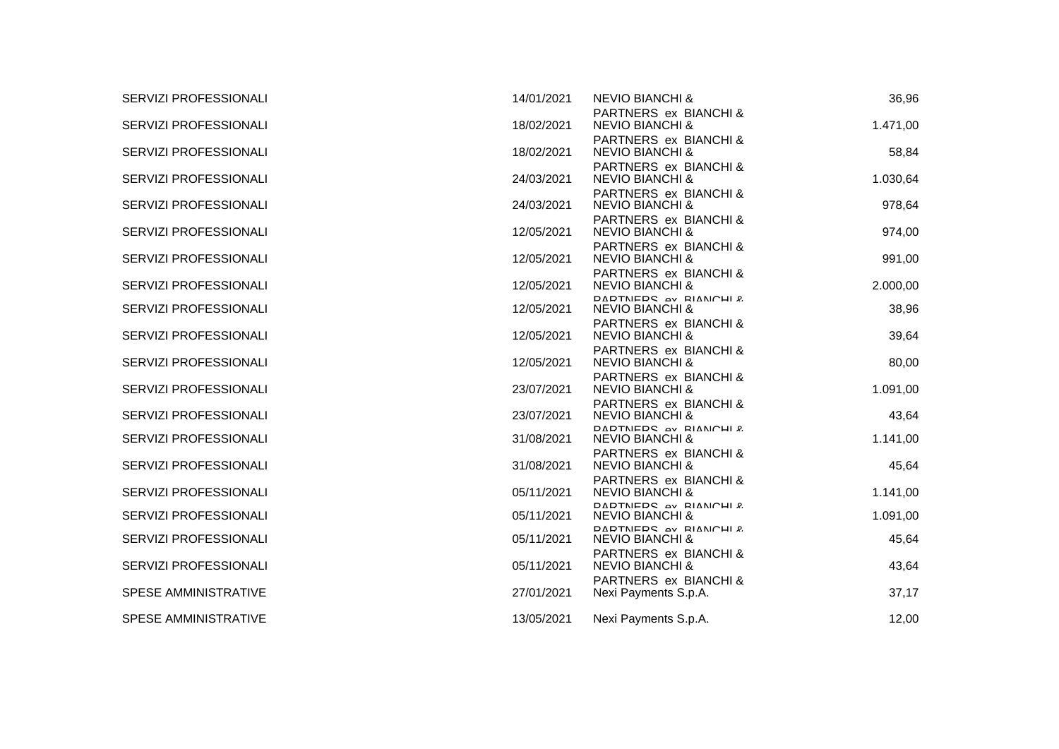| | | | |
|---|---|---|---|
| SERVIZI PROFESSIONALI | 14/01/2021 | NEVIO BIANCHI & PARTNERS ex BIANCHI & | 36,96 |
| SERVIZI PROFESSIONALI | 18/02/2021 | NEVIO BIANCHI & PARTNERS ex BIANCHI & | 1.471,00 |
| SERVIZI PROFESSIONALI | 18/02/2021 | NEVIO BIANCHI & PARTNERS ex BIANCHI & | 58,84 |
| SERVIZI PROFESSIONALI | 24/03/2021 | NEVIO BIANCHI & PARTNERS ex BIANCHI & | 1.030,64 |
| SERVIZI PROFESSIONALI | 24/03/2021 | NEVIO BIANCHI & PARTNERS ex BIANCHI & | 978,64 |
| SERVIZI PROFESSIONALI | 12/05/2021 | NEVIO BIANCHI & PARTNERS ex BIANCHI & | 974,00 |
| SERVIZI PROFESSIONALI | 12/05/2021 | NEVIO BIANCHI & PARTNERS ex BIANCHI & | 991,00 |
| SERVIZI PROFESSIONALI | 12/05/2021 | NEVIO BIANCHI & PARTNERS ex BIANCHI & | 2.000,00 |
| SERVIZI PROFESSIONALI | 12/05/2021 | NEVIO BIANCHI & PARTNERS ex BIANCHI & | 38,96 |
| SERVIZI PROFESSIONALI | 12/05/2021 | NEVIO BIANCHI & PARTNERS ex BIANCHI & | 39,64 |
| SERVIZI PROFESSIONALI | 12/05/2021 | NEVIO BIANCHI & PARTNERS ex BIANCHI & | 80,00 |
| SERVIZI PROFESSIONALI | 23/07/2021 | NEVIO BIANCHI & PARTNERS ex BIANCHI & | 1.091,00 |
| SERVIZI PROFESSIONALI | 23/07/2021 | NEVIO BIANCHI & PARTNERS ex BIANCHI & | 43,64 |
| SERVIZI PROFESSIONALI | 31/08/2021 | NEVIO BIANCHI & PARTNERS ex BIANCHI & | 1.141,00 |
| SERVIZI PROFESSIONALI | 31/08/2021 | NEVIO BIANCHI & PARTNERS ex BIANCHI & | 45,64 |
| SERVIZI PROFESSIONALI | 05/11/2021 | NEVIO BIANCHI & PARTNERS ex BIANCHI & | 1.141,00 |
| SERVIZI PROFESSIONALI | 05/11/2021 | NEVIO BIANCHI & PARTNERS ex BIANCHI & | 1.091,00 |
| SERVIZI PROFESSIONALI | 05/11/2021 | NEVIO BIANCHI & PARTNERS ex BIANCHI & | 45,64 |
| SERVIZI PROFESSIONALI | 05/11/2021 | NEVIO BIANCHI & PARTNERS ex BIANCHI & | 43,64 |
| SPESE AMMINISTRATIVE | 27/01/2021 | Nexi Payments S.p.A. | 37,17 |
| SPESE AMMINISTRATIVE | 13/05/2021 | Nexi Payments S.p.A. | 12,00 |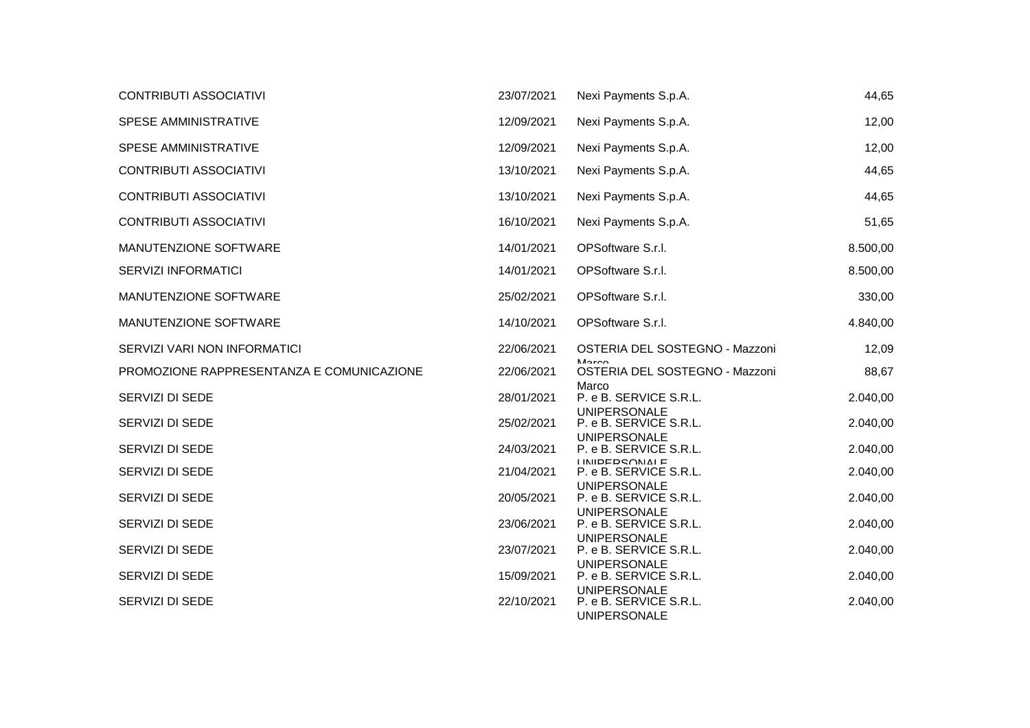| | | | |
|---|---|---|---|
| CONTRIBUTI ASSOCIATIVI | 23/07/2021 | Nexi Payments S.p.A. | 44,65 |
| SPESE AMMINISTRATIVE | 12/09/2021 | Nexi Payments S.p.A. | 12,00 |
| SPESE AMMINISTRATIVE | 12/09/2021 | Nexi Payments S.p.A. | 12,00 |
| CONTRIBUTI ASSOCIATIVI | 13/10/2021 | Nexi Payments S.p.A. | 44,65 |
| CONTRIBUTI ASSOCIATIVI | 13/10/2021 | Nexi Payments S.p.A. | 44,65 |
| CONTRIBUTI ASSOCIATIVI | 16/10/2021 | Nexi Payments S.p.A. | 51,65 |
| MANUTENZIONE SOFTWARE | 14/01/2021 | OPSoftware S.r.l. | 8.500,00 |
| SERVIZI INFORMATICI | 14/01/2021 | OPSoftware S.r.l. | 8.500,00 |
| MANUTENZIONE SOFTWARE | 25/02/2021 | OPSoftware S.r.l. | 330,00 |
| MANUTENZIONE SOFTWARE | 14/10/2021 | OPSoftware S.r.l. | 4.840,00 |
| SERVIZI VARI NON INFORMATICI | 22/06/2021 | OSTERIA DEL SOSTEGNO - Mazzoni Marco | 12,09 |
| PROMOZIONE RAPPRESENTANZA E COMUNICAZIONE | 22/06/2021 | OSTERIA DEL SOSTEGNO - Mazzoni Marco | 88,67 |
| SERVIZI DI SEDE | 28/01/2021 | P. e B. SERVICE S.R.L. UNIPERSONALE | 2.040,00 |
| SERVIZI DI SEDE | 25/02/2021 | P. e B. SERVICE S.R.L. UNIPERSONALE | 2.040,00 |
| SERVIZI DI SEDE | 24/03/2021 | P. e B. SERVICE S.R.L. UNIPERSONALE | 2.040,00 |
| SERVIZI DI SEDE | 21/04/2021 | P. e B. SERVICE S.R.L. UNIPERSONALE | 2.040,00 |
| SERVIZI DI SEDE | 20/05/2021 | P. e B. SERVICE S.R.L. UNIPERSONALE | 2.040,00 |
| SERVIZI DI SEDE | 23/06/2021 | P. e B. SERVICE S.R.L. UNIPERSONALE | 2.040,00 |
| SERVIZI DI SEDE | 23/07/2021 | P. e B. SERVICE S.R.L. UNIPERSONALE | 2.040,00 |
| SERVIZI DI SEDE | 15/09/2021 | P. e B. SERVICE S.R.L. UNIPERSONALE | 2.040,00 |
| SERVIZI DI SEDE | 22/10/2021 | P. e B. SERVICE S.R.L. UNIPERSONALE | 2.040,00 |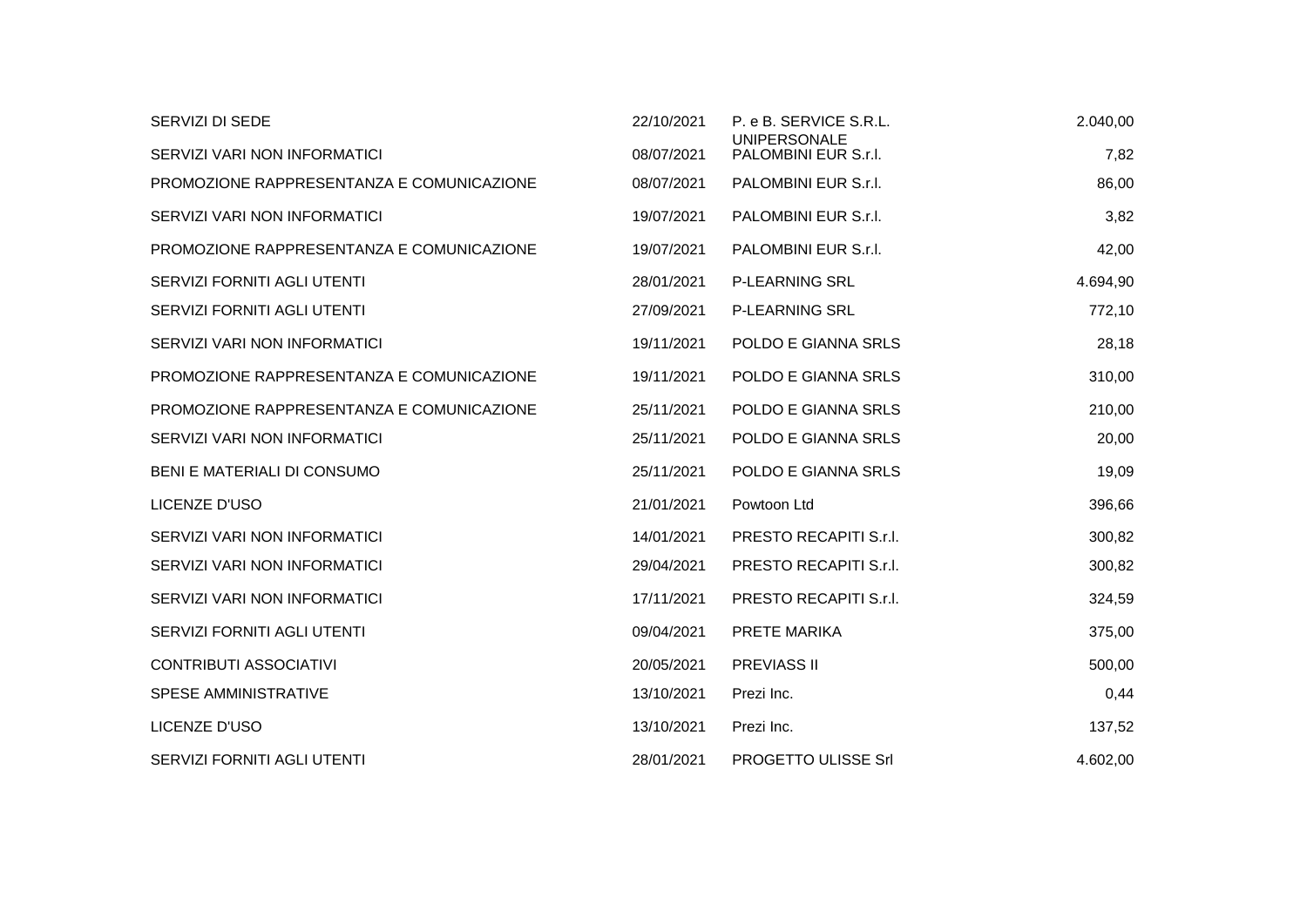| | | | |
|---|---|---|---|
| SERVIZI DI SEDE | 22/10/2021 | P. e B. SERVICE S.R.L. UNIPERSONALE | 2.040,00 |
| SERVIZI VARI NON INFORMATICI | 08/07/2021 | PALOMBINI EUR S.r.l. | 7,82 |
| PROMOZIONE RAPPRESENTANZA E COMUNICAZIONE | 08/07/2021 | PALOMBINI EUR S.r.l. | 86,00 |
| SERVIZI VARI NON INFORMATICI | 19/07/2021 | PALOMBINI EUR S.r.l. | 3,82 |
| PROMOZIONE RAPPRESENTANZA E COMUNICAZIONE | 19/07/2021 | PALOMBINI EUR S.r.l. | 42,00 |
| SERVIZI FORNITI AGLI UTENTI | 28/01/2021 | P-LEARNING SRL | 4.694,90 |
| SERVIZI FORNITI AGLI UTENTI | 27/09/2021 | P-LEARNING SRL | 772,10 |
| SERVIZI VARI NON INFORMATICI | 19/11/2021 | POLDO E GIANNA SRLS | 28,18 |
| PROMOZIONE RAPPRESENTANZA E COMUNICAZIONE | 19/11/2021 | POLDO E GIANNA SRLS | 310,00 |
| PROMOZIONE RAPPRESENTANZA E COMUNICAZIONE | 25/11/2021 | POLDO E GIANNA SRLS | 210,00 |
| SERVIZI VARI NON INFORMATICI | 25/11/2021 | POLDO E GIANNA SRLS | 20,00 |
| BENI E MATERIALI DI CONSUMO | 25/11/2021 | POLDO E GIANNA SRLS | 19,09 |
| LICENZE D'USO | 21/01/2021 | Powtoon Ltd | 396,66 |
| SERVIZI VARI NON INFORMATICI | 14/01/2021 | PRESTO RECAPITI S.r.l. | 300,82 |
| SERVIZI VARI NON INFORMATICI | 29/04/2021 | PRESTO RECAPITI S.r.l. | 300,82 |
| SERVIZI VARI NON INFORMATICI | 17/11/2021 | PRESTO RECAPITI S.r.l. | 324,59 |
| SERVIZI FORNITI AGLI UTENTI | 09/04/2021 | PRETE MARIKA | 375,00 |
| CONTRIBUTI ASSOCIATIVI | 20/05/2021 | PREVIASS II | 500,00 |
| SPESE AMMINISTRATIVE | 13/10/2021 | Prezi Inc. | 0,44 |
| LICENZE D'USO | 13/10/2021 | Prezi Inc. | 137,52 |
| SERVIZI FORNITI AGLI UTENTI | 28/01/2021 | PROGETTO ULISSE Srl | 4.602,00 |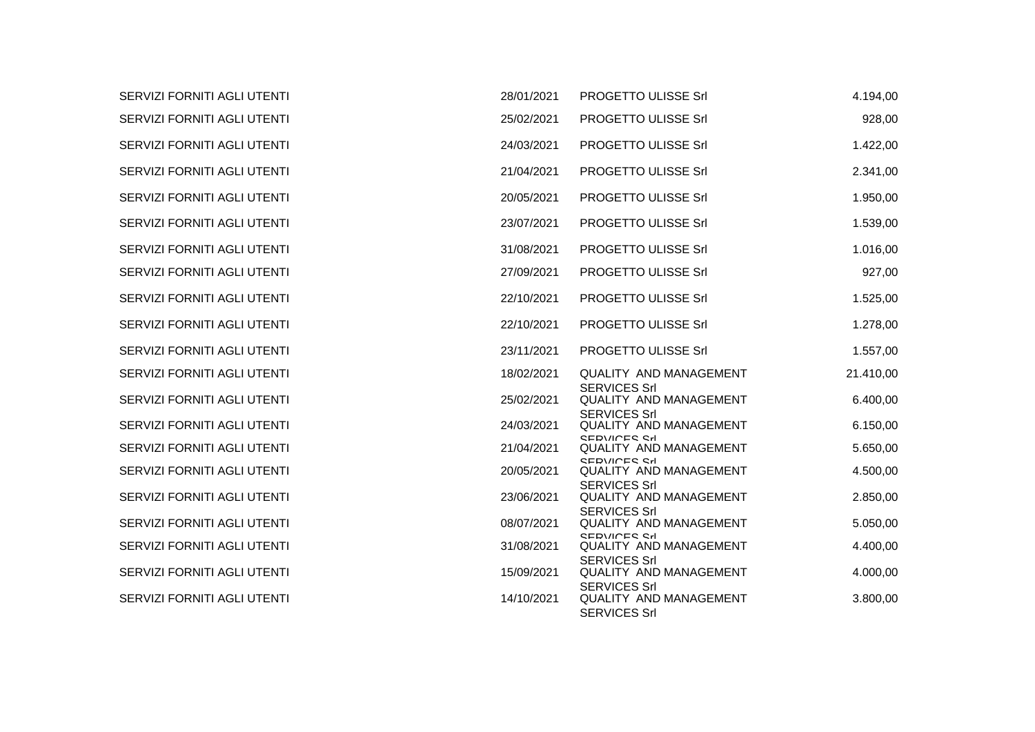| | | | |
|---|---|---|---|
| SERVIZI FORNITI AGLI UTENTI | 28/01/2021 | PROGETTO ULISSE Srl | 4.194,00 |
| SERVIZI FORNITI AGLI UTENTI | 25/02/2021 | PROGETTO ULISSE Srl | 928,00 |
| SERVIZI FORNITI AGLI UTENTI | 24/03/2021 | PROGETTO ULISSE Srl | 1.422,00 |
| SERVIZI FORNITI AGLI UTENTI | 21/04/2021 | PROGETTO ULISSE Srl | 2.341,00 |
| SERVIZI FORNITI AGLI UTENTI | 20/05/2021 | PROGETTO ULISSE Srl | 1.950,00 |
| SERVIZI FORNITI AGLI UTENTI | 23/07/2021 | PROGETTO ULISSE Srl | 1.539,00 |
| SERVIZI FORNITI AGLI UTENTI | 31/08/2021 | PROGETTO ULISSE Srl | 1.016,00 |
| SERVIZI FORNITI AGLI UTENTI | 27/09/2021 | PROGETTO ULISSE Srl | 927,00 |
| SERVIZI FORNITI AGLI UTENTI | 22/10/2021 | PROGETTO ULISSE Srl | 1.525,00 |
| SERVIZI FORNITI AGLI UTENTI | 22/10/2021 | PROGETTO ULISSE Srl | 1.278,00 |
| SERVIZI FORNITI AGLI UTENTI | 23/11/2021 | PROGETTO ULISSE Srl | 1.557,00 |
| SERVIZI FORNITI AGLI UTENTI | 18/02/2021 | QUALITY AND MANAGEMENT SERVICES Srl | 21.410,00 |
| SERVIZI FORNITI AGLI UTENTI | 25/02/2021 | QUALITY AND MANAGEMENT SERVICES Srl | 6.400,00 |
| SERVIZI FORNITI AGLI UTENTI | 24/03/2021 | QUALITY AND MANAGEMENT SERVICES Srl | 6.150,00 |
| SERVIZI FORNITI AGLI UTENTI | 21/04/2021 | QUALITY AND MANAGEMENT SERVICES Srl | 5.650,00 |
| SERVIZI FORNITI AGLI UTENTI | 20/05/2021 | QUALITY AND MANAGEMENT SERVICES Srl | 4.500,00 |
| SERVIZI FORNITI AGLI UTENTI | 23/06/2021 | QUALITY AND MANAGEMENT SERVICES Srl | 2.850,00 |
| SERVIZI FORNITI AGLI UTENTI | 08/07/2021 | QUALITY AND MANAGEMENT SERVICES Srl | 5.050,00 |
| SERVIZI FORNITI AGLI UTENTI | 31/08/2021 | QUALITY AND MANAGEMENT SERVICES Srl | 4.400,00 |
| SERVIZI FORNITI AGLI UTENTI | 15/09/2021 | QUALITY AND MANAGEMENT SERVICES Srl | 4.000,00 |
| SERVIZI FORNITI AGLI UTENTI | 14/10/2021 | QUALITY AND MANAGEMENT SERVICES Srl | 3.800,00 |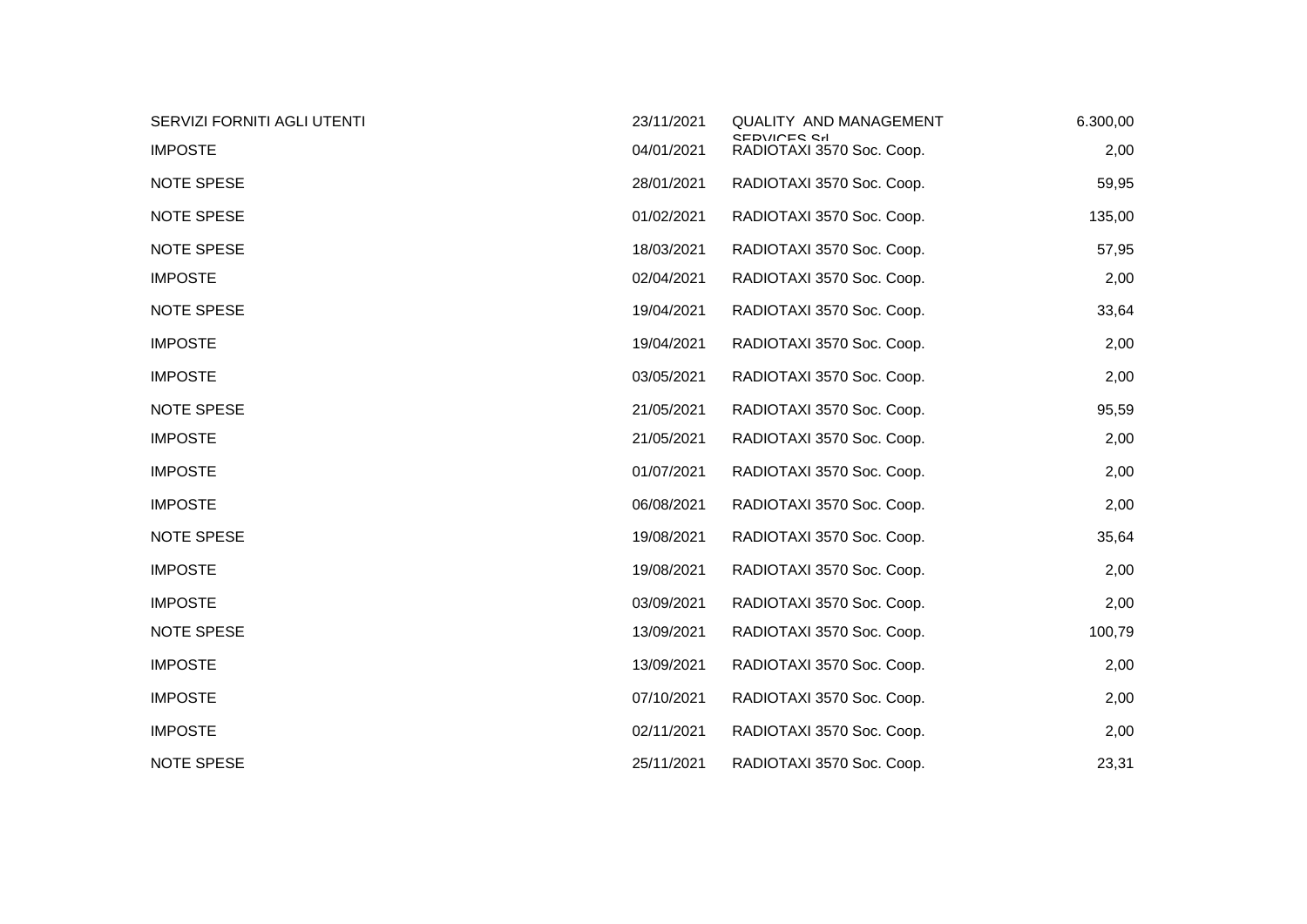| | | | |
|---|---|---|---|
| SERVIZI FORNITI AGLI UTENTI | 23/11/2021 | QUALITY AND MANAGEMENT SERVICES Srl | 6.300,00 |
| IMPOSTE | 04/01/2021 | RADIOTAXI 3570 Soc. Coop. | 2,00 |
| NOTE SPESE | 28/01/2021 | RADIOTAXI 3570 Soc. Coop. | 59,95 |
| NOTE SPESE | 01/02/2021 | RADIOTAXI 3570 Soc. Coop. | 135,00 |
| NOTE SPESE | 18/03/2021 | RADIOTAXI 3570 Soc. Coop. | 57,95 |
| IMPOSTE | 02/04/2021 | RADIOTAXI 3570 Soc. Coop. | 2,00 |
| NOTE SPESE | 19/04/2021 | RADIOTAXI 3570 Soc. Coop. | 33,64 |
| IMPOSTE | 19/04/2021 | RADIOTAXI 3570 Soc. Coop. | 2,00 |
| IMPOSTE | 03/05/2021 | RADIOTAXI 3570 Soc. Coop. | 2,00 |
| NOTE SPESE | 21/05/2021 | RADIOTAXI 3570 Soc. Coop. | 95,59 |
| IMPOSTE | 21/05/2021 | RADIOTAXI 3570 Soc. Coop. | 2,00 |
| IMPOSTE | 01/07/2021 | RADIOTAXI 3570 Soc. Coop. | 2,00 |
| IMPOSTE | 06/08/2021 | RADIOTAXI 3570 Soc. Coop. | 2,00 |
| NOTE SPESE | 19/08/2021 | RADIOTAXI 3570 Soc. Coop. | 35,64 |
| IMPOSTE | 19/08/2021 | RADIOTAXI 3570 Soc. Coop. | 2,00 |
| IMPOSTE | 03/09/2021 | RADIOTAXI 3570 Soc. Coop. | 2,00 |
| NOTE SPESE | 13/09/2021 | RADIOTAXI 3570 Soc. Coop. | 100,79 |
| IMPOSTE | 13/09/2021 | RADIOTAXI 3570 Soc. Coop. | 2,00 |
| IMPOSTE | 07/10/2021 | RADIOTAXI 3570 Soc. Coop. | 2,00 |
| IMPOSTE | 02/11/2021 | RADIOTAXI 3570 Soc. Coop. | 2,00 |
| NOTE SPESE | 25/11/2021 | RADIOTAXI 3570 Soc. Coop. | 23,31 |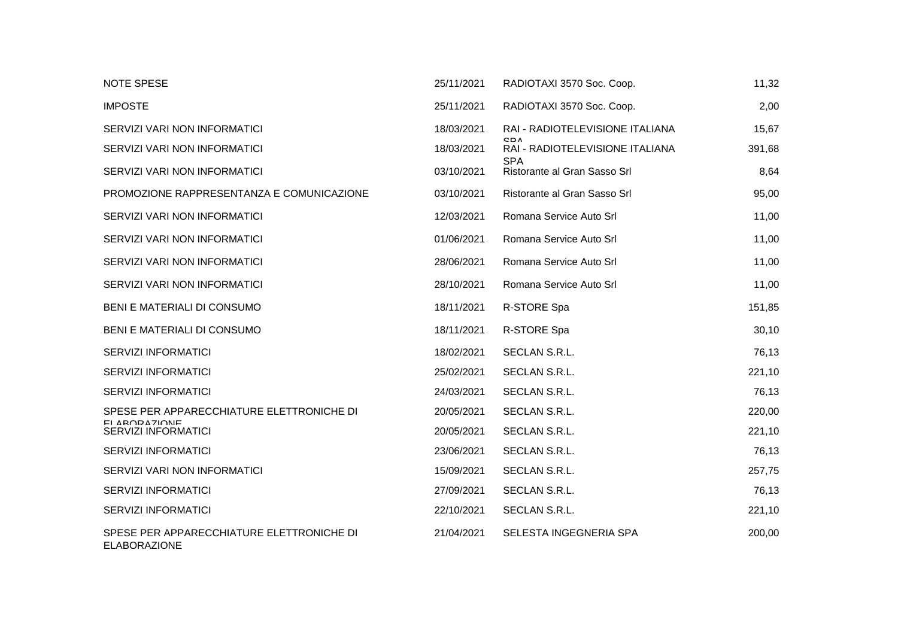| | | | |
|---|---|---|---|
| NOTE SPESE | 25/11/2021 | RADIOTAXI 3570 Soc. Coop. | 11,32 |
| IMPOSTE | 25/11/2021 | RADIOTAXI 3570 Soc. Coop. | 2,00 |
| SERVIZI VARI NON INFORMATICI | 18/03/2021 | RAI - RADIOTELEVISIONE ITALIANA SPA | 15,67 |
| SERVIZI VARI NON INFORMATICI | 18/03/2021 | RAI - RADIOTELEVISIONE ITALIANA SPA | 391,68 |
| SERVIZI VARI NON INFORMATICI | 03/10/2021 | Ristorante al Gran Sasso Srl | 8,64 |
| PROMOZIONE RAPPRESENTANZA E COMUNICAZIONE | 03/10/2021 | Ristorante al Gran Sasso Srl | 95,00 |
| SERVIZI VARI NON INFORMATICI | 12/03/2021 | Romana Service Auto Srl | 11,00 |
| SERVIZI VARI NON INFORMATICI | 01/06/2021 | Romana Service Auto Srl | 11,00 |
| SERVIZI VARI NON INFORMATICI | 28/06/2021 | Romana Service Auto Srl | 11,00 |
| SERVIZI VARI NON INFORMATICI | 28/10/2021 | Romana Service Auto Srl | 11,00 |
| BENI E MATERIALI DI CONSUMO | 18/11/2021 | R-STORE Spa | 151,85 |
| BENI E MATERIALI DI CONSUMO | 18/11/2021 | R-STORE Spa | 30,10 |
| SERVIZI INFORMATICI | 18/02/2021 | SECLAN S.R.L. | 76,13 |
| SERVIZI INFORMATICI | 25/02/2021 | SECLAN S.R.L. | 221,10 |
| SERVIZI INFORMATICI | 24/03/2021 | SECLAN S.R.L. | 76,13 |
| SPESE PER APPARECCHIATURE ELETTRONICHE DI ELABORAZIONE | 20/05/2021 | SECLAN S.R.L. | 220,00 |
| SERVIZI INFORMATICI | 20/05/2021 | SECLAN S.R.L. | 221,10 |
| SERVIZI INFORMATICI | 23/06/2021 | SECLAN S.R.L. | 76,13 |
| SERVIZI VARI NON INFORMATICI | 15/09/2021 | SECLAN S.R.L. | 257,75 |
| SERVIZI INFORMATICI | 27/09/2021 | SECLAN S.R.L. | 76,13 |
| SERVIZI INFORMATICI | 22/10/2021 | SECLAN S.R.L. | 221,10 |
| SPESE PER APPARECCHIATURE ELETTRONICHE DI ELABORAZIONE | 21/04/2021 | SELESTA INGEGNERIA SPA | 200,00 |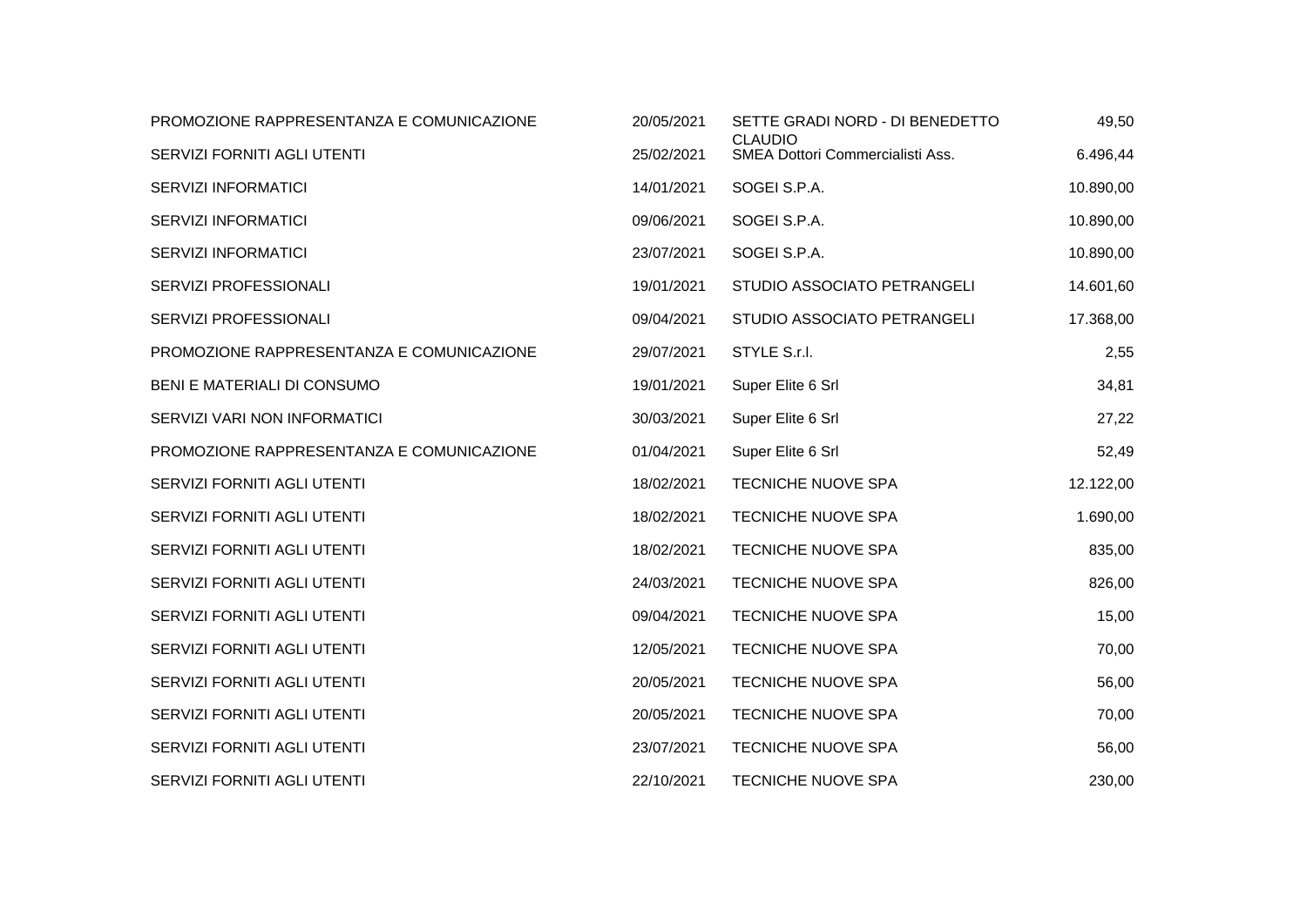| | | | |
|---|---|---|---|
| PROMOZIONE RAPPRESENTANZA E COMUNICAZIONE | 20/05/2021 | SETTE GRADI NORD - DI BENEDETTO CLAUDIO | 49,50 |
| SERVIZI FORNITI AGLI UTENTI | 25/02/2021 | SMEA Dottori Commercialisti Ass. | 6.496,44 |
| SERVIZI INFORMATICI | 14/01/2021 | SOGEI S.P.A. | 10.890,00 |
| SERVIZI INFORMATICI | 09/06/2021 | SOGEI S.P.A. | 10.890,00 |
| SERVIZI INFORMATICI | 23/07/2021 | SOGEI S.P.A. | 10.890,00 |
| SERVIZI PROFESSIONALI | 19/01/2021 | STUDIO ASSOCIATO PETRANGELI | 14.601,60 |
| SERVIZI PROFESSIONALI | 09/04/2021 | STUDIO ASSOCIATO PETRANGELI | 17.368,00 |
| PROMOZIONE RAPPRESENTANZA E COMUNICAZIONE | 29/07/2021 | STYLE S.r.l. | 2,55 |
| BENI E MATERIALI DI CONSUMO | 19/01/2021 | Super Elite 6 Srl | 34,81 |
| SERVIZI VARI NON INFORMATICI | 30/03/2021 | Super Elite 6 Srl | 27,22 |
| PROMOZIONE RAPPRESENTANZA E COMUNICAZIONE | 01/04/2021 | Super Elite 6 Srl | 52,49 |
| SERVIZI FORNITI AGLI UTENTI | 18/02/2021 | TECNICHE NUOVE SPA | 12.122,00 |
| SERVIZI FORNITI AGLI UTENTI | 18/02/2021 | TECNICHE NUOVE SPA | 1.690,00 |
| SERVIZI FORNITI AGLI UTENTI | 18/02/2021 | TECNICHE NUOVE SPA | 835,00 |
| SERVIZI FORNITI AGLI UTENTI | 24/03/2021 | TECNICHE NUOVE SPA | 826,00 |
| SERVIZI FORNITI AGLI UTENTI | 09/04/2021 | TECNICHE NUOVE SPA | 15,00 |
| SERVIZI FORNITI AGLI UTENTI | 12/05/2021 | TECNICHE NUOVE SPA | 70,00 |
| SERVIZI FORNITI AGLI UTENTI | 20/05/2021 | TECNICHE NUOVE SPA | 56,00 |
| SERVIZI FORNITI AGLI UTENTI | 20/05/2021 | TECNICHE NUOVE SPA | 70,00 |
| SERVIZI FORNITI AGLI UTENTI | 23/07/2021 | TECNICHE NUOVE SPA | 56,00 |
| SERVIZI FORNITI AGLI UTENTI | 22/10/2021 | TECNICHE NUOVE SPA | 230,00 |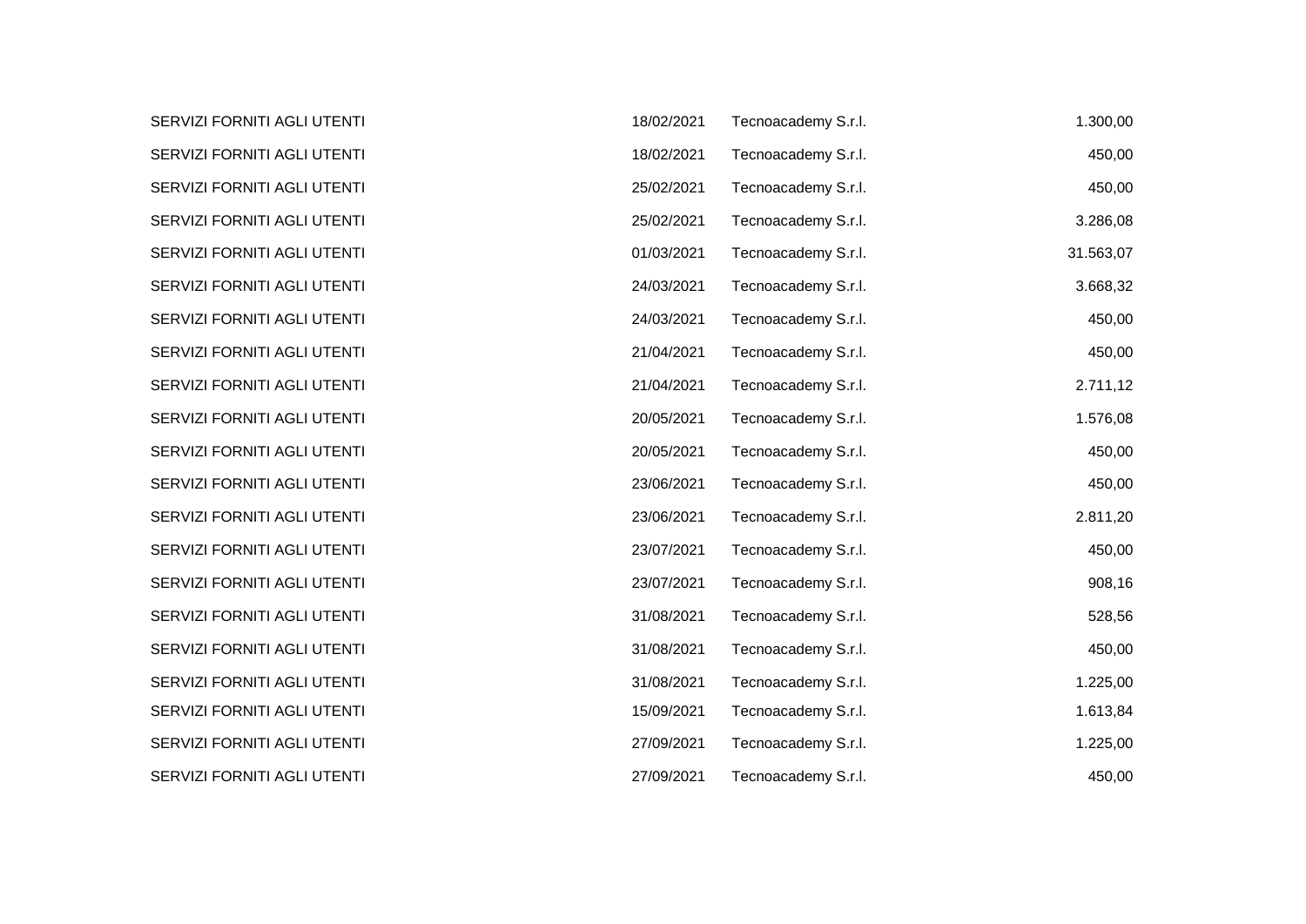| | | | |
|---|---|---|---|
| SERVIZI FORNITI AGLI UTENTI | 18/02/2021 | Tecnoacademy S.r.l. | 1.300,00 |
| SERVIZI FORNITI AGLI UTENTI | 18/02/2021 | Tecnoacademy S.r.l. | 450,00 |
| SERVIZI FORNITI AGLI UTENTI | 25/02/2021 | Tecnoacademy S.r.l. | 450,00 |
| SERVIZI FORNITI AGLI UTENTI | 25/02/2021 | Tecnoacademy S.r.l. | 3.286,08 |
| SERVIZI FORNITI AGLI UTENTI | 01/03/2021 | Tecnoacademy S.r.l. | 31.563,07 |
| SERVIZI FORNITI AGLI UTENTI | 24/03/2021 | Tecnoacademy S.r.l. | 3.668,32 |
| SERVIZI FORNITI AGLI UTENTI | 24/03/2021 | Tecnoacademy S.r.l. | 450,00 |
| SERVIZI FORNITI AGLI UTENTI | 21/04/2021 | Tecnoacademy S.r.l. | 450,00 |
| SERVIZI FORNITI AGLI UTENTI | 21/04/2021 | Tecnoacademy S.r.l. | 2.711,12 |
| SERVIZI FORNITI AGLI UTENTI | 20/05/2021 | Tecnoacademy S.r.l. | 1.576,08 |
| SERVIZI FORNITI AGLI UTENTI | 20/05/2021 | Tecnoacademy S.r.l. | 450,00 |
| SERVIZI FORNITI AGLI UTENTI | 23/06/2021 | Tecnoacademy S.r.l. | 450,00 |
| SERVIZI FORNITI AGLI UTENTI | 23/06/2021 | Tecnoacademy S.r.l. | 2.811,20 |
| SERVIZI FORNITI AGLI UTENTI | 23/07/2021 | Tecnoacademy S.r.l. | 450,00 |
| SERVIZI FORNITI AGLI UTENTI | 23/07/2021 | Tecnoacademy S.r.l. | 908,16 |
| SERVIZI FORNITI AGLI UTENTI | 31/08/2021 | Tecnoacademy S.r.l. | 528,56 |
| SERVIZI FORNITI AGLI UTENTI | 31/08/2021 | Tecnoacademy S.r.l. | 450,00 |
| SERVIZI FORNITI AGLI UTENTI | 31/08/2021 | Tecnoacademy S.r.l. | 1.225,00 |
| SERVIZI FORNITI AGLI UTENTI | 15/09/2021 | Tecnoacademy S.r.l. | 1.613,84 |
| SERVIZI FORNITI AGLI UTENTI | 27/09/2021 | Tecnoacademy S.r.l. | 1.225,00 |
| SERVIZI FORNITI AGLI UTENTI | 27/09/2021 | Tecnoacademy S.r.l. | 450,00 |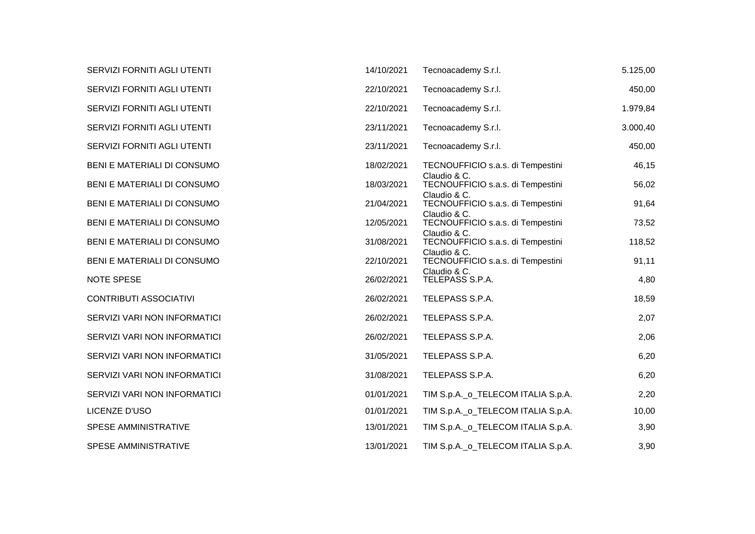| | | | |
|---|---|---|---|
| SERVIZI FORNITI AGLI UTENTI | 14/10/2021 | Tecnoacademy S.r.l. | 5.125,00 |
| SERVIZI FORNITI AGLI UTENTI | 22/10/2021 | Tecnoacademy S.r.l. | 450,00 |
| SERVIZI FORNITI AGLI UTENTI | 22/10/2021 | Tecnoacademy S.r.l. | 1.979,84 |
| SERVIZI FORNITI AGLI UTENTI | 23/11/2021 | Tecnoacademy S.r.l. | 3.000,40 |
| SERVIZI FORNITI AGLI UTENTI | 23/11/2021 | Tecnoacademy S.r.l. | 450,00 |
| BENI E MATERIALI DI CONSUMO | 18/02/2021 | TECNOUFFICIO s.a.s. di Tempestini Claudio & C. | 46,15 |
| BENI E MATERIALI DI CONSUMO | 18/03/2021 | TECNOUFFICIO s.a.s. di Tempestini Claudio & C. | 56,02 |
| BENI E MATERIALI DI CONSUMO | 21/04/2021 | TECNOUFFICIO s.a.s. di Tempestini Claudio & C. | 91,64 |
| BENI E MATERIALI DI CONSUMO | 12/05/2021 | TECNOUFFICIO s.a.s. di Tempestini Claudio & C. | 73,52 |
| BENI E MATERIALI DI CONSUMO | 31/08/2021 | TECNOUFFICIO s.a.s. di Tempestini Claudio & C. | 118,52 |
| BENI E MATERIALI DI CONSUMO | 22/10/2021 | TECNOUFFICIO s.a.s. di Tempestini Claudio & C. | 91,11 |
| NOTE SPESE | 26/02/2021 | TELEPASS S.P.A. | 4,80 |
| CONTRIBUTI ASSOCIATIVI | 26/02/2021 | TELEPASS S.P.A. | 18,59 |
| SERVIZI VARI NON INFORMATICI | 26/02/2021 | TELEPASS S.P.A. | 2,07 |
| SERVIZI VARI NON INFORMATICI | 26/02/2021 | TELEPASS S.P.A. | 2,06 |
| SERVIZI VARI NON INFORMATICI | 31/05/2021 | TELEPASS S.P.A. | 6,20 |
| SERVIZI VARI NON INFORMATICI | 31/08/2021 | TELEPASS S.P.A. | 6,20 |
| SERVIZI VARI NON INFORMATICI | 01/01/2021 | TIM S.p.A._o_TELECOM ITALIA S.p.A. | 2,20 |
| LICENZE D'USO | 01/01/2021 | TIM S.p.A._o_TELECOM ITALIA S.p.A. | 10,00 |
| SPESE AMMINISTRATIVE | 13/01/2021 | TIM S.p.A._o_TELECOM ITALIA S.p.A. | 3,90 |
| SPESE AMMINISTRATIVE | 13/01/2021 | TIM S.p.A._o_TELECOM ITALIA S.p.A. | 3,90 |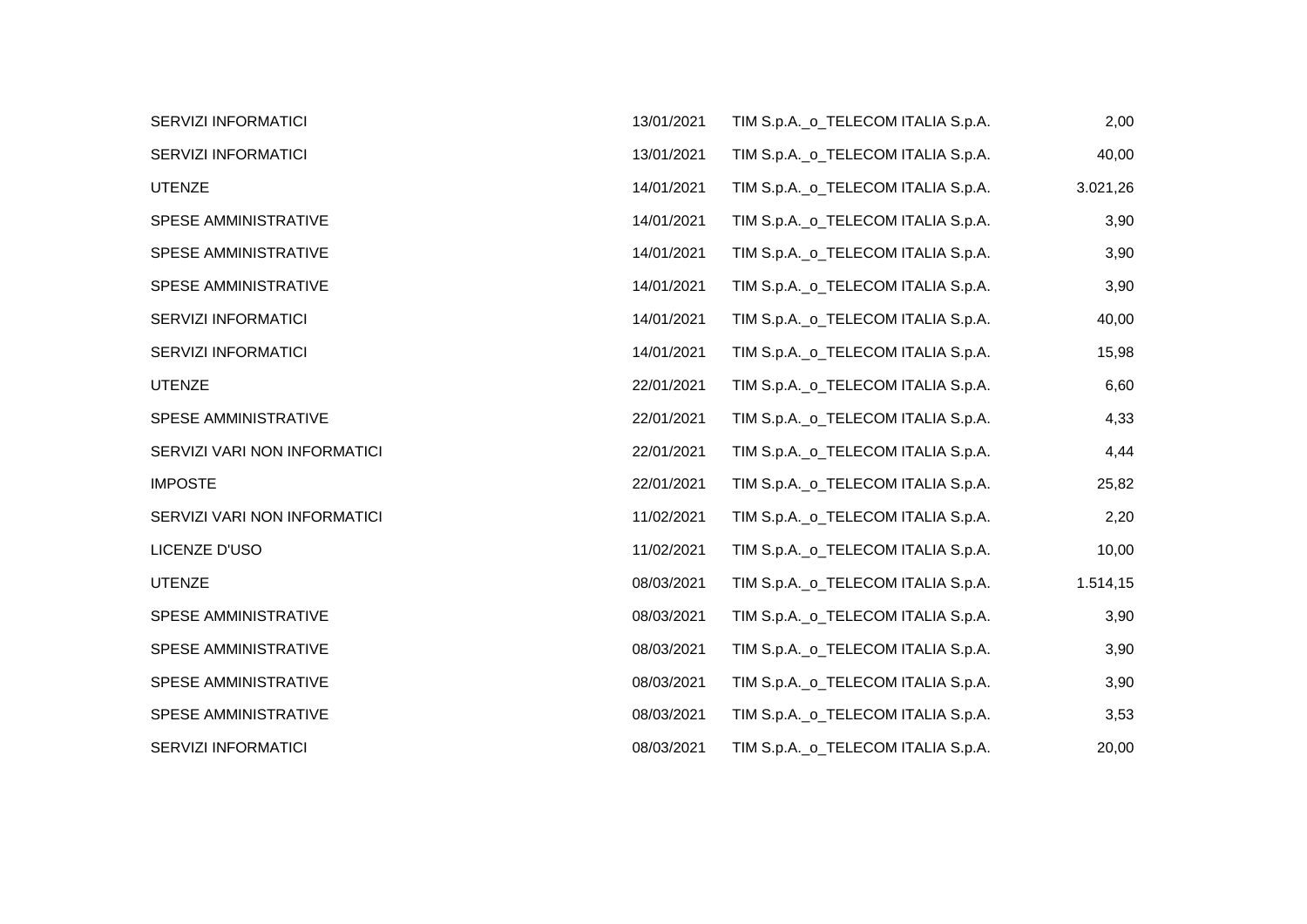| | | | |
|---|---|---|---|
| SERVIZI INFORMATICI | 13/01/2021 | TIM S.p.A._o_TELECOM ITALIA S.p.A. | 2,00 |
| SERVIZI INFORMATICI | 13/01/2021 | TIM S.p.A._o_TELECOM ITALIA S.p.A. | 40,00 |
| UTENZE | 14/01/2021 | TIM S.p.A._o_TELECOM ITALIA S.p.A. | 3.021,26 |
| SPESE AMMINISTRATIVE | 14/01/2021 | TIM S.p.A._o_TELECOM ITALIA S.p.A. | 3,90 |
| SPESE AMMINISTRATIVE | 14/01/2021 | TIM S.p.A._o_TELECOM ITALIA S.p.A. | 3,90 |
| SPESE AMMINISTRATIVE | 14/01/2021 | TIM S.p.A._o_TELECOM ITALIA S.p.A. | 3,90 |
| SERVIZI INFORMATICI | 14/01/2021 | TIM S.p.A._o_TELECOM ITALIA S.p.A. | 40,00 |
| SERVIZI INFORMATICI | 14/01/2021 | TIM S.p.A._o_TELECOM ITALIA S.p.A. | 15,98 |
| UTENZE | 22/01/2021 | TIM S.p.A._o_TELECOM ITALIA S.p.A. | 6,60 |
| SPESE AMMINISTRATIVE | 22/01/2021 | TIM S.p.A._o_TELECOM ITALIA S.p.A. | 4,33 |
| SERVIZI VARI NON INFORMATICI | 22/01/2021 | TIM S.p.A._o_TELECOM ITALIA S.p.A. | 4,44 |
| IMPOSTE | 22/01/2021 | TIM S.p.A._o_TELECOM ITALIA S.p.A. | 25,82 |
| SERVIZI VARI NON INFORMATICI | 11/02/2021 | TIM S.p.A._o_TELECOM ITALIA S.p.A. | 2,20 |
| LICENZE D'USO | 11/02/2021 | TIM S.p.A._o_TELECOM ITALIA S.p.A. | 10,00 |
| UTENZE | 08/03/2021 | TIM S.p.A._o_TELECOM ITALIA S.p.A. | 1.514,15 |
| SPESE AMMINISTRATIVE | 08/03/2021 | TIM S.p.A._o_TELECOM ITALIA S.p.A. | 3,90 |
| SPESE AMMINISTRATIVE | 08/03/2021 | TIM S.p.A._o_TELECOM ITALIA S.p.A. | 3,90 |
| SPESE AMMINISTRATIVE | 08/03/2021 | TIM S.p.A._o_TELECOM ITALIA S.p.A. | 3,90 |
| SPESE AMMINISTRATIVE | 08/03/2021 | TIM S.p.A._o_TELECOM ITALIA S.p.A. | 3,53 |
| SERVIZI INFORMATICI | 08/03/2021 | TIM S.p.A._o_TELECOM ITALIA S.p.A. | 20,00 |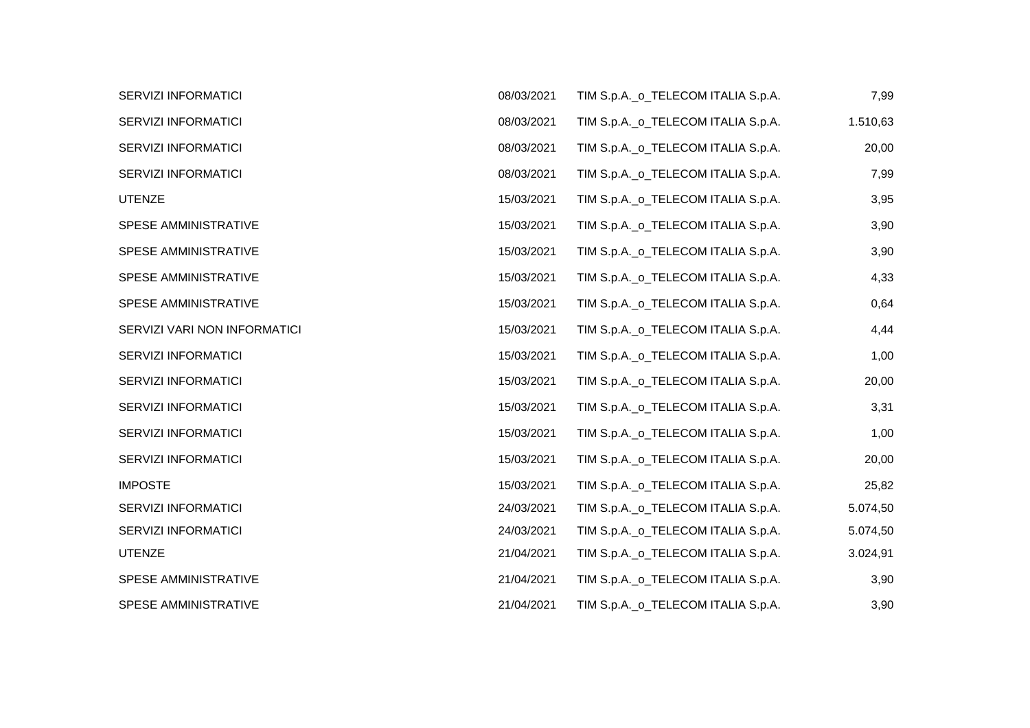| | | | |
|---|---|---|---|
| SERVIZI INFORMATICI | 08/03/2021 | TIM S.p.A._o_TELECOM ITALIA S.p.A. | 7,99 |
| SERVIZI INFORMATICI | 08/03/2021 | TIM S.p.A._o_TELECOM ITALIA S.p.A. | 1.510,63 |
| SERVIZI INFORMATICI | 08/03/2021 | TIM S.p.A._o_TELECOM ITALIA S.p.A. | 20,00 |
| SERVIZI INFORMATICI | 08/03/2021 | TIM S.p.A._o_TELECOM ITALIA S.p.A. | 7,99 |
| UTENZE | 15/03/2021 | TIM S.p.A._o_TELECOM ITALIA S.p.A. | 3,95 |
| SPESE AMMINISTRATIVE | 15/03/2021 | TIM S.p.A._o_TELECOM ITALIA S.p.A. | 3,90 |
| SPESE AMMINISTRATIVE | 15/03/2021 | TIM S.p.A._o_TELECOM ITALIA S.p.A. | 3,90 |
| SPESE AMMINISTRATIVE | 15/03/2021 | TIM S.p.A._o_TELECOM ITALIA S.p.A. | 4,33 |
| SPESE AMMINISTRATIVE | 15/03/2021 | TIM S.p.A._o_TELECOM ITALIA S.p.A. | 0,64 |
| SERVIZI VARI NON INFORMATICI | 15/03/2021 | TIM S.p.A._o_TELECOM ITALIA S.p.A. | 4,44 |
| SERVIZI INFORMATICI | 15/03/2021 | TIM S.p.A._o_TELECOM ITALIA S.p.A. | 1,00 |
| SERVIZI INFORMATICI | 15/03/2021 | TIM S.p.A._o_TELECOM ITALIA S.p.A. | 20,00 |
| SERVIZI INFORMATICI | 15/03/2021 | TIM S.p.A._o_TELECOM ITALIA S.p.A. | 3,31 |
| SERVIZI INFORMATICI | 15/03/2021 | TIM S.p.A._o_TELECOM ITALIA S.p.A. | 1,00 |
| SERVIZI INFORMATICI | 15/03/2021 | TIM S.p.A._o_TELECOM ITALIA S.p.A. | 20,00 |
| IMPOSTE | 15/03/2021 | TIM S.p.A._o_TELECOM ITALIA S.p.A. | 25,82 |
| SERVIZI INFORMATICI | 24/03/2021 | TIM S.p.A._o_TELECOM ITALIA S.p.A. | 5.074,50 |
| SERVIZI INFORMATICI | 24/03/2021 | TIM S.p.A._o_TELECOM ITALIA S.p.A. | 5.074,50 |
| UTENZE | 21/04/2021 | TIM S.p.A._o_TELECOM ITALIA S.p.A. | 3.024,91 |
| SPESE AMMINISTRATIVE | 21/04/2021 | TIM S.p.A._o_TELECOM ITALIA S.p.A. | 3,90 |
| SPESE AMMINISTRATIVE | 21/04/2021 | TIM S.p.A._o_TELECOM ITALIA S.p.A. | 3,90 |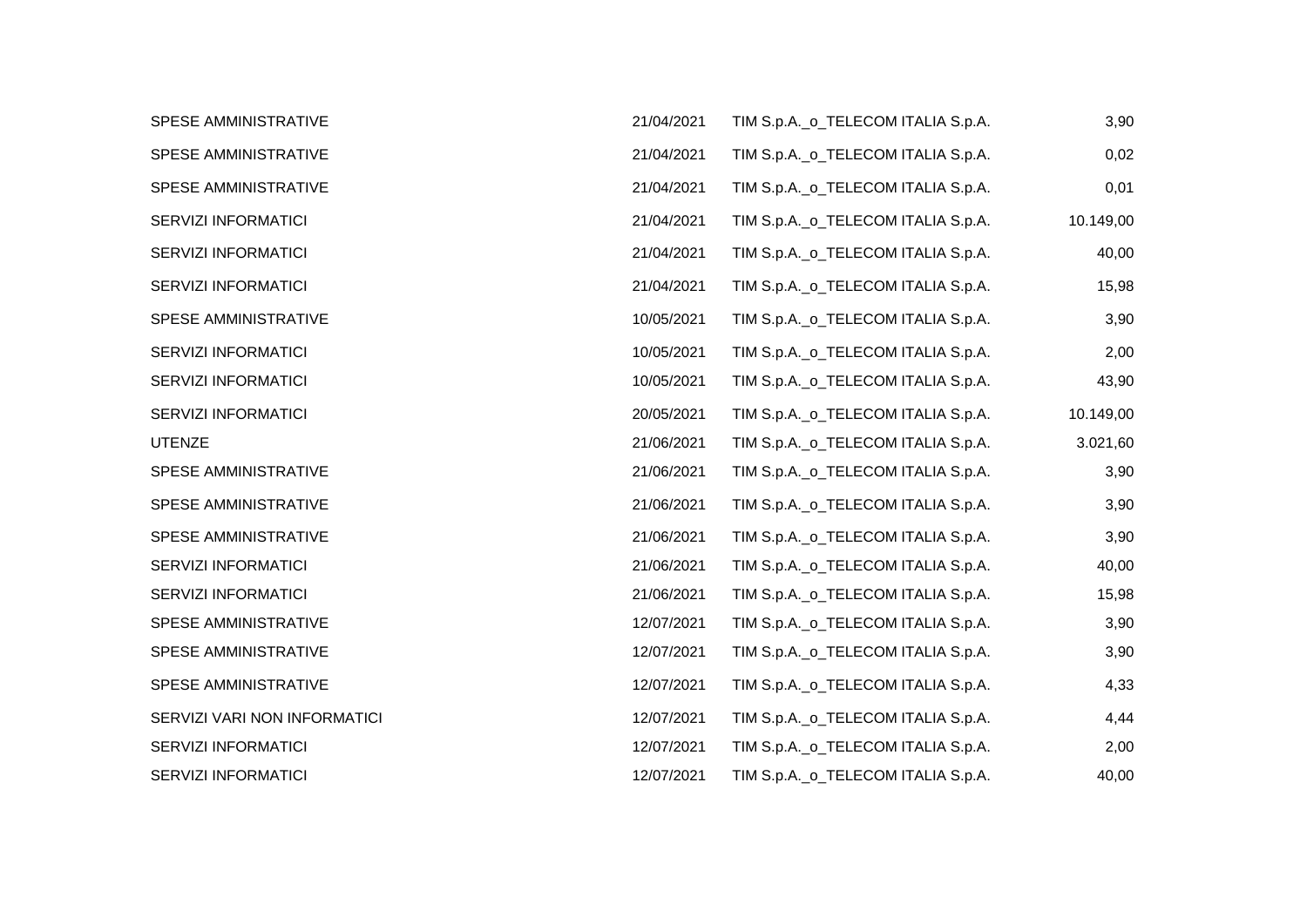| | | | |
|---|---|---|---|
| SPESE AMMINISTRATIVE | 21/04/2021 | TIM S.p.A._o_TELECOM ITALIA S.p.A. | 3,90 |
| SPESE AMMINISTRATIVE | 21/04/2021 | TIM S.p.A._o_TELECOM ITALIA S.p.A. | 0,02 |
| SPESE AMMINISTRATIVE | 21/04/2021 | TIM S.p.A._o_TELECOM ITALIA S.p.A. | 0,01 |
| SERVIZI INFORMATICI | 21/04/2021 | TIM S.p.A._o_TELECOM ITALIA S.p.A. | 10.149,00 |
| SERVIZI INFORMATICI | 21/04/2021 | TIM S.p.A._o_TELECOM ITALIA S.p.A. | 40,00 |
| SERVIZI INFORMATICI | 21/04/2021 | TIM S.p.A._o_TELECOM ITALIA S.p.A. | 15,98 |
| SPESE AMMINISTRATIVE | 10/05/2021 | TIM S.p.A._o_TELECOM ITALIA S.p.A. | 3,90 |
| SERVIZI INFORMATICI | 10/05/2021 | TIM S.p.A._o_TELECOM ITALIA S.p.A. | 2,00 |
| SERVIZI INFORMATICI | 10/05/2021 | TIM S.p.A._o_TELECOM ITALIA S.p.A. | 43,90 |
| SERVIZI INFORMATICI | 20/05/2021 | TIM S.p.A._o_TELECOM ITALIA S.p.A. | 10.149,00 |
| UTENZE | 21/06/2021 | TIM S.p.A._o_TELECOM ITALIA S.p.A. | 3.021,60 |
| SPESE AMMINISTRATIVE | 21/06/2021 | TIM S.p.A._o_TELECOM ITALIA S.p.A. | 3,90 |
| SPESE AMMINISTRATIVE | 21/06/2021 | TIM S.p.A._o_TELECOM ITALIA S.p.A. | 3,90 |
| SPESE AMMINISTRATIVE | 21/06/2021 | TIM S.p.A._o_TELECOM ITALIA S.p.A. | 3,90 |
| SERVIZI INFORMATICI | 21/06/2021 | TIM S.p.A._o_TELECOM ITALIA S.p.A. | 40,00 |
| SERVIZI INFORMATICI | 21/06/2021 | TIM S.p.A._o_TELECOM ITALIA S.p.A. | 15,98 |
| SPESE AMMINISTRATIVE | 12/07/2021 | TIM S.p.A._o_TELECOM ITALIA S.p.A. | 3,90 |
| SPESE AMMINISTRATIVE | 12/07/2021 | TIM S.p.A._o_TELECOM ITALIA S.p.A. | 3,90 |
| SPESE AMMINISTRATIVE | 12/07/2021 | TIM S.p.A._o_TELECOM ITALIA S.p.A. | 4,33 |
| SERVIZI VARI NON INFORMATICI | 12/07/2021 | TIM S.p.A._o_TELECOM ITALIA S.p.A. | 4,44 |
| SERVIZI INFORMATICI | 12/07/2021 | TIM S.p.A._o_TELECOM ITALIA S.p.A. | 2,00 |
| SERVIZI INFORMATICI | 12/07/2021 | TIM S.p.A._o_TELECOM ITALIA S.p.A. | 40,00 |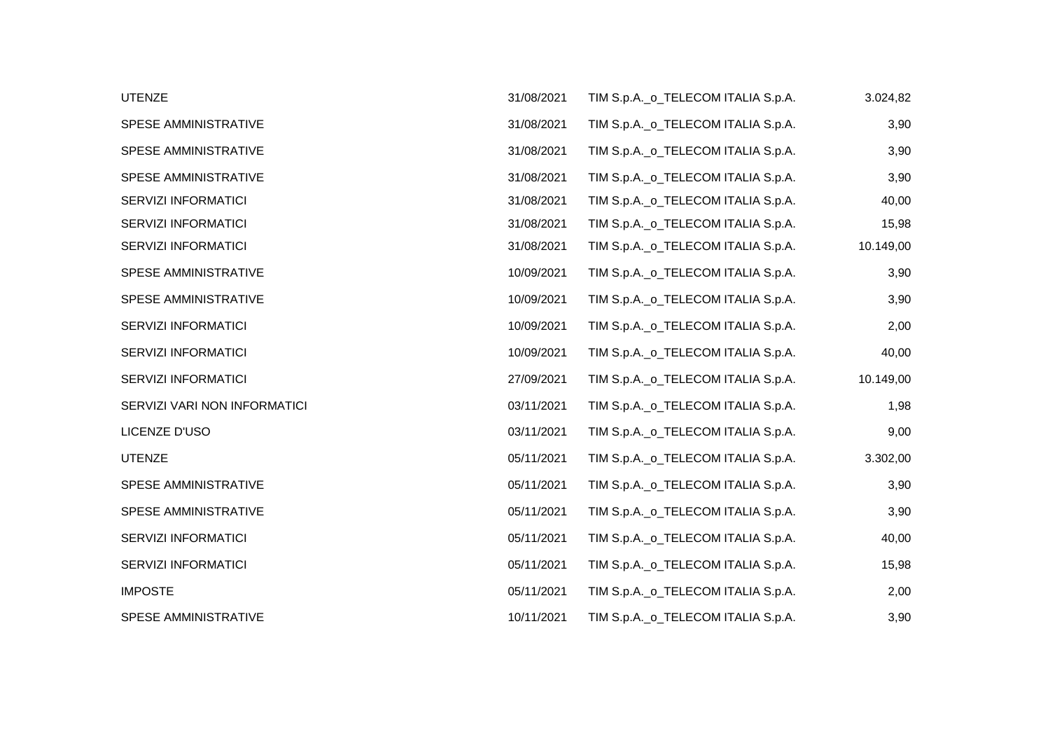| | | | |
|---|---|---|---|
| UTENZE | 31/08/2021 | TIM S.p.A._o_TELECOM ITALIA S.p.A. | 3.024,82 |
| SPESE AMMINISTRATIVE | 31/08/2021 | TIM S.p.A._o_TELECOM ITALIA S.p.A. | 3,90 |
| SPESE AMMINISTRATIVE | 31/08/2021 | TIM S.p.A._o_TELECOM ITALIA S.p.A. | 3,90 |
| SPESE AMMINISTRATIVE | 31/08/2021 | TIM S.p.A._o_TELECOM ITALIA S.p.A. | 3,90 |
| SERVIZI INFORMATICI | 31/08/2021 | TIM S.p.A._o_TELECOM ITALIA S.p.A. | 40,00 |
| SERVIZI INFORMATICI | 31/08/2021 | TIM S.p.A._o_TELECOM ITALIA S.p.A. | 15,98 |
| SERVIZI INFORMATICI | 31/08/2021 | TIM S.p.A._o_TELECOM ITALIA S.p.A. | 10.149,00 |
| SPESE AMMINISTRATIVE | 10/09/2021 | TIM S.p.A._o_TELECOM ITALIA S.p.A. | 3,90 |
| SPESE AMMINISTRATIVE | 10/09/2021 | TIM S.p.A._o_TELECOM ITALIA S.p.A. | 3,90 |
| SERVIZI INFORMATICI | 10/09/2021 | TIM S.p.A._o_TELECOM ITALIA S.p.A. | 2,00 |
| SERVIZI INFORMATICI | 10/09/2021 | TIM S.p.A._o_TELECOM ITALIA S.p.A. | 40,00 |
| SERVIZI INFORMATICI | 27/09/2021 | TIM S.p.A._o_TELECOM ITALIA S.p.A. | 10.149,00 |
| SERVIZI VARI NON INFORMATICI | 03/11/2021 | TIM S.p.A._o_TELECOM ITALIA S.p.A. | 1,98 |
| LICENZE D'USO | 03/11/2021 | TIM S.p.A._o_TELECOM ITALIA S.p.A. | 9,00 |
| UTENZE | 05/11/2021 | TIM S.p.A._o_TELECOM ITALIA S.p.A. | 3.302,00 |
| SPESE AMMINISTRATIVE | 05/11/2021 | TIM S.p.A._o_TELECOM ITALIA S.p.A. | 3,90 |
| SPESE AMMINISTRATIVE | 05/11/2021 | TIM S.p.A._o_TELECOM ITALIA S.p.A. | 3,90 |
| SERVIZI INFORMATICI | 05/11/2021 | TIM S.p.A._o_TELECOM ITALIA S.p.A. | 40,00 |
| SERVIZI INFORMATICI | 05/11/2021 | TIM S.p.A._o_TELECOM ITALIA S.p.A. | 15,98 |
| IMPOSTE | 05/11/2021 | TIM S.p.A._o_TELECOM ITALIA S.p.A. | 2,00 |
| SPESE AMMINISTRATIVE | 10/11/2021 | TIM S.p.A._o_TELECOM ITALIA S.p.A. | 3,90 |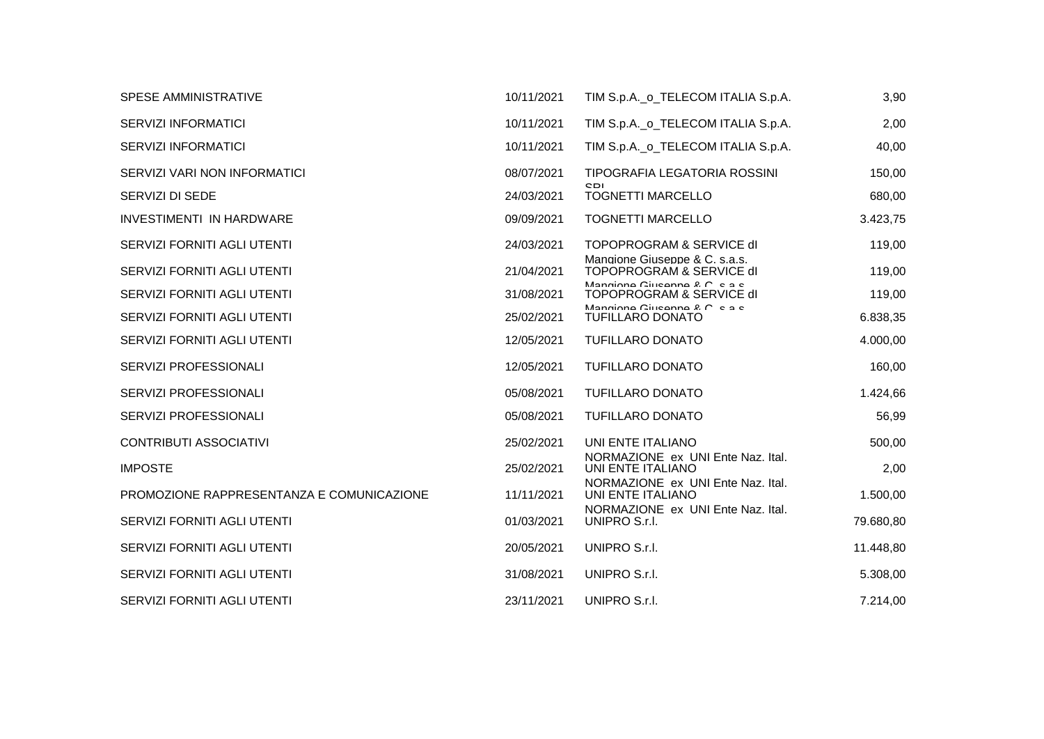| | | | |
|---|---|---|---|
| SPESE AMMINISTRATIVE | 10/11/2021 | TIM S.p.A._o_TELECOM ITALIA S.p.A. | 3,90 |
| SERVIZI INFORMATICI | 10/11/2021 | TIM S.p.A._o_TELECOM ITALIA S.p.A. | 2,00 |
| SERVIZI INFORMATICI | 10/11/2021 | TIM S.p.A._o_TELECOM ITALIA S.p.A. | 40,00 |
| SERVIZI VARI NON INFORMATICI | 08/07/2021 | TIPOGRAFIA LEGATORIA ROSSINI SRL | 150,00 |
| SERVIZI DI SEDE | 24/03/2021 | TOGNETTI MARCELLO | 680,00 |
| INVESTIMENTI IN HARDWARE | 09/09/2021 | TOGNETTI MARCELLO | 3.423,75 |
| SERVIZI FORNITI AGLI UTENTI | 24/03/2021 | TOPOPROGRAM & SERVICE dI Mangione Giuseppe & C. s.a.s. | 119,00 |
| SERVIZI FORNITI AGLI UTENTI | 21/04/2021 | TOPOPROGRAM & SERVICE dI Mangione Giuseppe & C. s.a.s. | 119,00 |
| SERVIZI FORNITI AGLI UTENTI | 31/08/2021 | TOPOPROGRAM & SERVICE dI Mangione Giuseppe & C. s.a.s. | 119,00 |
| SERVIZI FORNITI AGLI UTENTI | 25/02/2021 | TUFILLARO DONATO | 6.838,35 |
| SERVIZI FORNITI AGLI UTENTI | 12/05/2021 | TUFILLARO DONATO | 4.000,00 |
| SERVIZI PROFESSIONALI | 12/05/2021 | TUFILLARO DONATO | 160,00 |
| SERVIZI PROFESSIONALI | 05/08/2021 | TUFILLARO DONATO | 1.424,66 |
| SERVIZI PROFESSIONALI | 05/08/2021 | TUFILLARO DONATO | 56,99 |
| CONTRIBUTI ASSOCIATIVI | 25/02/2021 | UNI ENTE ITALIANO NORMAZIONE ex UNI Ente Naz. Ital. | 500,00 |
| IMPOSTE | 25/02/2021 | UNI ENTE ITALIANO NORMAZIONE ex UNI Ente Naz. Ital. | 2,00 |
| PROMOZIONE RAPPRESENTANZA E COMUNICAZIONE | 11/11/2021 | UNI ENTE ITALIANO NORMAZIONE ex UNI Ente Naz. Ital. | 1.500,00 |
| SERVIZI FORNITI AGLI UTENTI | 01/03/2021 | UNIPRO S.r.l. | 79.680,80 |
| SERVIZI FORNITI AGLI UTENTI | 20/05/2021 | UNIPRO S.r.l. | 11.448,80 |
| SERVIZI FORNITI AGLI UTENTI | 31/08/2021 | UNIPRO S.r.l. | 5.308,00 |
| SERVIZI FORNITI AGLI UTENTI | 23/11/2021 | UNIPRO S.r.l. | 7.214,00 |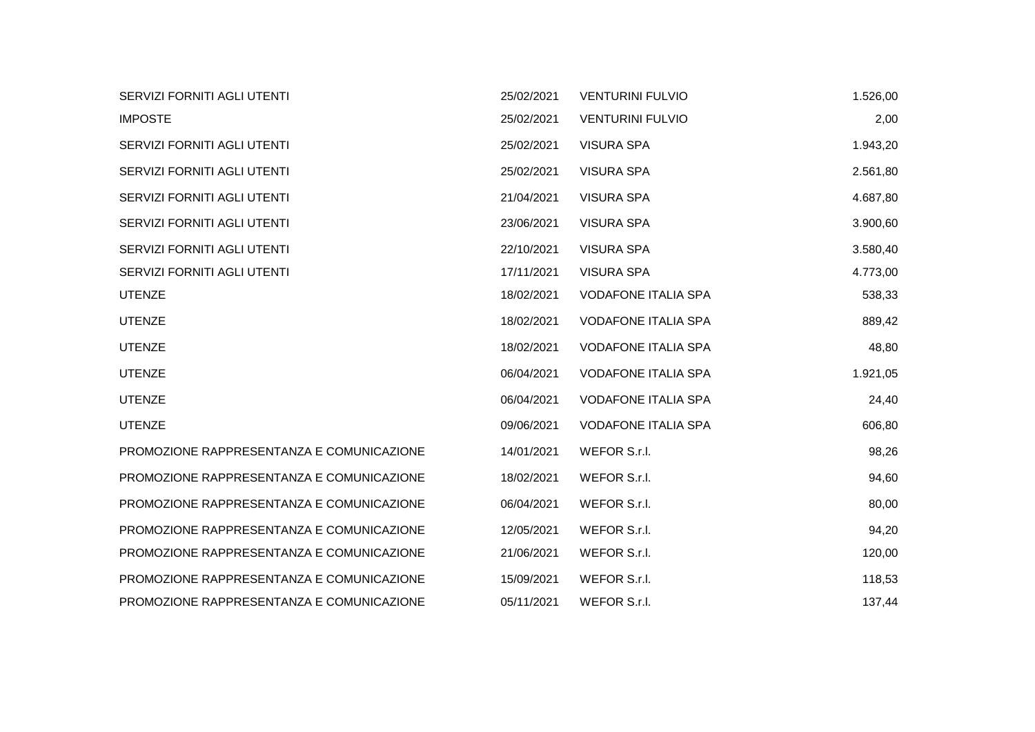| | | | |
|---|---|---|---|
| SERVIZI FORNITI AGLI UTENTI | 25/02/2021 | VENTURINI FULVIO | 1.526,00 |
| IMPOSTE | 25/02/2021 | VENTURINI FULVIO | 2,00 |
| SERVIZI FORNITI AGLI UTENTI | 25/02/2021 | VISURA SPA | 1.943,20 |
| SERVIZI FORNITI AGLI UTENTI | 25/02/2021 | VISURA SPA | 2.561,80 |
| SERVIZI FORNITI AGLI UTENTI | 21/04/2021 | VISURA SPA | 4.687,80 |
| SERVIZI FORNITI AGLI UTENTI | 23/06/2021 | VISURA SPA | 3.900,60 |
| SERVIZI FORNITI AGLI UTENTI | 22/10/2021 | VISURA SPA | 3.580,40 |
| SERVIZI FORNITI AGLI UTENTI | 17/11/2021 | VISURA SPA | 4.773,00 |
| UTENZE | 18/02/2021 | VODAFONE ITALIA SPA | 538,33 |
| UTENZE | 18/02/2021 | VODAFONE ITALIA SPA | 889,42 |
| UTENZE | 18/02/2021 | VODAFONE ITALIA SPA | 48,80 |
| UTENZE | 06/04/2021 | VODAFONE ITALIA SPA | 1.921,05 |
| UTENZE | 06/04/2021 | VODAFONE ITALIA SPA | 24,40 |
| UTENZE | 09/06/2021 | VODAFONE ITALIA SPA | 606,80 |
| PROMOZIONE RAPPRESENTANZA E COMUNICAZIONE | 14/01/2021 | WEFOR S.r.l. | 98,26 |
| PROMOZIONE RAPPRESENTANZA E COMUNICAZIONE | 18/02/2021 | WEFOR S.r.l. | 94,60 |
| PROMOZIONE RAPPRESENTANZA E COMUNICAZIONE | 06/04/2021 | WEFOR S.r.l. | 80,00 |
| PROMOZIONE RAPPRESENTANZA E COMUNICAZIONE | 12/05/2021 | WEFOR S.r.l. | 94,20 |
| PROMOZIONE RAPPRESENTANZA E COMUNICAZIONE | 21/06/2021 | WEFOR S.r.l. | 120,00 |
| PROMOZIONE RAPPRESENTANZA E COMUNICAZIONE | 15/09/2021 | WEFOR S.r.l. | 118,53 |
| PROMOZIONE RAPPRESENTANZA E COMUNICAZIONE | 05/11/2021 | WEFOR S.r.l. | 137,44 |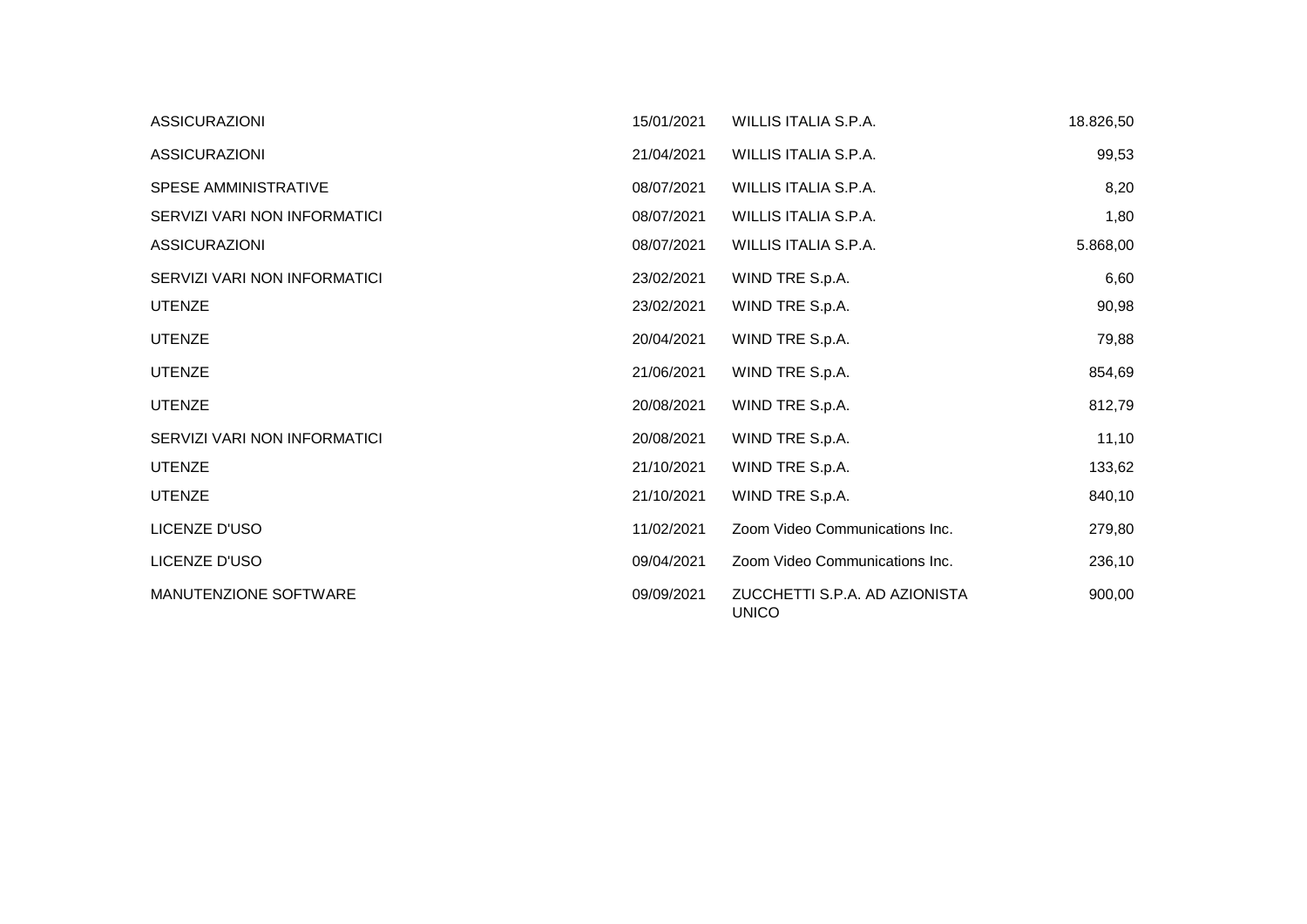| | | | |
|---|---|---|---|
| ASSICURAZIONI | 15/01/2021 | WILLIS ITALIA S.P.A. | 18.826,50 |
| ASSICURAZIONI | 21/04/2021 | WILLIS ITALIA S.P.A. | 99,53 |
| SPESE AMMINISTRATIVE | 08/07/2021 | WILLIS ITALIA S.P.A. | 8,20 |
| SERVIZI VARI NON INFORMATICI | 08/07/2021 | WILLIS ITALIA S.P.A. | 1,80 |
| ASSICURAZIONI | 08/07/2021 | WILLIS ITALIA S.P.A. | 5.868,00 |
| SERVIZI VARI NON INFORMATICI | 23/02/2021 | WIND TRE S.p.A. | 6,60 |
| UTENZE | 23/02/2021 | WIND TRE S.p.A. | 90,98 |
| UTENZE | 20/04/2021 | WIND TRE S.p.A. | 79,88 |
| UTENZE | 21/06/2021 | WIND TRE S.p.A. | 854,69 |
| UTENZE | 20/08/2021 | WIND TRE S.p.A. | 812,79 |
| SERVIZI VARI NON INFORMATICI | 20/08/2021 | WIND TRE S.p.A. | 11,10 |
| UTENZE | 21/10/2021 | WIND TRE S.p.A. | 133,62 |
| UTENZE | 21/10/2021 | WIND TRE S.p.A. | 840,10 |
| LICENZE D'USO | 11/02/2021 | Zoom Video Communications Inc. | 279,80 |
| LICENZE D'USO | 09/04/2021 | Zoom Video Communications Inc. | 236,10 |
| MANUTENZIONE SOFTWARE | 09/09/2021 | ZUCCHETTI S.P.A. AD AZIONISTA UNICO | 900,00 |